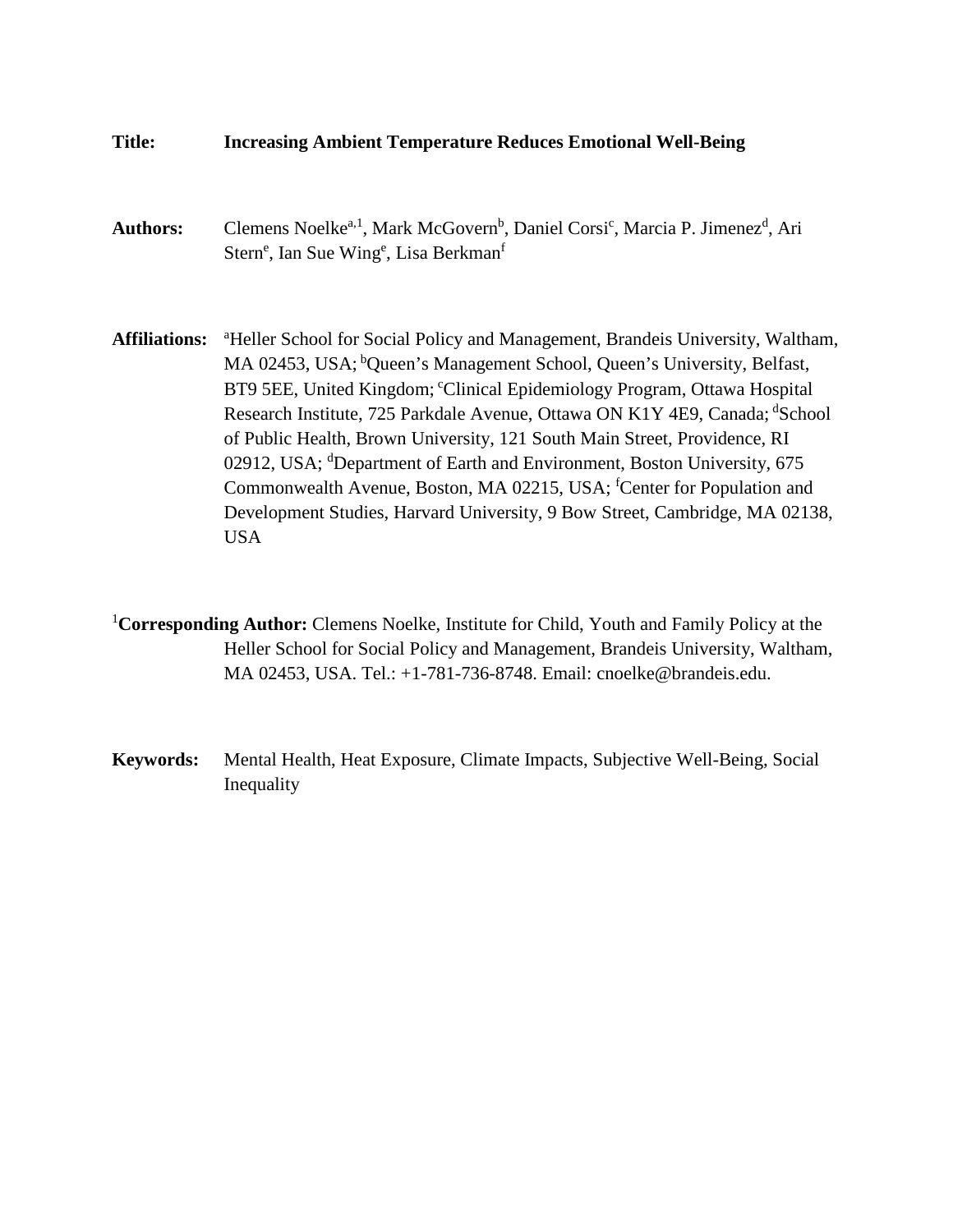**Title:** **Increasing Ambient Temperature Reduces Emotional Well-Being**

**Authors:** Clemens Noelke[a,1], Mark McGovern[b], Daniel Corsi[c], Marcia P. Jimenez[d], Ari Stern[e], Ian Sue Wing[e], Lisa Berkman[f]

**Affiliations:** [a]Heller School for Social Policy and Management, Brandeis University, Waltham, MA 02453, USA; [b]Queen's Management School, Queen's University, Belfast, BT9 5EE, United Kingdom; [c]Clinical Epidemiology Program, Ottawa Hospital Research Institute, 725 Parkdale Avenue, Ottawa ON K1Y 4E9, Canada; [d]School of Public Health, Brown University, 121 South Main Street, Providence, RI 02912, USA; [d]Department of Earth and Environment, Boston University, 675 Commonwealth Avenue, Boston, MA 02215, USA; [f]Center for Population and Development Studies, Harvard University, 9 Bow Street, Cambridge, MA 02138, USA

[1]**Corresponding Author:** Clemens Noelke, Institute for Child, Youth and Family Policy at the Heller School for Social Policy and Management, Brandeis University, Waltham, MA 02453, USA. Tel.: +1-781-736-8748. Email: cnoelke@brandeis.edu.

**Keywords:** Mental Health, Heat Exposure, Climate Impacts, Subjective Well-Being, Social Inequality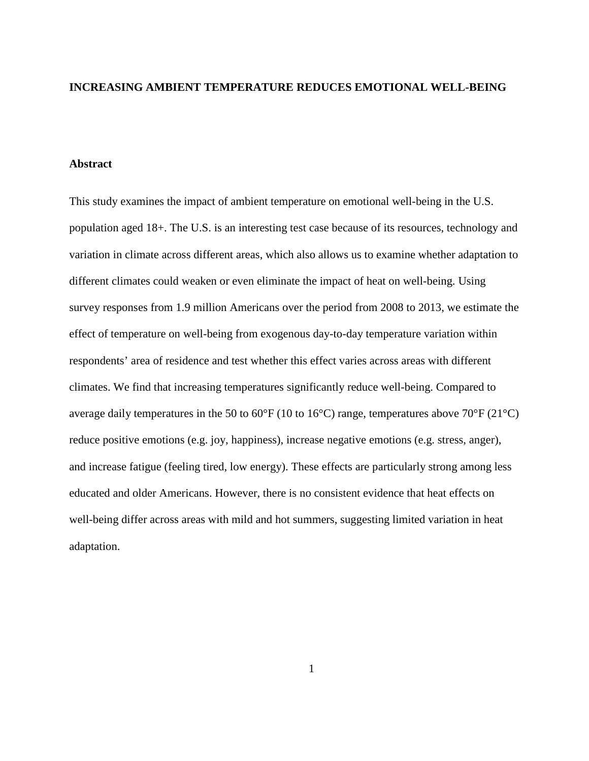**INCREASING AMBIENT TEMPERATURE REDUCES EMOTIONAL WELL-BEING**

**Abstract**

This study examines the impact of ambient temperature on emotional well-being in the U.S. population aged 18+. The U.S. is an interesting test case because of its resources, technology and variation in climate across different areas, which also allows us to examine whether adaptation to different climates could weaken or even eliminate the impact of heat on well-being. Using survey responses from 1.9 million Americans over the period from 2008 to 2013, we estimate the effect of temperature on well-being from exogenous day-to-day temperature variation within respondents' area of residence and test whether this effect varies across areas with different climates. We find that increasing temperatures significantly reduce well-being. Compared to average daily temperatures in the 50 to 60°F (10 to 16°C) range, temperatures above 70°F (21°C) reduce positive emotions (e.g. joy, happiness), increase negative emotions (e.g. stress, anger), and increase fatigue (feeling tired, low energy). These effects are particularly strong among less educated and older Americans. However, there is no consistent evidence that heat effects on well-being differ across areas with mild and hot summers, suggesting limited variation in heat adaptation.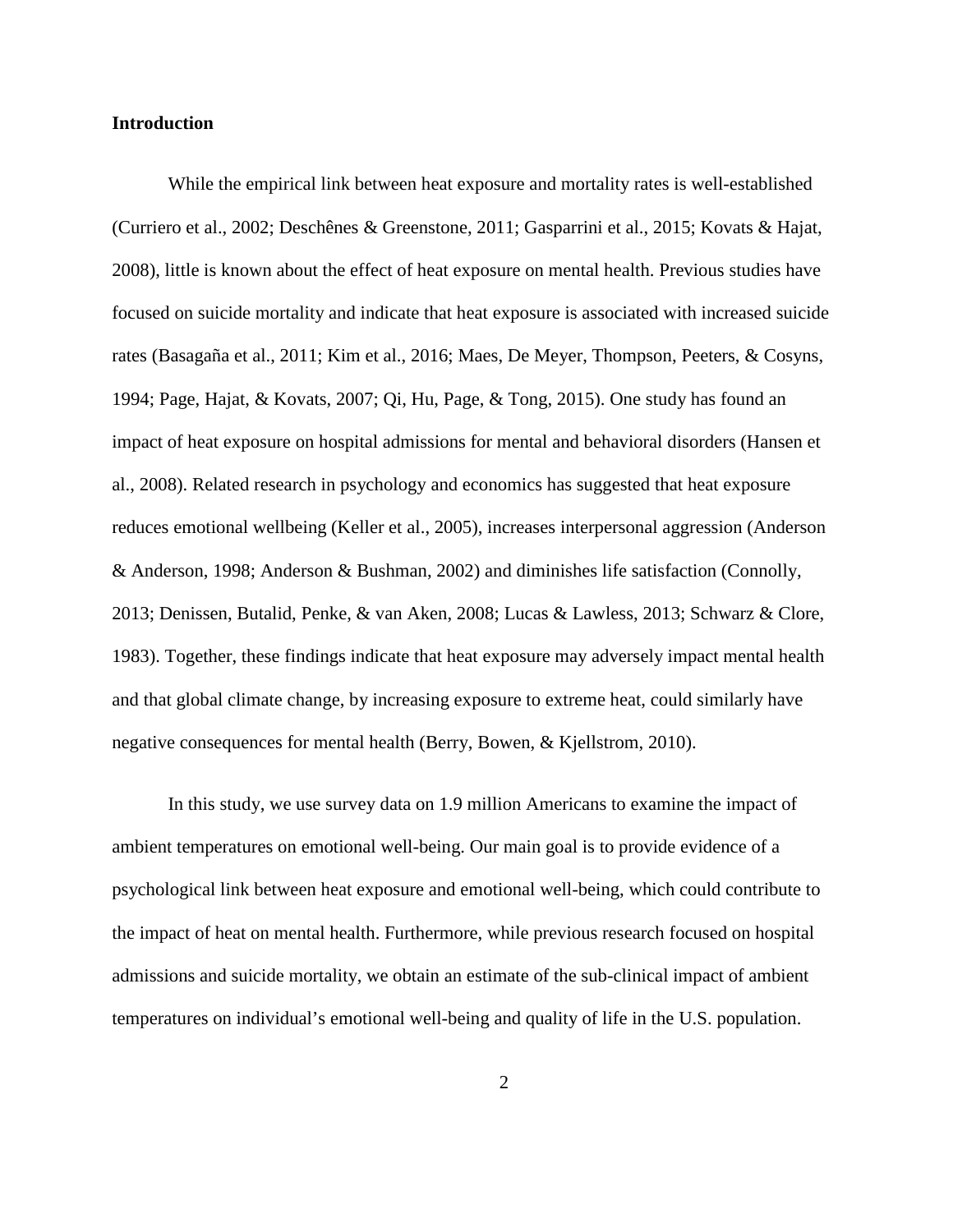**Introduction**

While the empirical link between heat exposure and mortality rates is well-established (Curriero et al., 2002; Deschênes & Greenstone, 2011; Gasparrini et al., 2015; Kovats & Hajat, 2008), little is known about the effect of heat exposure on mental health. Previous studies have focused on suicide mortality and indicate that heat exposure is associated with increased suicide rates (Basagaña et al., 2011; Kim et al., 2016; Maes, De Meyer, Thompson, Peeters, & Cosyns, 1994; Page, Hajat, & Kovats, 2007; Qi, Hu, Page, & Tong, 2015). One study has found an impact of heat exposure on hospital admissions for mental and behavioral disorders (Hansen et al., 2008). Related research in psychology and economics has suggested that heat exposure reduces emotional wellbeing (Keller et al., 2005), increases interpersonal aggression (Anderson & Anderson, 1998; Anderson & Bushman, 2002) and diminishes life satisfaction (Connolly, 2013; Denissen, Butalid, Penke, & van Aken, 2008; Lucas & Lawless, 2013; Schwarz & Clore, 1983). Together, these findings indicate that heat exposure may adversely impact mental health and that global climate change, by increasing exposure to extreme heat, could similarly have negative consequences for mental health (Berry, Bowen, & Kjellstrom, 2010).

In this study, we use survey data on 1.9 million Americans to examine the impact of ambient temperatures on emotional well-being. Our main goal is to provide evidence of a psychological link between heat exposure and emotional well-being, which could contribute to the impact of heat on mental health. Furthermore, while previous research focused on hospital admissions and suicide mortality, we obtain an estimate of the sub-clinical impact of ambient temperatures on individual's emotional well-being and quality of life in the U.S. population.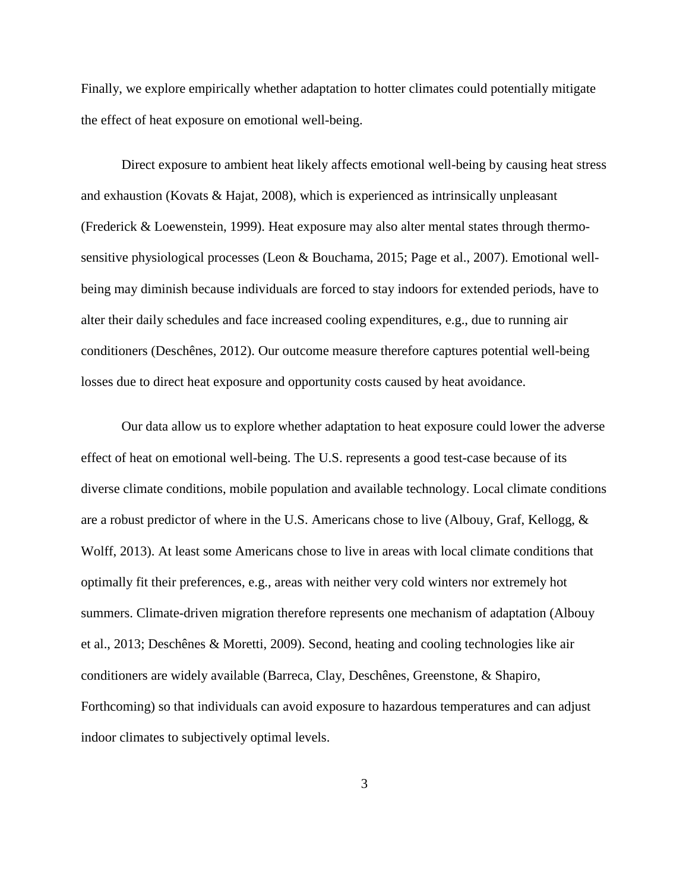Finally, we explore empirically whether adaptation to hotter climates could potentially mitigate the effect of heat exposure on emotional well-being.

Direct exposure to ambient heat likely affects emotional well-being by causing heat stress and exhaustion (Kovats & Hajat, 2008), which is experienced as intrinsically unpleasant (Frederick & Loewenstein, 1999). Heat exposure may also alter mental states through thermo-sensitive physiological processes (Leon & Bouchama, 2015; Page et al., 2007). Emotional well-being may diminish because individuals are forced to stay indoors for extended periods, have to alter their daily schedules and face increased cooling expenditures, e.g., due to running air conditioners (Deschênes, 2012). Our outcome measure therefore captures potential well-being losses due to direct heat exposure and opportunity costs caused by heat avoidance.

Our data allow us to explore whether adaptation to heat exposure could lower the adverse effect of heat on emotional well-being. The U.S. represents a good test-case because of its diverse climate conditions, mobile population and available technology. Local climate conditions are a robust predictor of where in the U.S. Americans chose to live (Albouy, Graf, Kellogg, & Wolff, 2013). At least some Americans chose to live in areas with local climate conditions that optimally fit their preferences, e.g., areas with neither very cold winters nor extremely hot summers. Climate-driven migration therefore represents one mechanism of adaptation (Albouy et al., 2013; Deschênes & Moretti, 2009). Second, heating and cooling technologies like air conditioners are widely available (Barreca, Clay, Deschênes, Greenstone, & Shapiro, Forthcoming) so that individuals can avoid exposure to hazardous temperatures and can adjust indoor climates to subjectively optimal levels.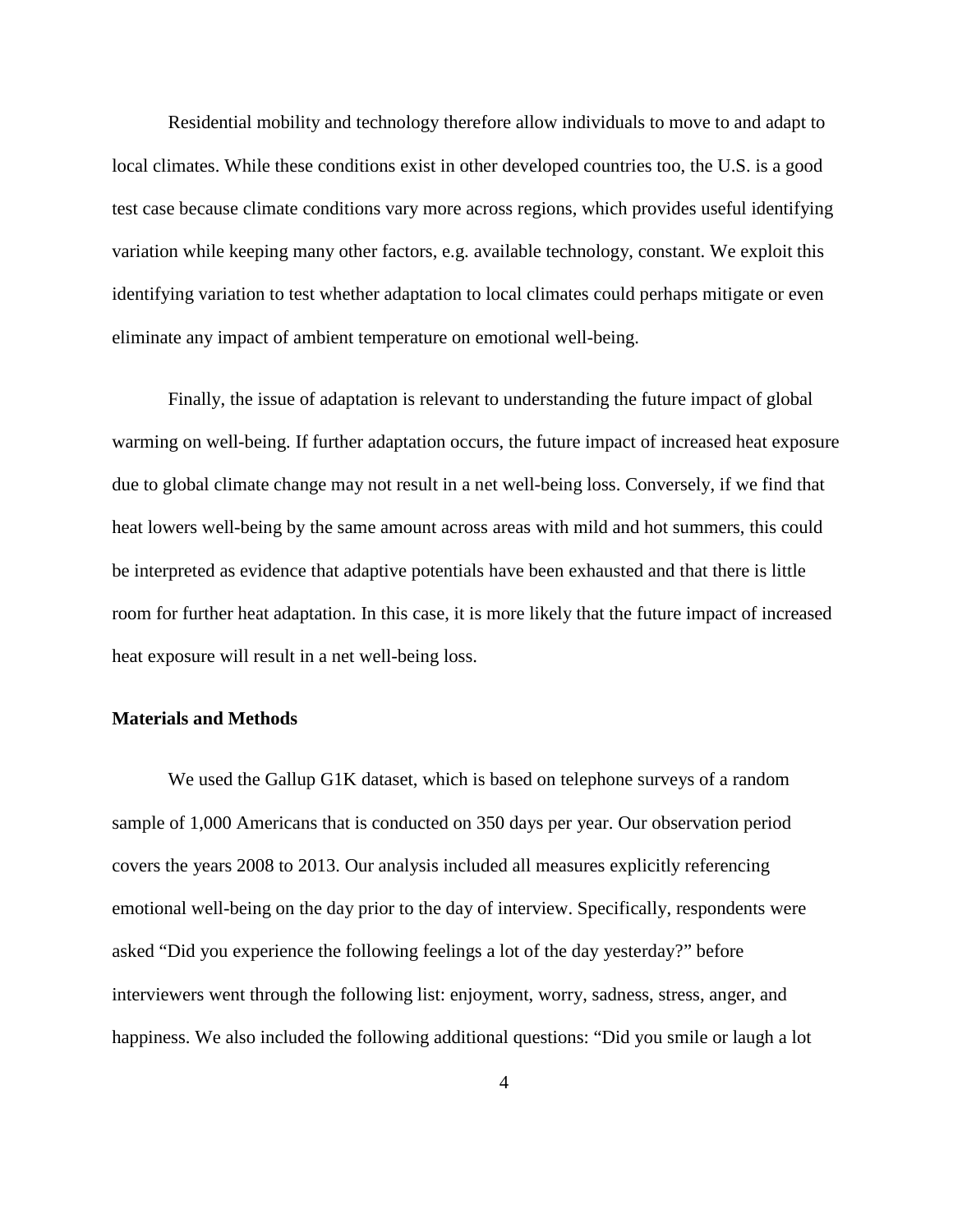Residential mobility and technology therefore allow individuals to move to and adapt to local climates. While these conditions exist in other developed countries too, the U.S. is a good test case because climate conditions vary more across regions, which provides useful identifying variation while keeping many other factors, e.g. available technology, constant. We exploit this identifying variation to test whether adaptation to local climates could perhaps mitigate or even eliminate any impact of ambient temperature on emotional well-being.

Finally, the issue of adaptation is relevant to understanding the future impact of global warming on well-being. If further adaptation occurs, the future impact of increased heat exposure due to global climate change may not result in a net well-being loss. Conversely, if we find that heat lowers well-being by the same amount across areas with mild and hot summers, this could be interpreted as evidence that adaptive potentials have been exhausted and that there is little room for further heat adaptation. In this case, it is more likely that the future impact of increased heat exposure will result in a net well-being loss.

## Materials and Methods

We used the Gallup G1K dataset, which is based on telephone surveys of a random sample of 1,000 Americans that is conducted on 350 days per year. Our observation period covers the years 2008 to 2013. Our analysis included all measures explicitly referencing emotional well-being on the day prior to the day of interview. Specifically, respondents were asked "Did you experience the following feelings a lot of the day yesterday?" before interviewers went through the following list: enjoyment, worry, sadness, stress, anger, and happiness. We also included the following additional questions: "Did you smile or laugh a lot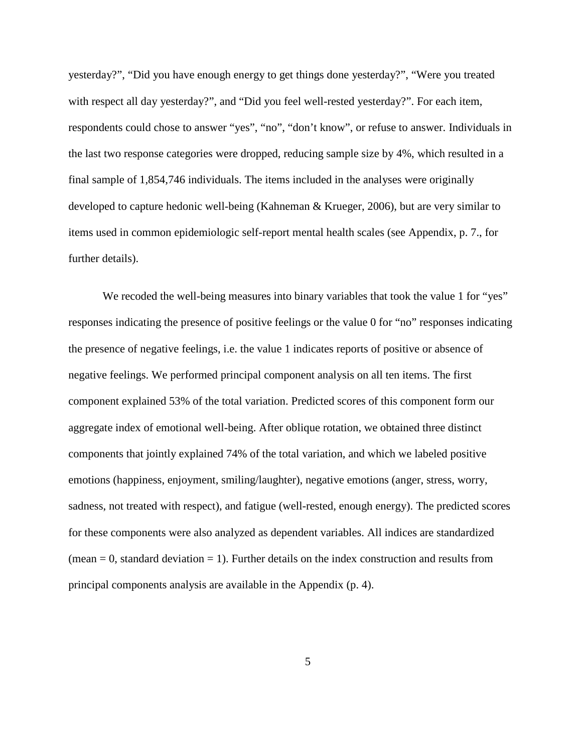yesterday?", "Did you have enough energy to get things done yesterday?", "Were you treated with respect all day yesterday?", and "Did you feel well-rested yesterday?". For each item, respondents could chose to answer "yes", "no", "don't know", or refuse to answer. Individuals in the last two response categories were dropped, reducing sample size by 4%, which resulted in a final sample of 1,854,746 individuals. The items included in the analyses were originally developed to capture hedonic well-being (Kahneman & Krueger, 2006), but are very similar to items used in common epidemiologic self-report mental health scales (see Appendix, p. 7., for further details).

We recoded the well-being measures into binary variables that took the value 1 for "yes" responses indicating the presence of positive feelings or the value 0 for "no" responses indicating the presence of negative feelings, i.e. the value 1 indicates reports of positive or absence of negative feelings. We performed principal component analysis on all ten items. The first component explained 53% of the total variation. Predicted scores of this component form our aggregate index of emotional well-being. After oblique rotation, we obtained three distinct components that jointly explained 74% of the total variation, and which we labeled positive emotions (happiness, enjoyment, smiling/laughter), negative emotions (anger, stress, worry, sadness, not treated with respect), and fatigue (well-rested, enough energy). The predicted scores for these components were also analyzed as dependent variables. All indices are standardized (mean = 0, standard deviation = 1). Further details on the index construction and results from principal components analysis are available in the Appendix (p. 4).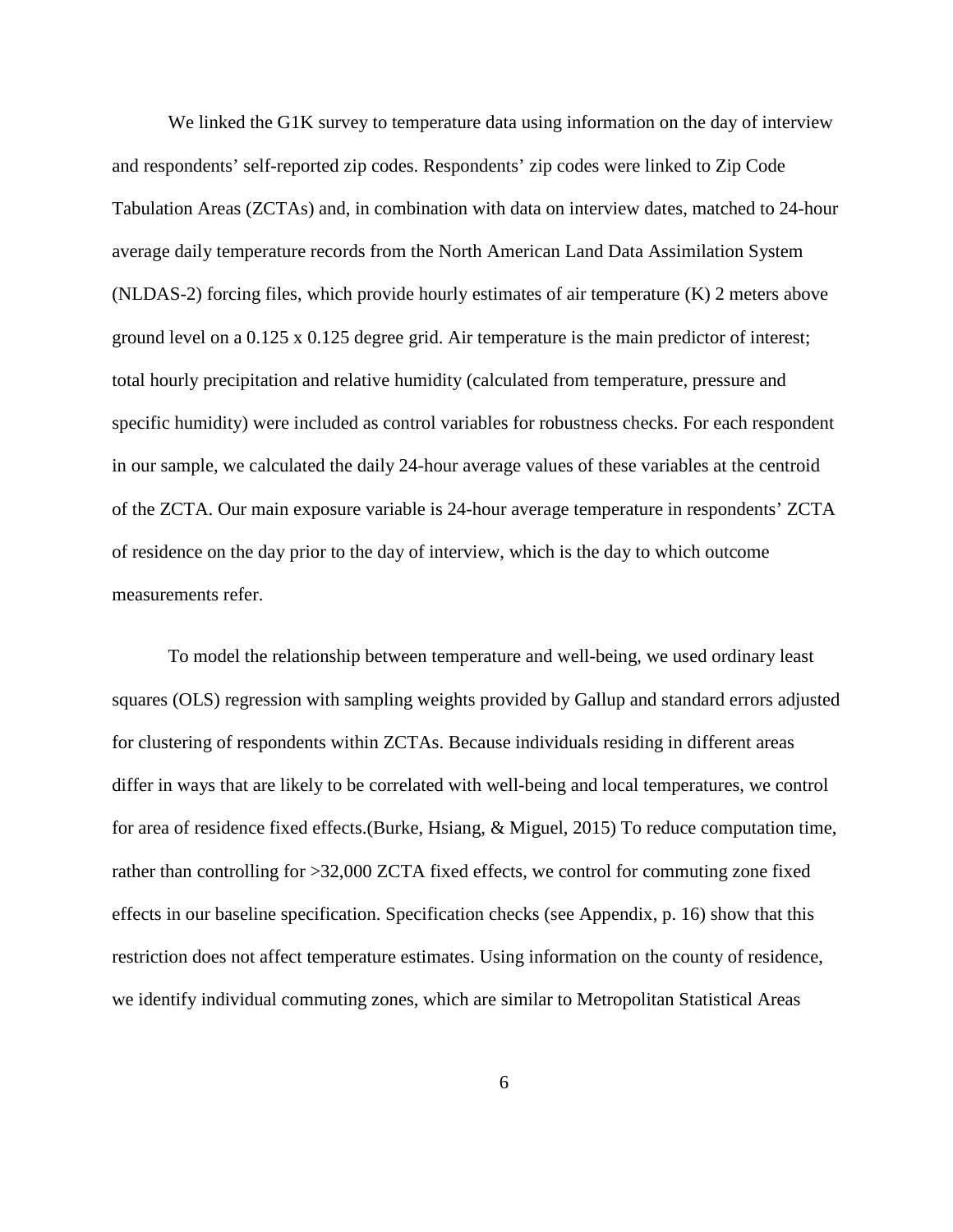We linked the G1K survey to temperature data using information on the day of interview and respondents' self-reported zip codes. Respondents' zip codes were linked to Zip Code Tabulation Areas (ZCTAs) and, in combination with data on interview dates, matched to 24-hour average daily temperature records from the North American Land Data Assimilation System (NLDAS-2) forcing files, which provide hourly estimates of air temperature (K) 2 meters above ground level on a 0.125 x 0.125 degree grid. Air temperature is the main predictor of interest; total hourly precipitation and relative humidity (calculated from temperature, pressure and specific humidity) were included as control variables for robustness checks. For each respondent in our sample, we calculated the daily 24-hour average values of these variables at the centroid of the ZCTA. Our main exposure variable is 24-hour average temperature in respondents' ZCTA of residence on the day prior to the day of interview, which is the day to which outcome measurements refer.

To model the relationship between temperature and well-being, we used ordinary least squares (OLS) regression with sampling weights provided by Gallup and standard errors adjusted for clustering of respondents within ZCTAs. Because individuals residing in different areas differ in ways that are likely to be correlated with well-being and local temperatures, we control for area of residence fixed effects.(Burke, Hsiang, & Miguel, 2015) To reduce computation time, rather than controlling for >32,000 ZCTA fixed effects, we control for commuting zone fixed effects in our baseline specification. Specification checks (see Appendix, p. 16) show that this restriction does not affect temperature estimates. Using information on the county of residence, we identify individual commuting zones, which are similar to Metropolitan Statistical Areas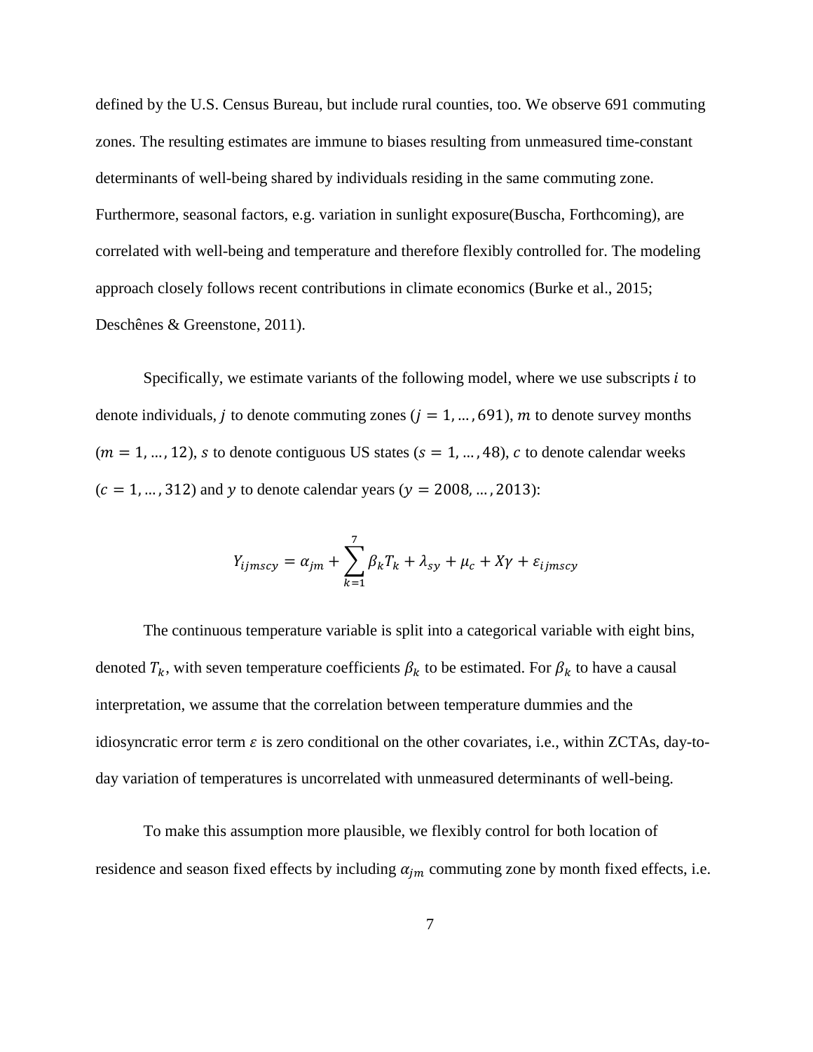defined by the U.S. Census Bureau, but include rural counties, too. We observe 691 commuting zones. The resulting estimates are immune to biases resulting from unmeasured time-constant determinants of well-being shared by individuals residing in the same commuting zone. Furthermore, seasonal factors, e.g. variation in sunlight exposure(Buscha, Forthcoming), are correlated with well-being and temperature and therefore flexibly controlled for. The modeling approach closely follows recent contributions in climate economics (Burke et al., 2015; Deschênes & Greenstone, 2011).

Specifically, we estimate variants of the following model, where we use subscripts $i$ to denote individuals, $j$ to denote commuting zones ($j = 1, \ldots, 691$), $m$ to denote survey months ($m = 1, \ldots, 12$), $s$ to denote contiguous US states ($s = 1, \ldots, 48$), $c$ to denote calendar weeks ($c = 1, \ldots, 312$) and $y$ to denote calendar years ($y = 2008, \ldots, 2013$):

$$Y_{ijmscy} = \alpha_{jm} + \sum_{k=1}^{7} \beta_k T_k + \lambda_{sy} + \mu_c + X\gamma + \varepsilon_{ijmscy}$$

The continuous temperature variable is split into a categorical variable with eight bins, denoted $T_k$, with seven temperature coefficients $\beta_k$ to be estimated. For $\beta_k$ to have a causal interpretation, we assume that the correlation between temperature dummies and the idiosyncratic error term $\varepsilon$ is zero conditional on the other covariates, i.e., within ZCTAs, day-to-day variation of temperatures is uncorrelated with unmeasured determinants of well-being.

To make this assumption more plausible, we flexibly control for both location of residence and season fixed effects by including $\alpha_{jm}$ commuting zone by month fixed effects, i.e.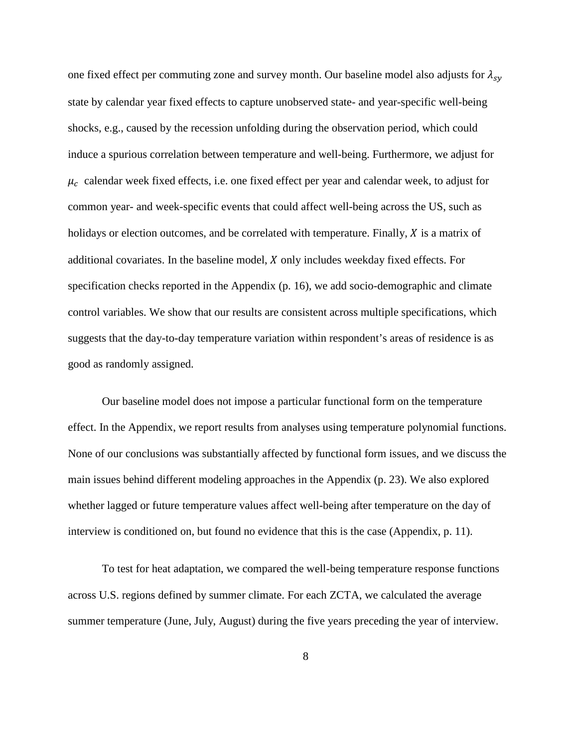one fixed effect per commuting zone and survey month. Our baseline model also adjusts for $\lambda_{sy}$ state by calendar year fixed effects to capture unobserved state- and year-specific well-being shocks, e.g., caused by the recession unfolding during the observation period, which could induce a spurious correlation between temperature and well-being. Furthermore, we adjust for $\mu_c$ calendar week fixed effects, i.e. one fixed effect per year and calendar week, to adjust for common year- and week-specific events that could affect well-being across the US, such as holidays or election outcomes, and be correlated with temperature. Finally, $X$ is a matrix of additional covariates. In the baseline model, $X$ only includes weekday fixed effects. For specification checks reported in the Appendix (p. 16), we add socio-demographic and climate control variables. We show that our results are consistent across multiple specifications, which suggests that the day-to-day temperature variation within respondent's areas of residence is as good as randomly assigned.

Our baseline model does not impose a particular functional form on the temperature effect. In the Appendix, we report results from analyses using temperature polynomial functions. None of our conclusions was substantially affected by functional form issues, and we discuss the main issues behind different modeling approaches in the Appendix (p. 23). We also explored whether lagged or future temperature values affect well-being after temperature on the day of interview is conditioned on, but found no evidence that this is the case (Appendix, p. 11).

To test for heat adaptation, we compared the well-being temperature response functions across U.S. regions defined by summer climate. For each ZCTA, we calculated the average summer temperature (June, July, August) during the five years preceding the year of interview.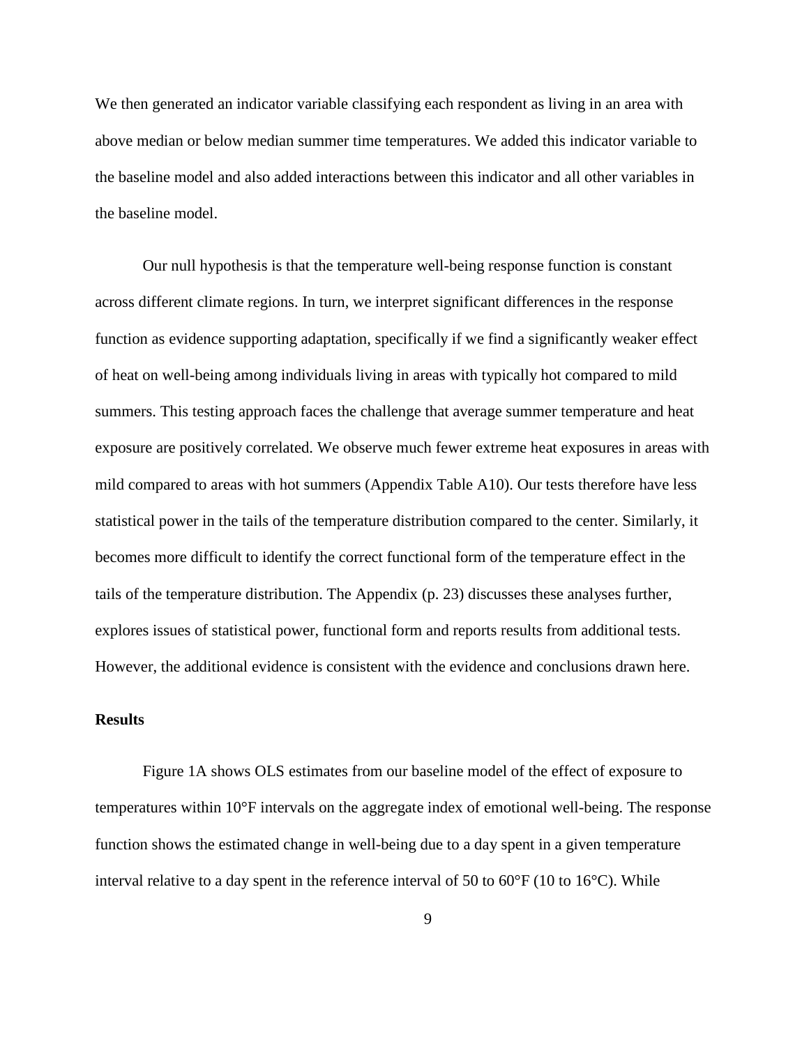We then generated an indicator variable classifying each respondent as living in an area with above median or below median summer time temperatures. We added this indicator variable to the baseline model and also added interactions between this indicator and all other variables in the baseline model.

Our null hypothesis is that the temperature well-being response function is constant across different climate regions. In turn, we interpret significant differences in the response function as evidence supporting adaptation, specifically if we find a significantly weaker effect of heat on well-being among individuals living in areas with typically hot compared to mild summers. This testing approach faces the challenge that average summer temperature and heat exposure are positively correlated. We observe much fewer extreme heat exposures in areas with mild compared to areas with hot summers (Appendix Table A10). Our tests therefore have less statistical power in the tails of the temperature distribution compared to the center. Similarly, it becomes more difficult to identify the correct functional form of the temperature effect in the tails of the temperature distribution. The Appendix (p. 23) discusses these analyses further, explores issues of statistical power, functional form and reports results from additional tests. However, the additional evidence is consistent with the evidence and conclusions drawn here.

## Results

Figure 1A shows OLS estimates from our baseline model of the effect of exposure to temperatures within 10°F intervals on the aggregate index of emotional well-being. The response function shows the estimated change in well-being due to a day spent in a given temperature interval relative to a day spent in the reference interval of 50 to 60°F (10 to 16°C). While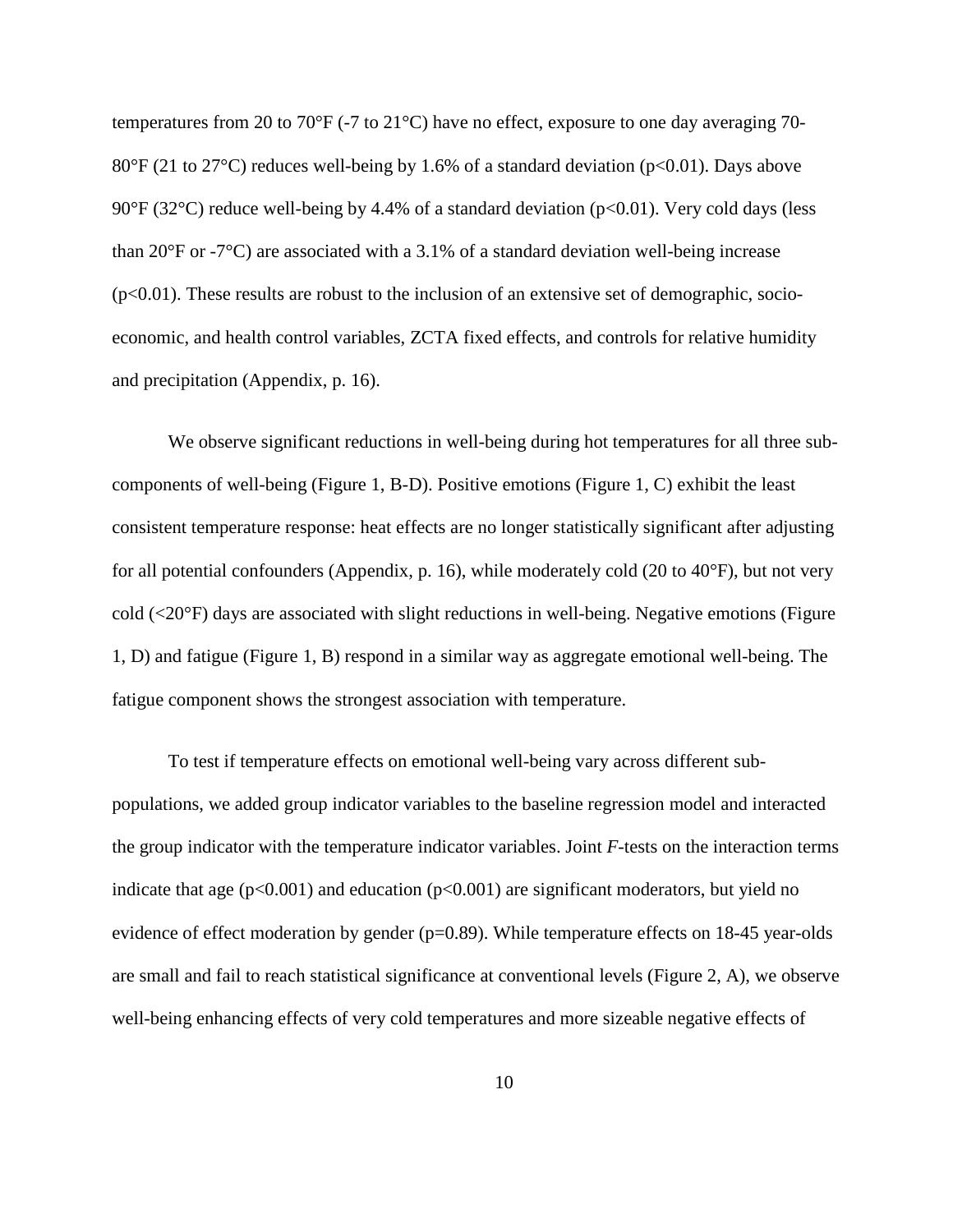temperatures from 20 to 70°F (-7 to 21°C) have no effect, exposure to one day averaging 70-80°F (21 to 27°C) reduces well-being by 1.6% of a standard deviation ($p<0.01$). Days above 90°F (32°C) reduce well-being by 4.4% of a standard deviation ($p<0.01$). Very cold days (less than 20°F or -7°C) are associated with a 3.1% of a standard deviation well-being increase ($p<0.01$). These results are robust to the inclusion of an extensive set of demographic, socio-economic, and health control variables, ZCTA fixed effects, and controls for relative humidity and precipitation (Appendix, p. 16).

We observe significant reductions in well-being during hot temperatures for all three sub-components of well-being (Figure 1, B-D). Positive emotions (Figure 1, C) exhibit the least consistent temperature response: heat effects are no longer statistically significant after adjusting for all potential confounders (Appendix, p. 16), while moderately cold (20 to 40°F), but not very cold (<20°F) days are associated with slight reductions in well-being. Negative emotions (Figure 1, D) and fatigue (Figure 1, B) respond in a similar way as aggregate emotional well-being. The fatigue component shows the strongest association with temperature.

To test if temperature effects on emotional well-being vary across different sub-populations, we added group indicator variables to the baseline regression model and interacted the group indicator with the temperature indicator variables. Joint *F*-tests on the interaction terms indicate that age ($p<0.001$) and education ($p<0.001$) are significant moderators, but yield no evidence of effect moderation by gender ($p=0.89$). While temperature effects on 18-45 year-olds are small and fail to reach statistical significance at conventional levels (Figure 2, A), we observe well-being enhancing effects of very cold temperatures and more sizeable negative effects of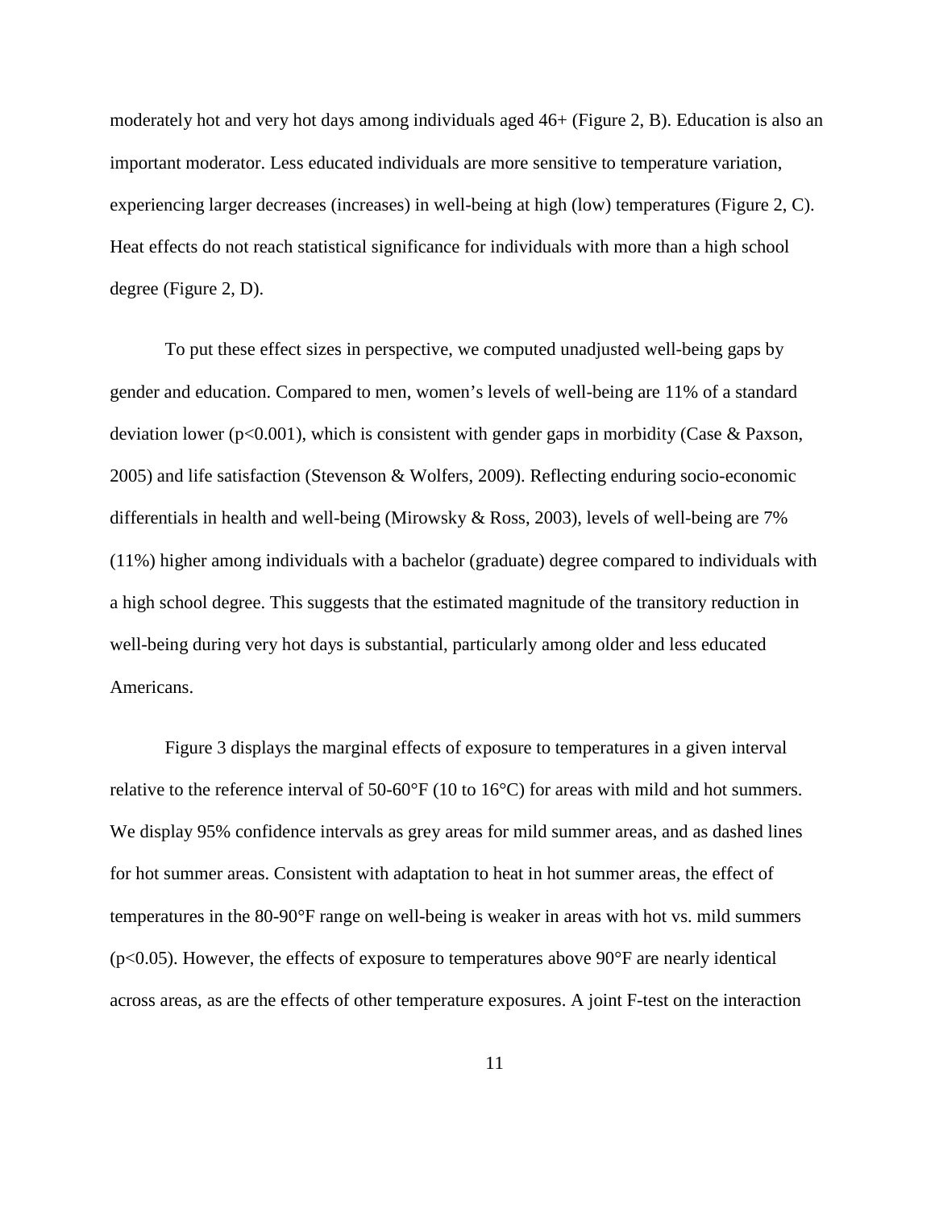moderately hot and very hot days among individuals aged 46+ (Figure 2, B). Education is also an important moderator. Less educated individuals are more sensitive to temperature variation, experiencing larger decreases (increases) in well-being at high (low) temperatures (Figure 2, C). Heat effects do not reach statistical significance for individuals with more than a high school degree (Figure 2, D).

To put these effect sizes in perspective, we computed unadjusted well-being gaps by gender and education. Compared to men, women's levels of well-being are 11% of a standard deviation lower ($p<0.001$), which is consistent with gender gaps in morbidity (Case & Paxson, 2005) and life satisfaction (Stevenson & Wolfers, 2009). Reflecting enduring socio-economic differentials in health and well-being (Mirowsky & Ross, 2003), levels of well-being are 7% (11%) higher among individuals with a bachelor (graduate) degree compared to individuals with a high school degree. This suggests that the estimated magnitude of the transitory reduction in well-being during very hot days is substantial, particularly among older and less educated Americans.

Figure 3 displays the marginal effects of exposure to temperatures in a given interval relative to the reference interval of 50-60°F (10 to 16°C) for areas with mild and hot summers. We display 95% confidence intervals as grey areas for mild summer areas, and as dashed lines for hot summer areas. Consistent with adaptation to heat in hot summer areas, the effect of temperatures in the 80-90°F range on well-being is weaker in areas with hot vs. mild summers ($p<0.05$). However, the effects of exposure to temperatures above 90°F are nearly identical across areas, as are the effects of other temperature exposures. A joint F-test on the interaction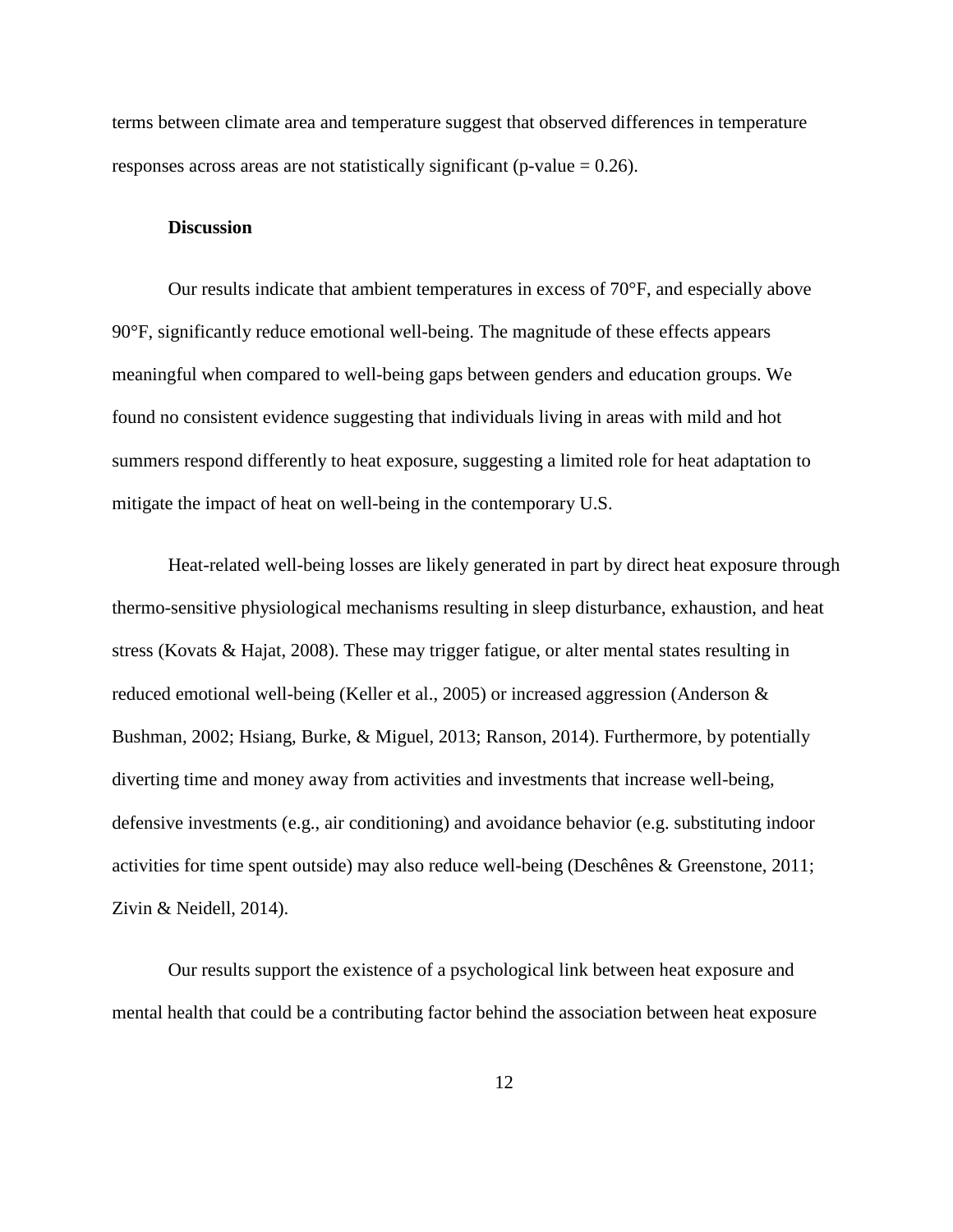terms between climate area and temperature suggest that observed differences in temperature responses across areas are not statistically significant (p-value = 0.26).

## Discussion

Our results indicate that ambient temperatures in excess of 70°F, and especially above 90°F, significantly reduce emotional well-being. The magnitude of these effects appears meaningful when compared to well-being gaps between genders and education groups. We found no consistent evidence suggesting that individuals living in areas with mild and hot summers respond differently to heat exposure, suggesting a limited role for heat adaptation to mitigate the impact of heat on well-being in the contemporary U.S.

Heat-related well-being losses are likely generated in part by direct heat exposure through thermo-sensitive physiological mechanisms resulting in sleep disturbance, exhaustion, and heat stress (Kovats & Hajat, 2008). These may trigger fatigue, or alter mental states resulting in reduced emotional well-being (Keller et al., 2005) or increased aggression (Anderson & Bushman, 2002; Hsiang, Burke, & Miguel, 2013; Ranson, 2014). Furthermore, by potentially diverting time and money away from activities and investments that increase well-being, defensive investments (e.g., air conditioning) and avoidance behavior (e.g. substituting indoor activities for time spent outside) may also reduce well-being (Deschênes & Greenstone, 2011; Zivin & Neidell, 2014).

Our results support the existence of a psychological link between heat exposure and mental health that could be a contributing factor behind the association between heat exposure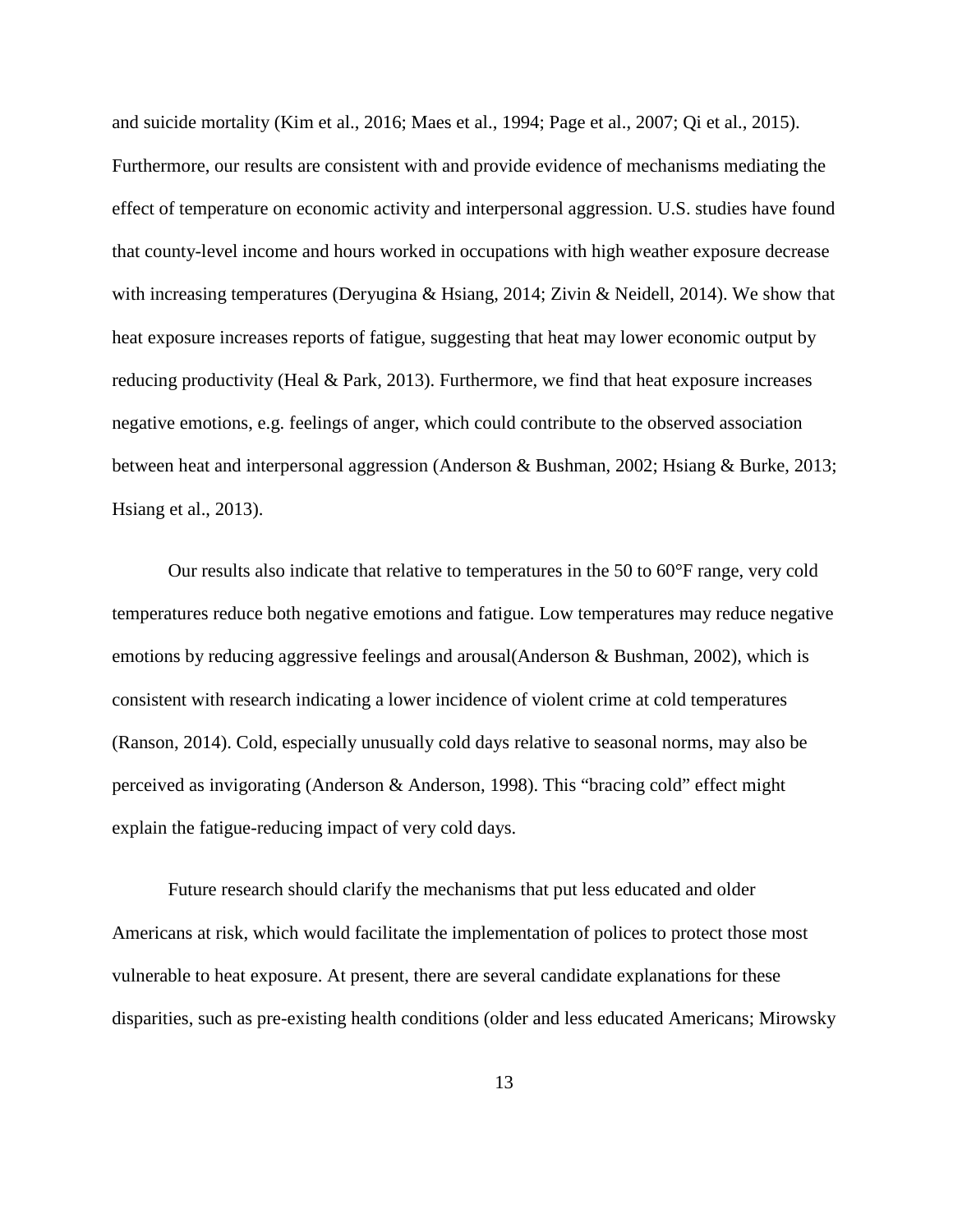and suicide mortality (Kim et al., 2016; Maes et al., 1994; Page et al., 2007; Qi et al., 2015). Furthermore, our results are consistent with and provide evidence of mechanisms mediating the effect of temperature on economic activity and interpersonal aggression. U.S. studies have found that county-level income and hours worked in occupations with high weather exposure decrease with increasing temperatures (Deryugina & Hsiang, 2014; Zivin & Neidell, 2014). We show that heat exposure increases reports of fatigue, suggesting that heat may lower economic output by reducing productivity (Heal & Park, 2013). Furthermore, we find that heat exposure increases negative emotions, e.g. feelings of anger, which could contribute to the observed association between heat and interpersonal aggression (Anderson & Bushman, 2002; Hsiang & Burke, 2013; Hsiang et al., 2013).

Our results also indicate that relative to temperatures in the 50 to 60°F range, very cold temperatures reduce both negative emotions and fatigue. Low temperatures may reduce negative emotions by reducing aggressive feelings and arousal(Anderson & Bushman, 2002), which is consistent with research indicating a lower incidence of violent crime at cold temperatures (Ranson, 2014). Cold, especially unusually cold days relative to seasonal norms, may also be perceived as invigorating (Anderson & Anderson, 1998). This "bracing cold" effect might explain the fatigue-reducing impact of very cold days.

Future research should clarify the mechanisms that put less educated and older Americans at risk, which would facilitate the implementation of polices to protect those most vulnerable to heat exposure. At present, there are several candidate explanations for these disparities, such as pre-existing health conditions (older and less educated Americans; Mirowsky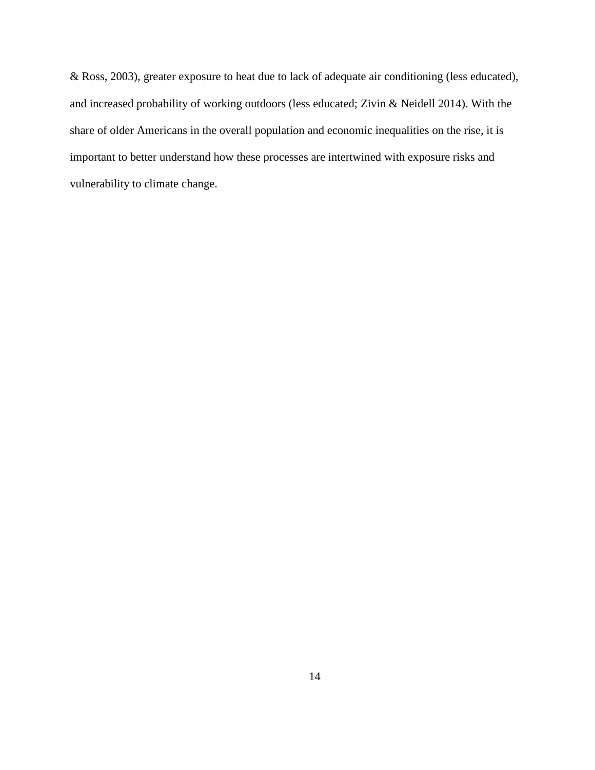& Ross, 2003), greater exposure to heat due to lack of adequate air conditioning (less educated), and increased probability of working outdoors (less educated; Zivin & Neidell 2014). With the share of older Americans in the overall population and economic inequalities on the rise, it is important to better understand how these processes are intertwined with exposure risks and vulnerability to climate change.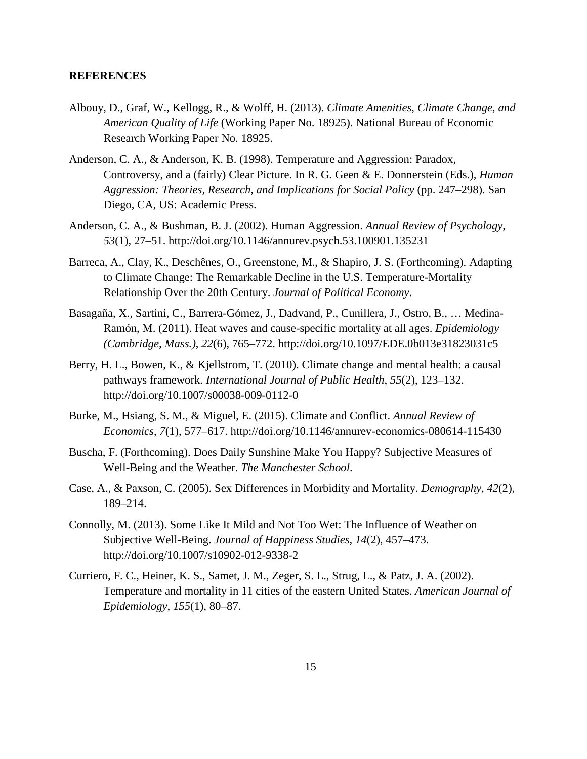**REFERENCES**

Albouy, D., Graf, W., Kellogg, R., & Wolff, H. (2013). *Climate Amenities, Climate Change, and American Quality of Life* (Working Paper No. 18925). National Bureau of Economic Research Working Paper No. 18925.

Anderson, C. A., & Anderson, K. B. (1998). Temperature and Aggression: Paradox, Controversy, and a (fairly) Clear Picture. In R. G. Geen & E. Donnerstein (Eds.), *Human Aggression: Theories, Research, and Implications for Social Policy* (pp. 247–298). San Diego, CA, US: Academic Press.

Anderson, C. A., & Bushman, B. J. (2002). Human Aggression. *Annual Review of Psychology*, *53*(1), 27–51. http://doi.org/10.1146/annurev.psych.53.100901.135231

Barreca, A., Clay, K., Deschênes, O., Greenstone, M., & Shapiro, J. S. (Forthcoming). Adapting to Climate Change: The Remarkable Decline in the U.S. Temperature-Mortality Relationship Over the 20th Century. *Journal of Political Economy*.

Basagaña, X., Sartini, C., Barrera-Gómez, J., Dadvand, P., Cunillera, J., Ostro, B., … Medina-Ramón, M. (2011). Heat waves and cause-specific mortality at all ages. *Epidemiology (Cambridge, Mass.)*, *22*(6), 765–772. http://doi.org/10.1097/EDE.0b013e31823031c5

Berry, H. L., Bowen, K., & Kjellstrom, T. (2010). Climate change and mental health: a causal pathways framework. *International Journal of Public Health*, *55*(2), 123–132. http://doi.org/10.1007/s00038-009-0112-0

Burke, M., Hsiang, S. M., & Miguel, E. (2015). Climate and Conflict. *Annual Review of Economics*, *7*(1), 577–617. http://doi.org/10.1146/annurev-economics-080614-115430

Buscha, F. (Forthcoming). Does Daily Sunshine Make You Happy? Subjective Measures of Well-Being and the Weather. *The Manchester School*.

Case, A., & Paxson, C. (2005). Sex Differences in Morbidity and Mortality. *Demography*, *42*(2), 189–214.

Connolly, M. (2013). Some Like It Mild and Not Too Wet: The Influence of Weather on Subjective Well-Being. *Journal of Happiness Studies*, *14*(2), 457–473. http://doi.org/10.1007/s10902-012-9338-2

Curriero, F. C., Heiner, K. S., Samet, J. M., Zeger, S. L., Strug, L., & Patz, J. A. (2002). Temperature and mortality in 11 cities of the eastern United States. *American Journal of Epidemiology*, *155*(1), 80–87.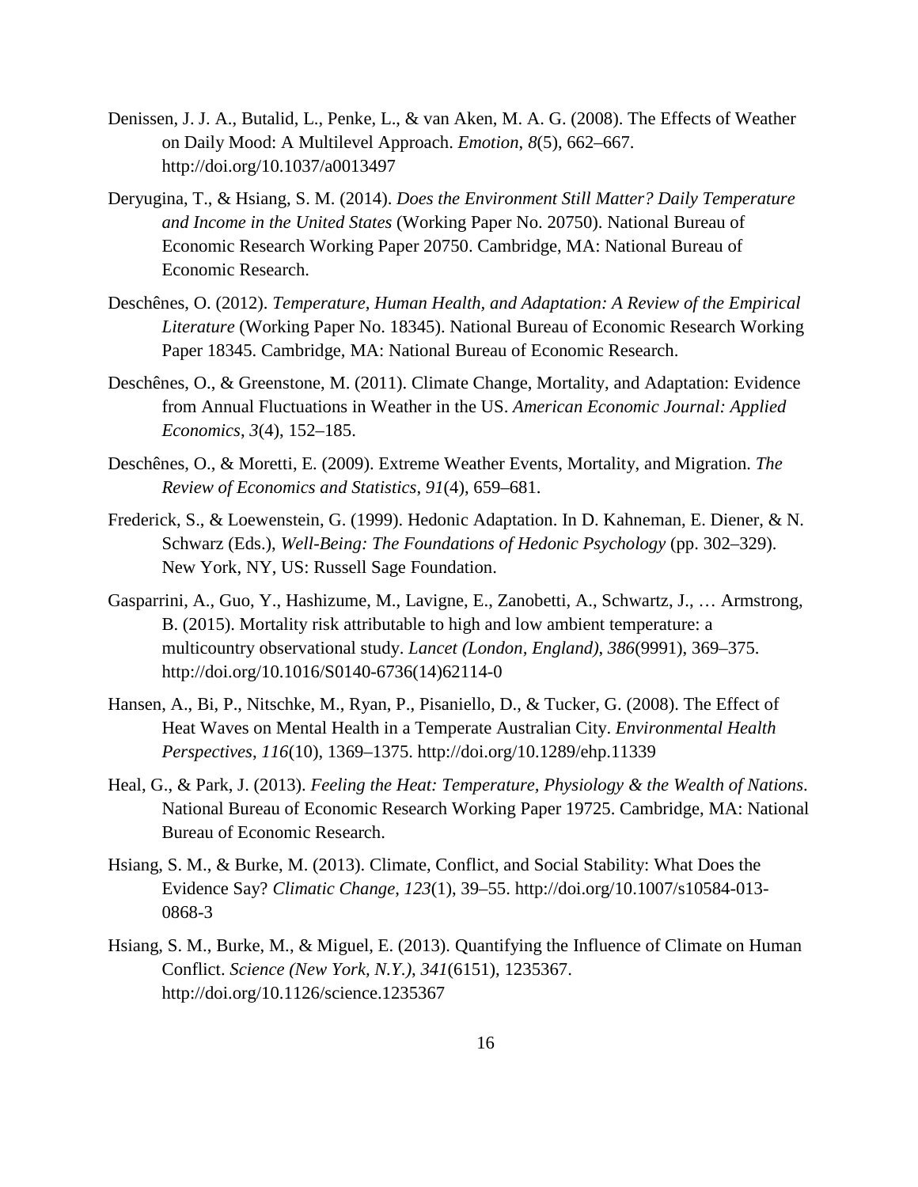Denissen, J. J. A., Butalid, L., Penke, L., & van Aken, M. A. G. (2008). The Effects of Weather on Daily Mood: A Multilevel Approach. *Emotion*, *8*(5), 662–667. http://doi.org/10.1037/a0013497

Deryugina, T., & Hsiang, S. M. (2014). *Does the Environment Still Matter? Daily Temperature and Income in the United States* (Working Paper No. 20750). National Bureau of Economic Research Working Paper 20750. Cambridge, MA: National Bureau of Economic Research.

Deschênes, O. (2012). *Temperature, Human Health, and Adaptation: A Review of the Empirical Literature* (Working Paper No. 18345). National Bureau of Economic Research Working Paper 18345. Cambridge, MA: National Bureau of Economic Research.

Deschênes, O., & Greenstone, M. (2011). Climate Change, Mortality, and Adaptation: Evidence from Annual Fluctuations in Weather in the US. *American Economic Journal: Applied Economics*, *3*(4), 152–185.

Deschênes, O., & Moretti, E. (2009). Extreme Weather Events, Mortality, and Migration. *The Review of Economics and Statistics*, *91*(4), 659–681.

Frederick, S., & Loewenstein, G. (1999). Hedonic Adaptation. In D. Kahneman, E. Diener, & N. Schwarz (Eds.), *Well-Being: The Foundations of Hedonic Psychology* (pp. 302–329). New York, NY, US: Russell Sage Foundation.

Gasparrini, A., Guo, Y., Hashizume, M., Lavigne, E., Zanobetti, A., Schwartz, J., … Armstrong, B. (2015). Mortality risk attributable to high and low ambient temperature: a multicountry observational study. *Lancet (London, England)*, *386*(9991), 369–375. http://doi.org/10.1016/S0140-6736(14)62114-0

Hansen, A., Bi, P., Nitschke, M., Ryan, P., Pisaniello, D., & Tucker, G. (2008). The Effect of Heat Waves on Mental Health in a Temperate Australian City. *Environmental Health Perspectives*, *116*(10), 1369–1375. http://doi.org/10.1289/ehp.11339

Heal, G., & Park, J. (2013). *Feeling the Heat: Temperature, Physiology & the Wealth of Nations*. National Bureau of Economic Research Working Paper 19725. Cambridge, MA: National Bureau of Economic Research.

Hsiang, S. M., & Burke, M. (2013). Climate, Conflict, and Social Stability: What Does the Evidence Say? *Climatic Change*, *123*(1), 39–55. http://doi.org/10.1007/s10584-013-0868-3

Hsiang, S. M., Burke, M., & Miguel, E. (2013). Quantifying the Influence of Climate on Human Conflict. *Science (New York, N.Y.)*, *341*(6151), 1235367. http://doi.org/10.1126/science.1235367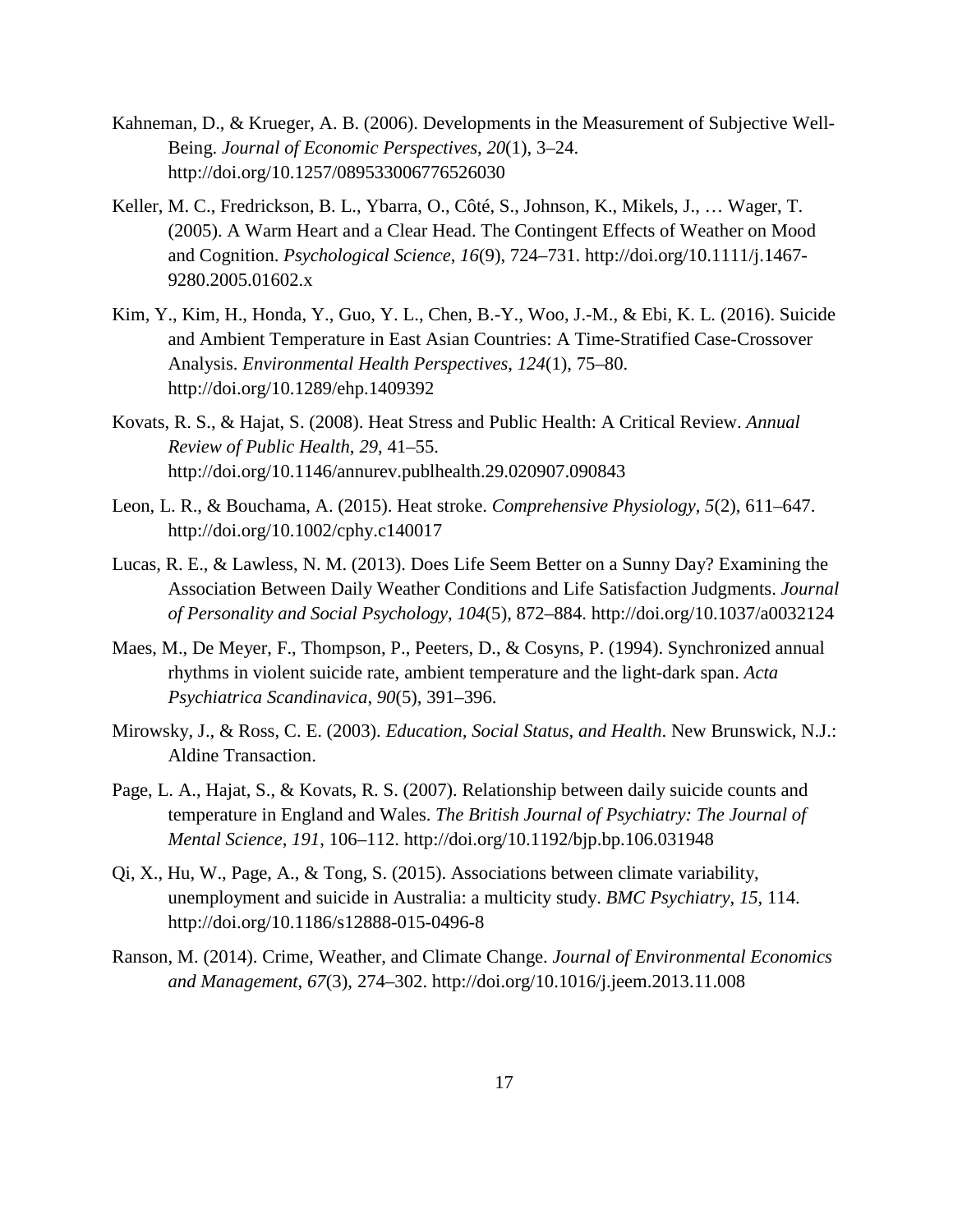Kahneman, D., & Krueger, A. B. (2006). Developments in the Measurement of Subjective Well-Being. *Journal of Economic Perspectives*, *20*(1), 3–24. http://doi.org/10.1257/089533006776526030

Keller, M. C., Fredrickson, B. L., Ybarra, O., Côté, S., Johnson, K., Mikels, J., … Wager, T. (2005). A Warm Heart and a Clear Head. The Contingent Effects of Weather on Mood and Cognition. *Psychological Science*, *16*(9), 724–731. http://doi.org/10.1111/j.1467-9280.2005.01602.x

Kim, Y., Kim, H., Honda, Y., Guo, Y. L., Chen, B.-Y., Woo, J.-M., & Ebi, K. L. (2016). Suicide and Ambient Temperature in East Asian Countries: A Time-Stratified Case-Crossover Analysis. *Environmental Health Perspectives*, *124*(1), 75–80. http://doi.org/10.1289/ehp.1409392

Kovats, R. S., & Hajat, S. (2008). Heat Stress and Public Health: A Critical Review. *Annual Review of Public Health*, *29*, 41–55. http://doi.org/10.1146/annurev.publhealth.29.020907.090843

Leon, L. R., & Bouchama, A. (2015). Heat stroke. *Comprehensive Physiology*, *5*(2), 611–647. http://doi.org/10.1002/cphy.c140017

Lucas, R. E., & Lawless, N. M. (2013). Does Life Seem Better on a Sunny Day? Examining the Association Between Daily Weather Conditions and Life Satisfaction Judgments. *Journal of Personality and Social Psychology*, *104*(5), 872–884. http://doi.org/10.1037/a0032124

Maes, M., De Meyer, F., Thompson, P., Peeters, D., & Cosyns, P. (1994). Synchronized annual rhythms in violent suicide rate, ambient temperature and the light-dark span. *Acta Psychiatrica Scandinavica*, *90*(5), 391–396.

Mirowsky, J., & Ross, C. E. (2003). *Education, Social Status, and Health*. New Brunswick, N.J.: Aldine Transaction.

Page, L. A., Hajat, S., & Kovats, R. S. (2007). Relationship between daily suicide counts and temperature in England and Wales. *The British Journal of Psychiatry: The Journal of Mental Science*, *191*, 106–112. http://doi.org/10.1192/bjp.bp.106.031948

Qi, X., Hu, W., Page, A., & Tong, S. (2015). Associations between climate variability, unemployment and suicide in Australia: a multicity study. *BMC Psychiatry*, *15*, 114. http://doi.org/10.1186/s12888-015-0496-8

Ranson, M. (2014). Crime, Weather, and Climate Change. *Journal of Environmental Economics and Management, 67*(3), 274–302. http://doi.org/10.1016/j.jeem.2013.11.008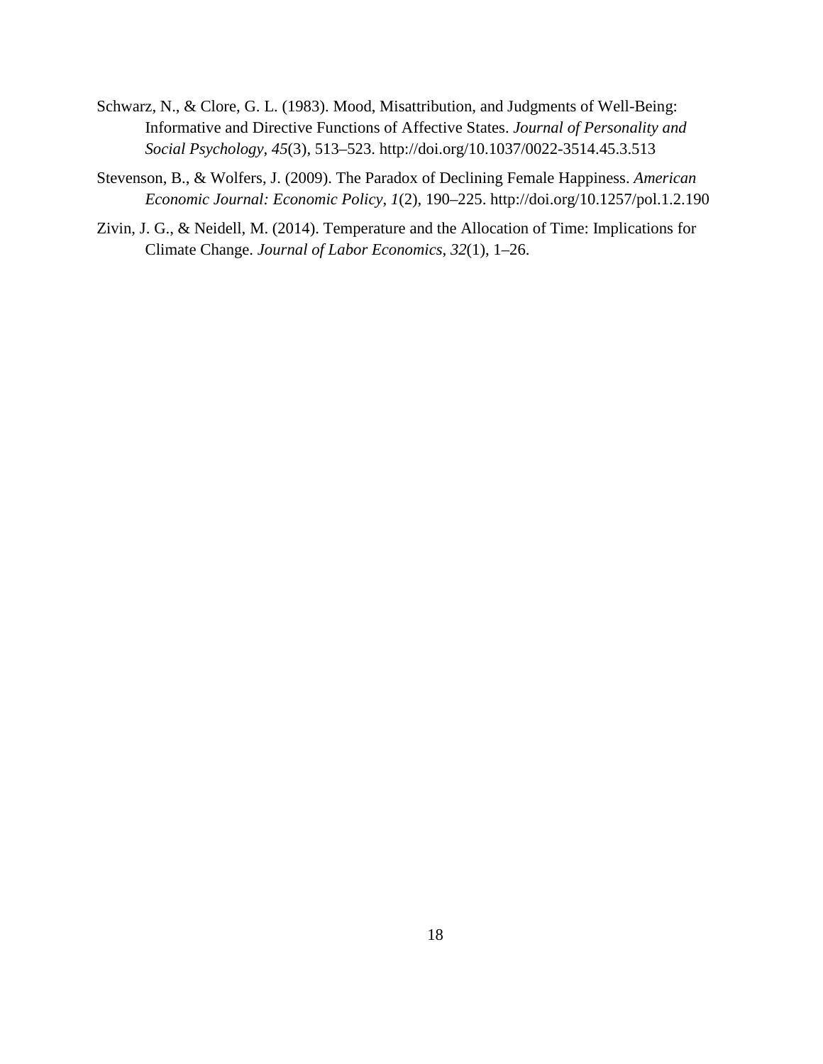Schwarz, N., & Clore, G. L. (1983). Mood, Misattribution, and Judgments of Well-Being: Informative and Directive Functions of Affective States. *Journal of Personality and Social Psychology*, *45*(3), 513–523. http://doi.org/10.1037/0022-3514.45.3.513

Stevenson, B., & Wolfers, J. (2009). The Paradox of Declining Female Happiness. *American Economic Journal: Economic Policy*, *1*(2), 190–225. http://doi.org/10.1257/pol.1.2.190

Zivin, J. G., & Neidell, M. (2014). Temperature and the Allocation of Time: Implications for Climate Change. *Journal of Labor Economics*, *32*(1), 1–26.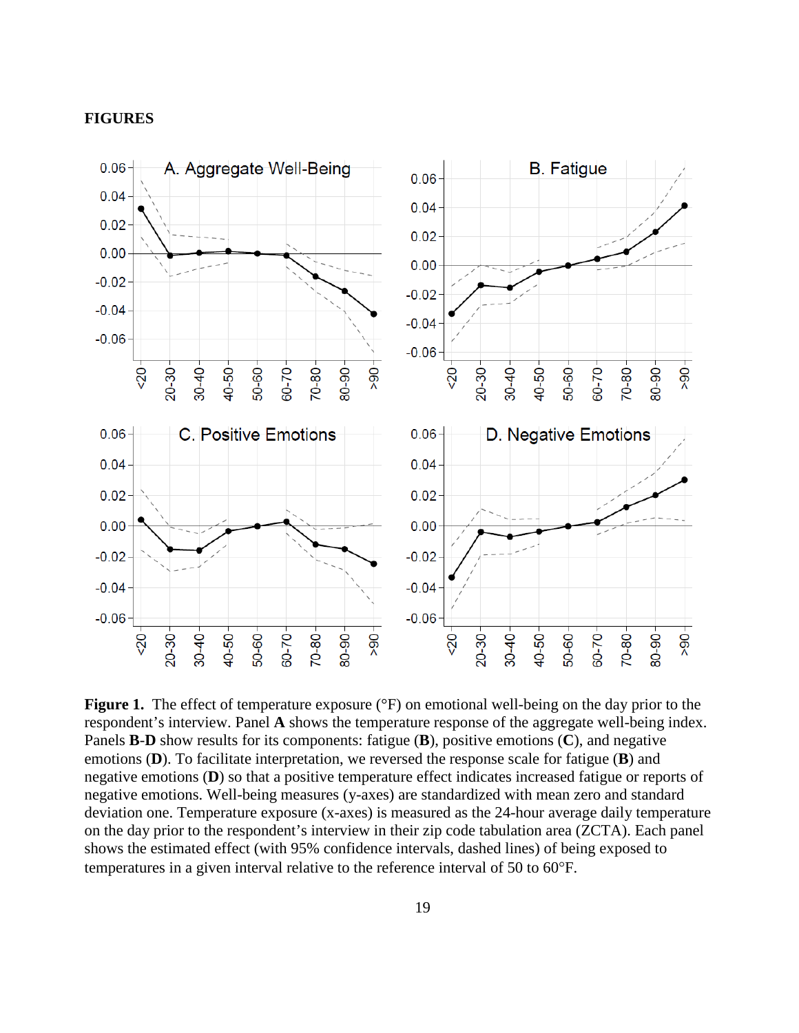**FIGURES**

**Figure 1.** The effect of temperature exposure (°F) on emotional well-being on the day prior to the respondent's interview. Panel **A** shows the temperature response of the aggregate well-being index. Panels **B**-**D** show results for its components: fatigue (**B**), positive emotions (**C**), and negative emotions (**D**). To facilitate interpretation, we reversed the response scale for fatigue (**B**) and negative emotions (**D**) so that a positive temperature effect indicates increased fatigue or reports of negative emotions. Well-being measures (y-axes) are standardized with mean zero and standard deviation one. Temperature exposure (x-axes) is measured as the 24-hour average daily temperature on the day prior to the respondent's interview in their zip code tabulation area (ZCTA). Each panel shows the estimated effect (with 95% confidence intervals, dashed lines) of being exposed to temperatures in a given interval relative to the reference interval of 50 to 60°F.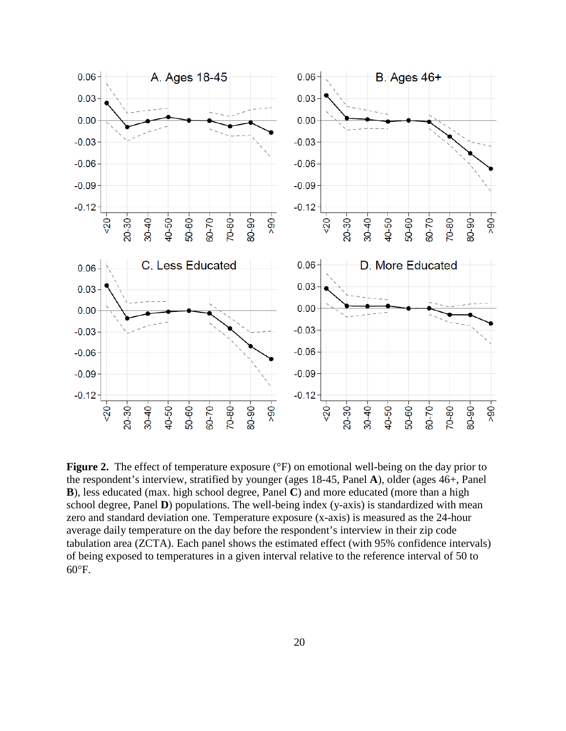**Figure 2.** The effect of temperature exposure (°F) on emotional well-being on the day prior to the respondent's interview, stratified by younger (ages 18-45, Panel **A**), older (ages 46+, Panel **B**), less educated (max. high school degree, Panel **C**) and more educated (more than a high school degree, Panel **D**) populations. The well-being index (y-axis) is standardized with mean zero and standard deviation one. Temperature exposure (x-axis) is measured as the 24-hour average daily temperature on the day before the respondent's interview in their zip code tabulation area (ZCTA). Each panel shows the estimated effect (with 95% confidence intervals) of being exposed to temperatures in a given interval relative to the reference interval of 50 to 60°F.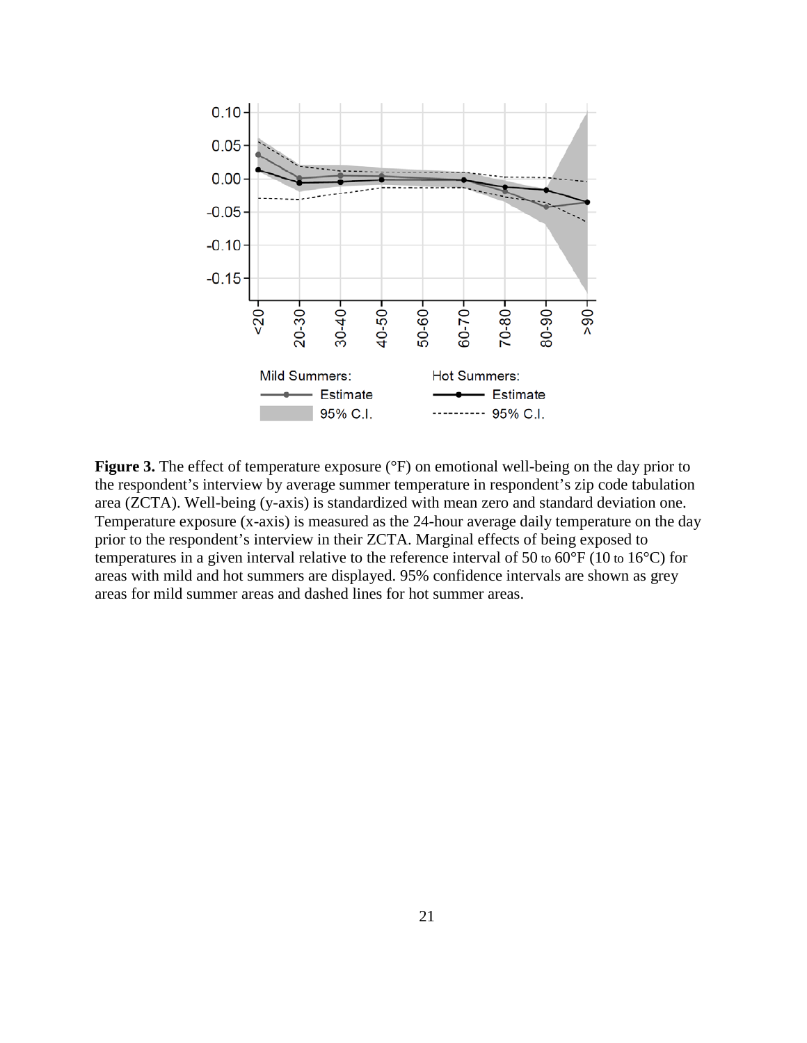**Figure 3.** The effect of temperature exposure (°F) on emotional well-being on the day prior to the respondent's interview by average summer temperature in respondent's zip code tabulation area (ZCTA). Well-being (y-axis) is standardized with mean zero and standard deviation one. Temperature exposure (x-axis) is measured as the 24-hour average daily temperature on the day prior to the respondent's interview in their ZCTA. Marginal effects of being exposed to temperatures in a given interval relative to the reference interval of 50 to 60°F (10 to 16°C) for areas with mild and hot summers are displayed. 95% confidence intervals are shown as grey areas for mild summer areas and dashed lines for hot summer areas.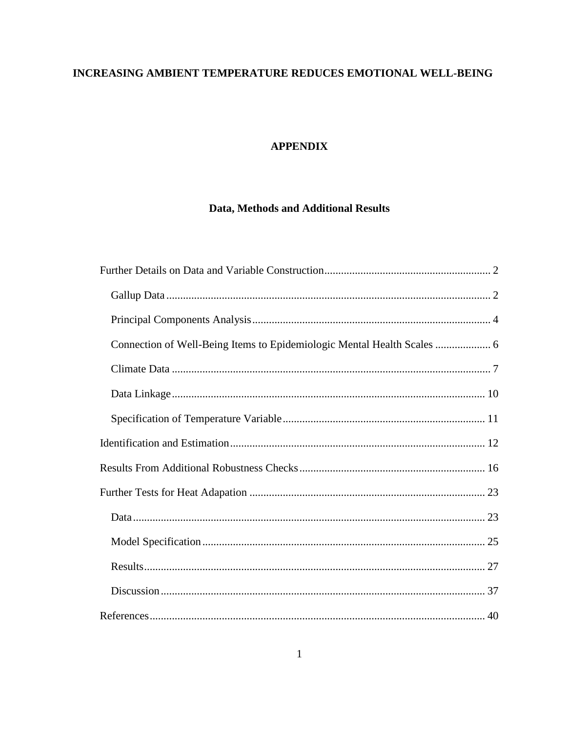**INCREASING AMBIENT TEMPERATURE REDUCES EMOTIONAL WELL-BEING**

**APPENDIX**

**Data, Methods and Additional Results**

Further Details on Data and Variable Construction ............................................................ 2

Gallup Data ..................................................................................................................... 2

Principal Components Analysis ...................................................................................... 4

Connection of Well-Being Items to Epidemiologic Mental Health Scales .................... 6

Climate Data ................................................................................................................... 7

Data Linkage ................................................................................................................. 10

Specification of Temperature Variable ......................................................................... 11

Identification and Estimation ............................................................................................ 12

Results From Additional Robustness Checks ................................................................... 16

Further Tests for Heat Adapation ..................................................................................... 23

Data ............................................................................................................................... 23

Model Specification ...................................................................................................... 25

Results ........................................................................................................................... 27

Discussion ..................................................................................................................... 37

References ......................................................................................................................... 40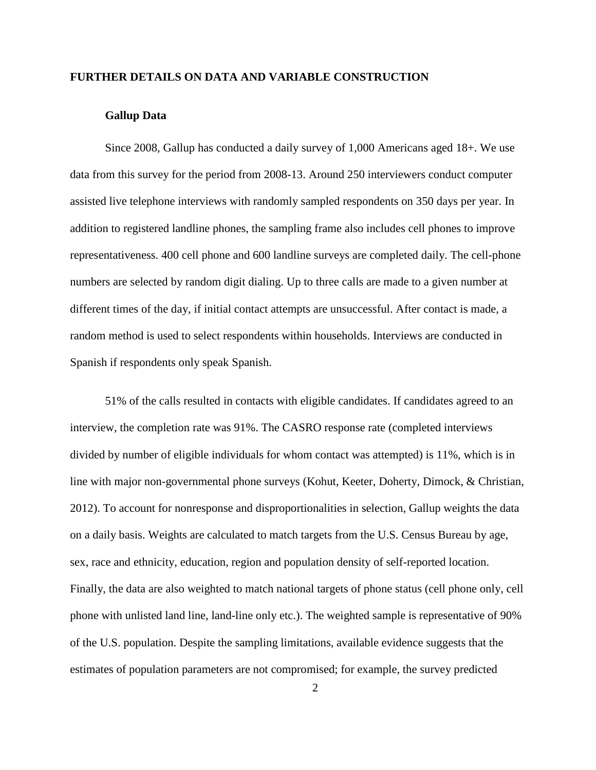## FURTHER DETAILS ON DATA AND VARIABLE CONSTRUCTION

### Gallup Data

Since 2008, Gallup has conducted a daily survey of 1,000 Americans aged 18+. We use data from this survey for the period from 2008-13. Around 250 interviewers conduct computer assisted live telephone interviews with randomly sampled respondents on 350 days per year. In addition to registered landline phones, the sampling frame also includes cell phones to improve representativeness. 400 cell phone and 600 landline surveys are completed daily. The cell-phone numbers are selected by random digit dialing. Up to three calls are made to a given number at different times of the day, if initial contact attempts are unsuccessful. After contact is made, a random method is used to select respondents within households. Interviews are conducted in Spanish if respondents only speak Spanish.

51% of the calls resulted in contacts with eligible candidates. If candidates agreed to an interview, the completion rate was 91%. The CASRO response rate (completed interviews divided by number of eligible individuals for whom contact was attempted) is 11%, which is in line with major non-governmental phone surveys (Kohut, Keeter, Doherty, Dimock, & Christian, 2012). To account for nonresponse and disproportionalities in selection, Gallup weights the data on a daily basis. Weights are calculated to match targets from the U.S. Census Bureau by age, sex, race and ethnicity, education, region and population density of self-reported location. Finally, the data are also weighted to match national targets of phone status (cell phone only, cell phone with unlisted land line, land-line only etc.). The weighted sample is representative of 90% of the U.S. population. Despite the sampling limitations, available evidence suggests that the estimates of population parameters are not compromised; for example, the survey predicted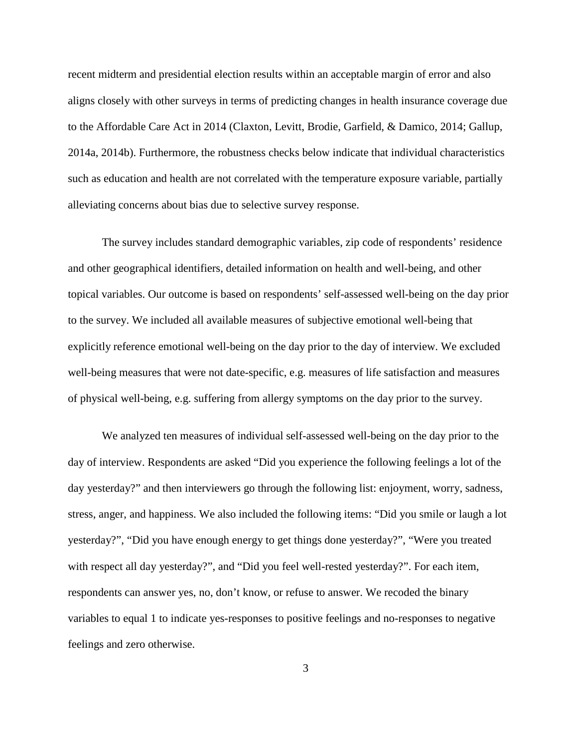recent midterm and presidential election results within an acceptable margin of error and also aligns closely with other surveys in terms of predicting changes in health insurance coverage due to the Affordable Care Act in 2014 (Claxton, Levitt, Brodie, Garfield, & Damico, 2014; Gallup, 2014a, 2014b). Furthermore, the robustness checks below indicate that individual characteristics such as education and health are not correlated with the temperature exposure variable, partially alleviating concerns about bias due to selective survey response.

The survey includes standard demographic variables, zip code of respondents' residence and other geographical identifiers, detailed information on health and well-being, and other topical variables. Our outcome is based on respondents' self-assessed well-being on the day prior to the survey. We included all available measures of subjective emotional well-being that explicitly reference emotional well-being on the day prior to the day of interview. We excluded well-being measures that were not date-specific, e.g. measures of life satisfaction and measures of physical well-being, e.g. suffering from allergy symptoms on the day prior to the survey.

We analyzed ten measures of individual self-assessed well-being on the day prior to the day of interview. Respondents are asked "Did you experience the following feelings a lot of the day yesterday?" and then interviewers go through the following list: enjoyment, worry, sadness, stress, anger, and happiness. We also included the following items: "Did you smile or laugh a lot yesterday?", "Did you have enough energy to get things done yesterday?", "Were you treated with respect all day yesterday?", and "Did you feel well-rested yesterday?". For each item, respondents can answer yes, no, don't know, or refuse to answer. We recoded the binary variables to equal 1 to indicate yes-responses to positive feelings and no-responses to negative feelings and zero otherwise.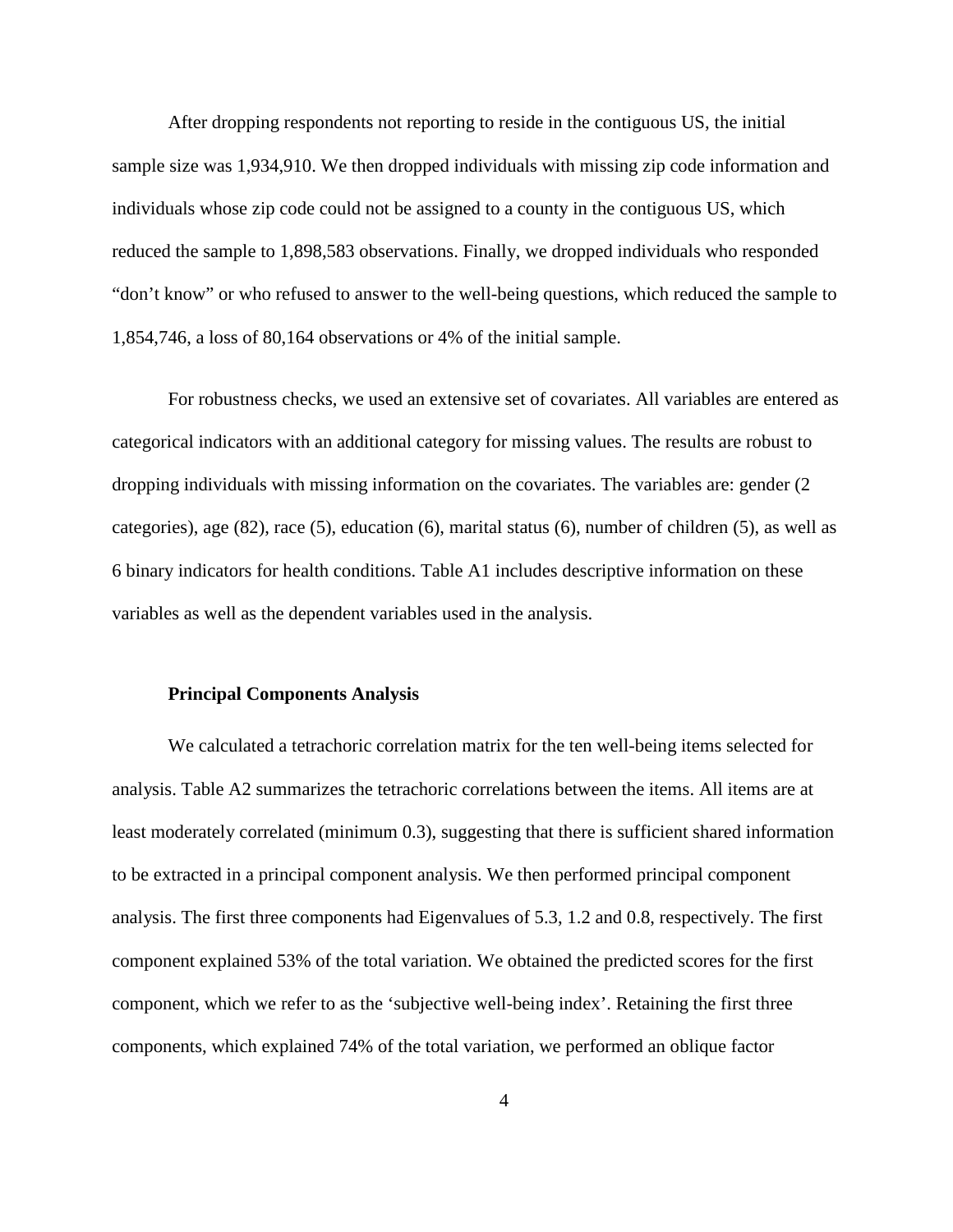After dropping respondents not reporting to reside in the contiguous US, the initial sample size was 1,934,910. We then dropped individuals with missing zip code information and individuals whose zip code could not be assigned to a county in the contiguous US, which reduced the sample to 1,898,583 observations. Finally, we dropped individuals who responded "don't know" or who refused to answer to the well-being questions, which reduced the sample to 1,854,746, a loss of 80,164 observations or 4% of the initial sample.

For robustness checks, we used an extensive set of covariates. All variables are entered as categorical indicators with an additional category for missing values. The results are robust to dropping individuals with missing information on the covariates. The variables are: gender (2 categories), age (82), race (5), education (6), marital status (6), number of children (5), as well as 6 binary indicators for health conditions. Table A1 includes descriptive information on these variables as well as the dependent variables used in the analysis.

### Principal Components Analysis

We calculated a tetrachoric correlation matrix for the ten well-being items selected for analysis. Table A2 summarizes the tetrachoric correlations between the items. All items are at least moderately correlated (minimum 0.3), suggesting that there is sufficient shared information to be extracted in a principal component analysis. We then performed principal component analysis. The first three components had Eigenvalues of 5.3, 1.2 and 0.8, respectively. The first component explained 53% of the total variation. We obtained the predicted scores for the first component, which we refer to as the 'subjective well-being index'. Retaining the first three components, which explained 74% of the total variation, we performed an oblique factor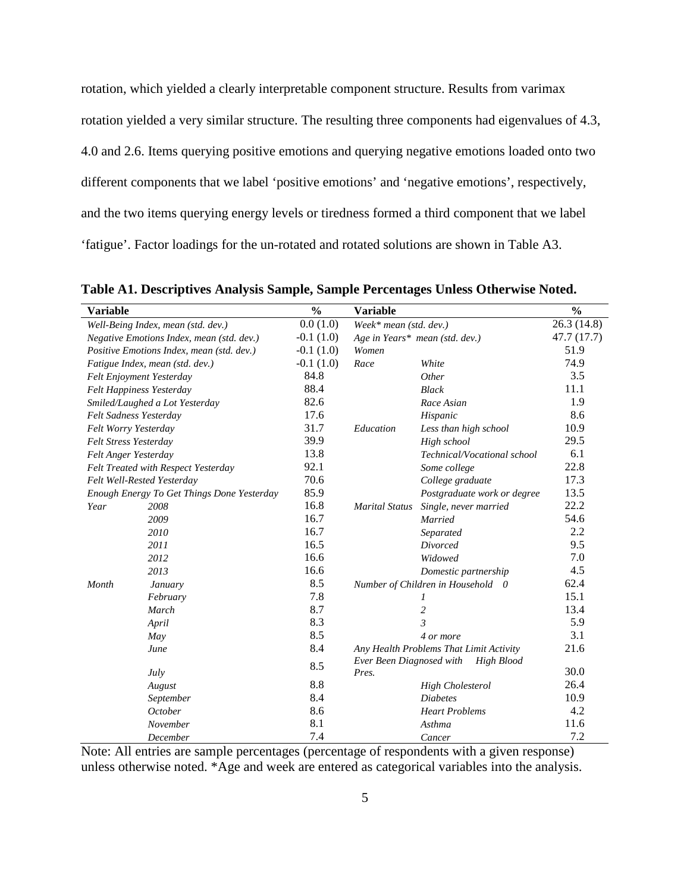rotation, which yielded a clearly interpretable component structure. Results from varimax rotation yielded a very similar structure. The resulting three components had eigenvalues of 4.3, 4.0 and 2.6. Items querying positive emotions and querying negative emotions loaded onto two different components that we label 'positive emotions' and 'negative emotions', respectively, and the two items querying energy levels or tiredness formed a third component that we label 'fatigue'. Factor loadings for the un-rotated and rotated solutions are shown in Table A3.

**Table A1. Descriptives Analysis Sample, Sample Percentages Unless Otherwise Noted.**

| **Variable** | | **%** | **Variable** | | **%** |
|---|---|---|---|---|---|
| *Well-Being Index, mean (std. dev.)* | | 0.0 (1.0) | *Week\* mean (std. dev.)* | | 26.3 (14.8) |
| *Negative Emotions Index, mean (std. dev.)* | | -0.1 (1.0) | *Age in Years\* mean (std. dev.)* | | 47.7 (17.7) |
| *Positive Emotions Index, mean (std. dev.)* | | -0.1 (1.0) | *Women* | | 51.9 |
| *Fatigue Index, mean (std. dev.)* | | -0.1 (1.0) | *Race* | *White* | 74.9 |
| *Felt Enjoyment Yesterday* | | 84.8 | | *Other* | 3.5 |
| *Felt Happiness Yesterday* | | 88.4 | | *Black* | 11.1 |
| *Smiled/Laughed a Lot Yesterday* | | 82.6 | | *Race Asian* | 1.9 |
| *Felt Sadness Yesterday* | | 17.6 | | *Hispanic* | 8.6 |
| *Felt Worry Yesterday* | | 31.7 | *Education* | *Less than high school* | 10.9 |
| *Felt Stress Yesterday* | | 39.9 | | *High school* | 29.5 |
| *Felt Anger Yesterday* | | 13.8 | | *Technical/Vocational school* | 6.1 |
| *Felt Treated with Respect Yesterday* | | 92.1 | | *Some college* | 22.8 |
| *Felt Well-Rested Yesterday* | | 70.6 | | *College graduate* | 17.3 |
| *Enough Energy To Get Things Done Yesterday* | | 85.9 | | *Postgraduate work or degree* | 13.5 |
| *Year* | *2008* | 16.8 | *Marital Status* | *Single, never married* | 22.2 |
| | *2009* | 16.7 | | *Married* | 54.6 |
| | *2010* | 16.7 | | *Separated* | 2.2 |
| | *2011* | 16.5 | | *Divorced* | 9.5 |
| | *2012* | 16.6 | | *Widowed* | 7.0 |
| | *2013* | 16.6 | | *Domestic partnership* | 4.5 |
| *Month* | *January* | 8.5 | *Number of Children in Household* | *0* | 62.4 |
| | *February* | 7.8 | | *1* | 15.1 |
| | *March* | 8.7 | | *2* | 13.4 |
| | *April* | 8.3 | | *3* | 5.9 |
| | *May* | 8.5 | | *4 or more* | 3.1 |
| | *June* | 8.4 | *Any Health Problems That Limit Activity* | | 21.6 |
| | *July* | 8.5 | *Ever Been Diagnosed with* | *High Blood Pres.* | 30.0 |
| | *August* | 8.8 | | *High Cholesterol* | 26.4 |
| | *September* | 8.4 | | *Diabetes* | 10.9 |
| | *October* | 8.6 | | *Heart Problems* | 4.2 |
| | *November* | 8.1 | | *Asthma* | 11.6 |
| | *December* | 7.4 | | *Cancer* | 7.2 |

Note: All entries are sample percentages (percentage of respondents with a given response) unless otherwise noted. \*Age and week are entered as categorical variables into the analysis.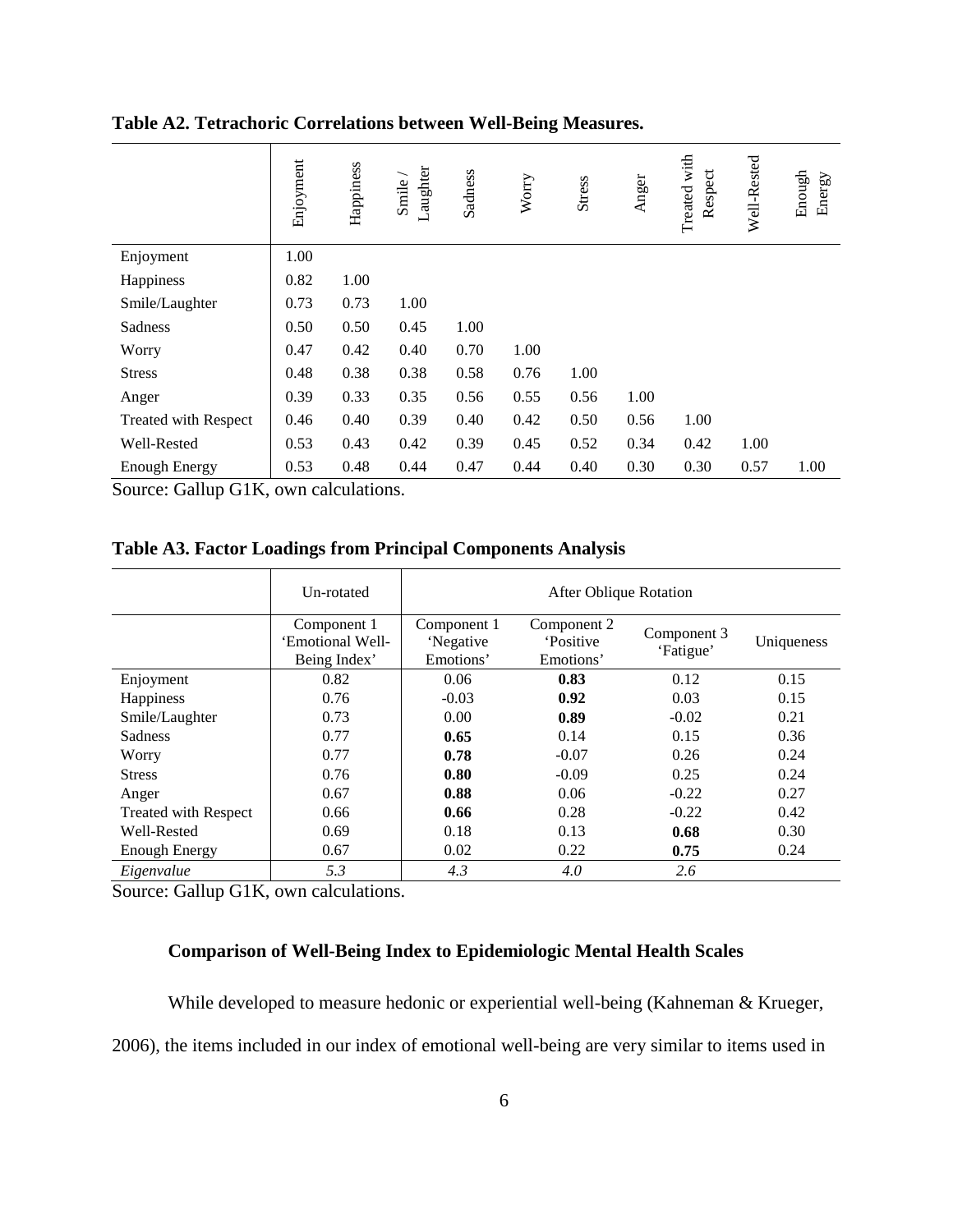**Table A2. Tetrachoric Correlations between Well-Being Measures.**

| | Enjoyment | Happiness | Smile / Laughter | Sadness | Worry | Stress | Anger | Treated with Respect | Well-Rested | Enough Energy |
|---|---|---|---|---|---|---|---|---|---|---|
| Enjoyment | 1.00 | | | | | | | | | |
| Happiness | 0.82 | 1.00 | | | | | | | | |
| Smile/Laughter | 0.73 | 0.73 | 1.00 | | | | | | | |
| Sadness | 0.50 | 0.50 | 0.45 | 1.00 | | | | | | |
| Worry | 0.47 | 0.42 | 0.40 | 0.70 | 1.00 | | | | | |
| Stress | 0.48 | 0.38 | 0.38 | 0.58 | 0.76 | 1.00 | | | | |
| Anger | 0.39 | 0.33 | 0.35 | 0.56 | 0.55 | 0.56 | 1.00 | | | |
| Treated with Respect | 0.46 | 0.40 | 0.39 | 0.40 | 0.42 | 0.50 | 0.56 | 1.00 | | |
| Well-Rested | 0.53 | 0.43 | 0.42 | 0.39 | 0.45 | 0.52 | 0.34 | 0.42 | 1.00 | |
| Enough Energy | 0.53 | 0.48 | 0.44 | 0.47 | 0.44 | 0.40 | 0.30 | 0.30 | 0.57 | 1.00 |

Source: Gallup G1K, own calculations.

**Table A3. Factor Loadings from Principal Components Analysis**

| | Un-rotated | After Oblique Rotation | | | |
|---|---|---|---|---|---|
| | Component 1 'Emotional Well-Being Index' | Component 1 'Negative Emotions' | Component 2 'Positive Emotions' | Component 3 'Fatigue' | Uniqueness |
| Enjoyment | 0.82 | 0.06 | **0.83** | 0.12 | 0.15 |
| Happiness | 0.76 | -0.03 | **0.92** | 0.03 | 0.15 |
| Smile/Laughter | 0.73 | 0.00 | **0.89** | -0.02 | 0.21 |
| Sadness | 0.77 | **0.65** | 0.14 | 0.15 | 0.36 |
| Worry | 0.77 | **0.78** | -0.07 | 0.26 | 0.24 |
| Stress | 0.76 | **0.80** | -0.09 | 0.25 | 0.24 |
| Anger | 0.67 | **0.88** | 0.06 | -0.22 | 0.27 |
| Treated with Respect | 0.66 | **0.66** | 0.28 | -0.22 | 0.42 |
| Well-Rested | 0.69 | 0.18 | 0.13 | **0.68** | 0.30 |
| Enough Energy | 0.67 | 0.02 | 0.22 | **0.75** | 0.24 |
| *Eigenvalue* | *5.3* | *4.3* | *4.0* | *2.6* | |

Source: Gallup G1K, own calculations.

### Comparison of Well-Being Index to Epidemiologic Mental Health Scales

While developed to measure hedonic or experiential well-being (Kahneman & Krueger, 2006), the items included in our index of emotional well-being are very similar to items used in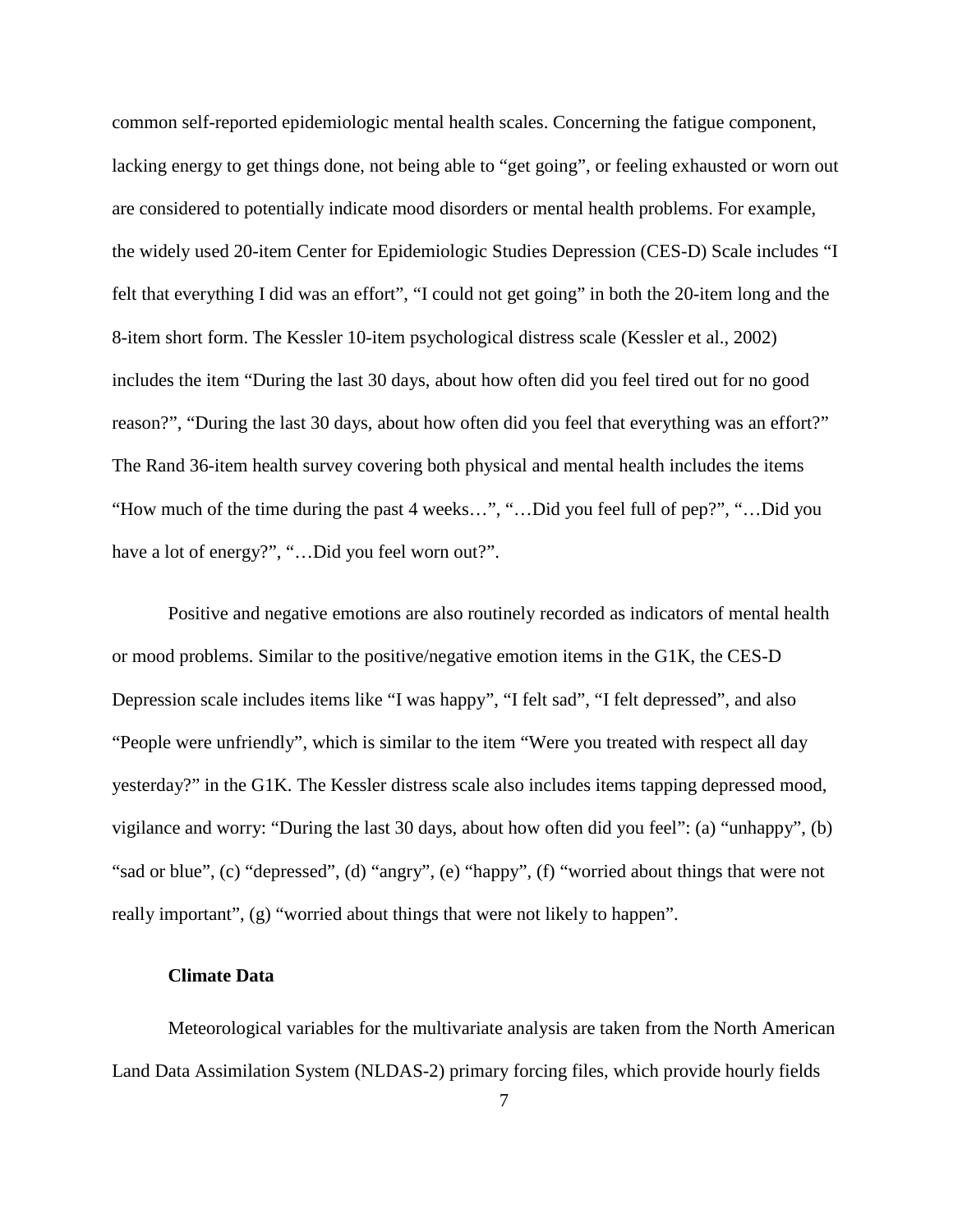common self-reported epidemiologic mental health scales. Concerning the fatigue component, lacking energy to get things done, not being able to "get going", or feeling exhausted or worn out are considered to potentially indicate mood disorders or mental health problems. For example, the widely used 20-item Center for Epidemiologic Studies Depression (CES-D) Scale includes "I felt that everything I did was an effort", "I could not get going" in both the 20-item long and the 8-item short form. The Kessler 10-item psychological distress scale (Kessler et al., 2002) includes the item "During the last 30 days, about how often did you feel tired out for no good reason?", "During the last 30 days, about how often did you feel that everything was an effort?" The Rand 36-item health survey covering both physical and mental health includes the items "How much of the time during the past 4 weeks…", "…Did you feel full of pep?", "…Did you have a lot of energy?", "…Did you feel worn out?".

Positive and negative emotions are also routinely recorded as indicators of mental health or mood problems. Similar to the positive/negative emotion items in the G1K, the CES-D Depression scale includes items like "I was happy", "I felt sad", "I felt depressed", and also "People were unfriendly", which is similar to the item "Were you treated with respect all day yesterday?" in the G1K. The Kessler distress scale also includes items tapping depressed mood, vigilance and worry: "During the last 30 days, about how often did you feel": (a) "unhappy", (b) "sad or blue", (c) "depressed", (d) "angry", (e) "happy", (f) "worried about things that were not really important", (g) "worried about things that were not likely to happen".

### Climate Data

Meteorological variables for the multivariate analysis are taken from the North American Land Data Assimilation System (NLDAS-2) primary forcing files, which provide hourly fields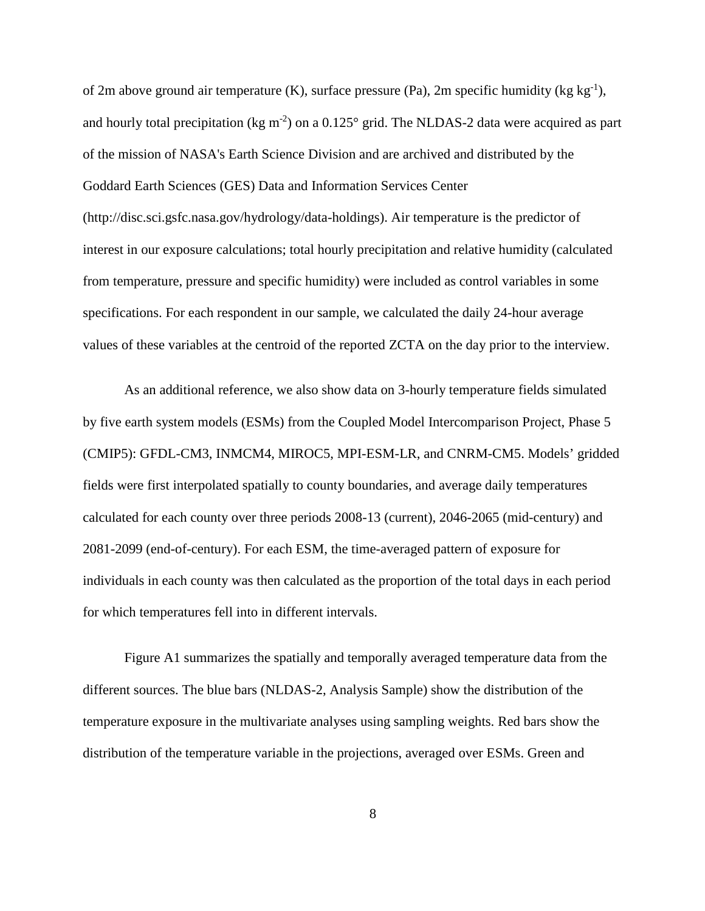of 2m above ground air temperature (K), surface pressure (Pa), 2m specific humidity (kg $kg^{-1}$), and hourly total precipitation (kg $m^{-2}$) on a 0.125° grid. The NLDAS-2 data were acquired as part of the mission of NASA's Earth Science Division and are archived and distributed by the Goddard Earth Sciences (GES) Data and Information Services Center (http://disc.sci.gsfc.nasa.gov/hydrology/data-holdings). Air temperature is the predictor of interest in our exposure calculations; total hourly precipitation and relative humidity (calculated from temperature, pressure and specific humidity) were included as control variables in some specifications. For each respondent in our sample, we calculated the daily 24-hour average values of these variables at the centroid of the reported ZCTA on the day prior to the interview.

As an additional reference, we also show data on 3-hourly temperature fields simulated by five earth system models (ESMs) from the Coupled Model Intercomparison Project, Phase 5 (CMIP5): GFDL-CM3, INMCM4, MIROC5, MPI-ESM-LR, and CNRM-CM5. Models' gridded fields were first interpolated spatially to county boundaries, and average daily temperatures calculated for each county over three periods 2008-13 (current), 2046-2065 (mid-century) and 2081-2099 (end-of-century). For each ESM, the time-averaged pattern of exposure for individuals in each county was then calculated as the proportion of the total days in each period for which temperatures fell into in different intervals.

Figure A1 summarizes the spatially and temporally averaged temperature data from the different sources. The blue bars (NLDAS-2, Analysis Sample) show the distribution of the temperature exposure in the multivariate analyses using sampling weights. Red bars show the distribution of the temperature variable in the projections, averaged over ESMs. Green and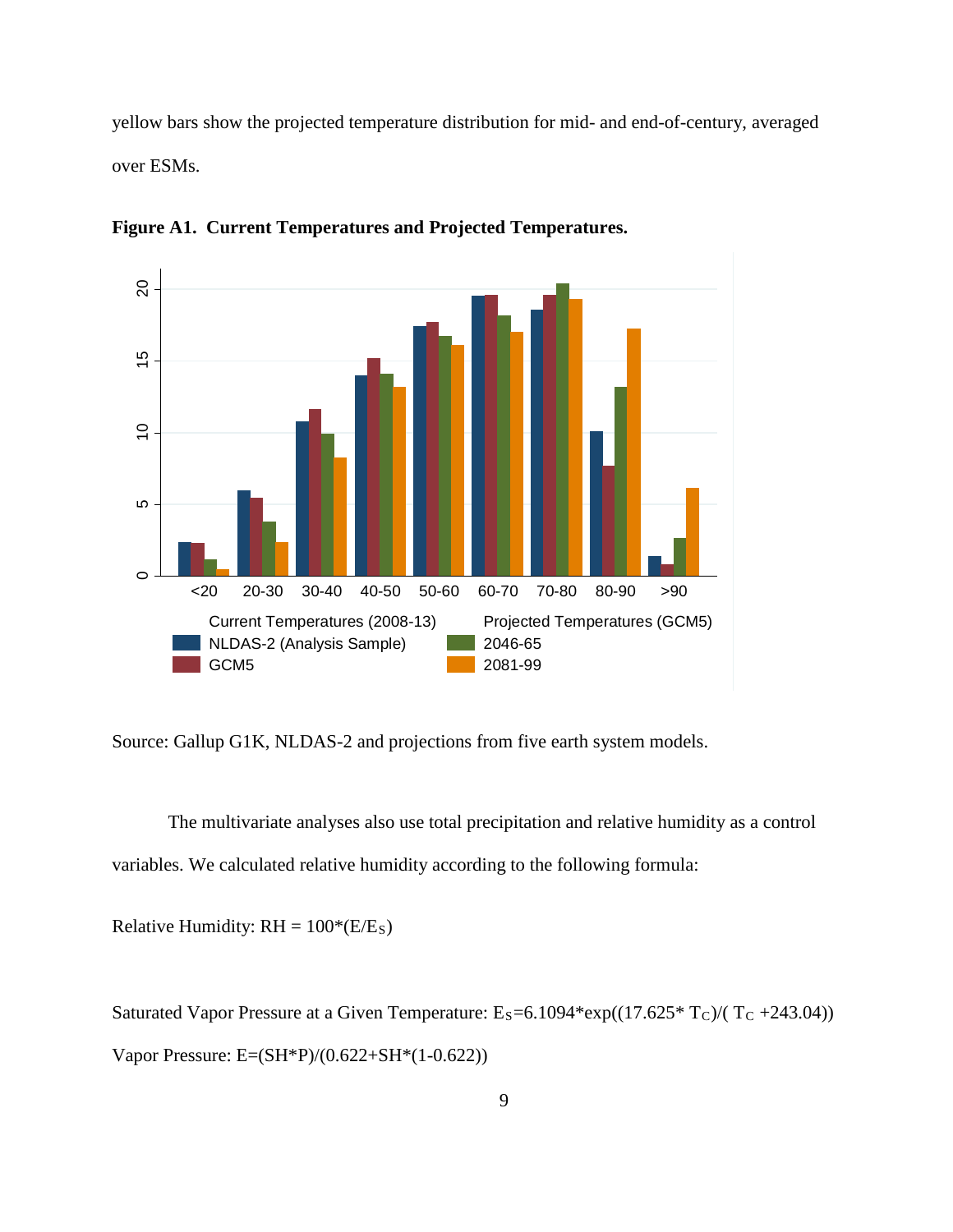yellow bars show the projected temperature distribution for mid- and end-of-century, averaged over ESMs.

**Figure A1. Current Temperatures and Projected Temperatures.**

Source: Gallup G1K, NLDAS-2 and projections from five earth system models.

The multivariate analyses also use total precipitation and relative humidity as a control variables. We calculated relative humidity according to the following formula:

Relative Humidity: $RH = 100*(E/E_S)$

Saturated Vapor Pressure at a Given Temperature: $E_S=6.1094*\exp((17.625* T_C)/( T_C +243.04))$

Vapor Pressure: $E=(SH*P)/(0.622+SH*(1-0.622))$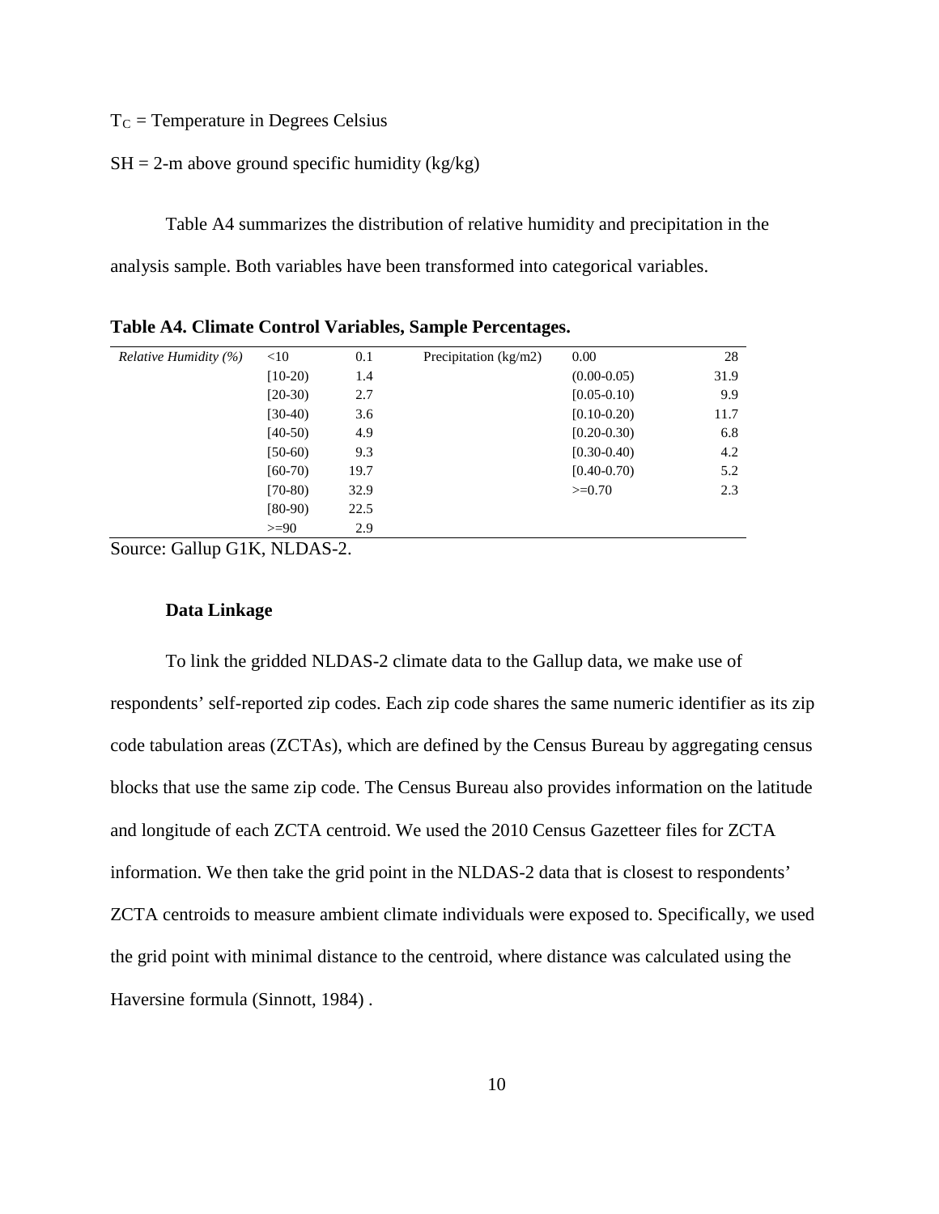$T_C$ = Temperature in Degrees Celsius

SH = 2-m above ground specific humidity (kg/kg)

Table A4 summarizes the distribution of relative humidity and precipitation in the analysis sample. Both variables have been transformed into categorical variables.

**Table A4. Climate Control Variables, Sample Percentages.**

| | | | | | |
|---|---|---|---|---|---|
| *Relative Humidity (%)* | <10 | 0.1 | Precipitation (kg/m2) | 0.00 | 28 |
| | [10-20) | 1.4 | | (0.00-0.05) | 31.9 |
| | [20-30) | 2.7 | | [0.05-0.10) | 9.9 |
| | [30-40) | 3.6 | | [0.10-0.20) | 11.7 |
| | [40-50) | 4.9 | | [0.20-0.30) | 6.8 |
| | [50-60) | 9.3 | | [0.30-0.40) | 4.2 |
| | [60-70) | 19.7 | | [0.40-0.70) | 5.2 |
| | [70-80) | 32.9 | | >=0.70 | 2.3 |
| | [80-90) | 22.5 | | | |
| | >=90 | 2.9 | | | |

Source: Gallup G1K, NLDAS-2.

**Data Linkage**

To link the gridded NLDAS-2 climate data to the Gallup data, we make use of respondents' self-reported zip codes. Each zip code shares the same numeric identifier as its zip code tabulation areas (ZCTAs), which are defined by the Census Bureau by aggregating census blocks that use the same zip code. The Census Bureau also provides information on the latitude and longitude of each ZCTA centroid. We used the 2010 Census Gazetteer files for ZCTA information. We then take the grid point in the NLDAS-2 data that is closest to respondents' ZCTA centroids to measure ambient climate individuals were exposed to. Specifically, we used the grid point with minimal distance to the centroid, where distance was calculated using the Haversine formula (Sinnott, 1984) .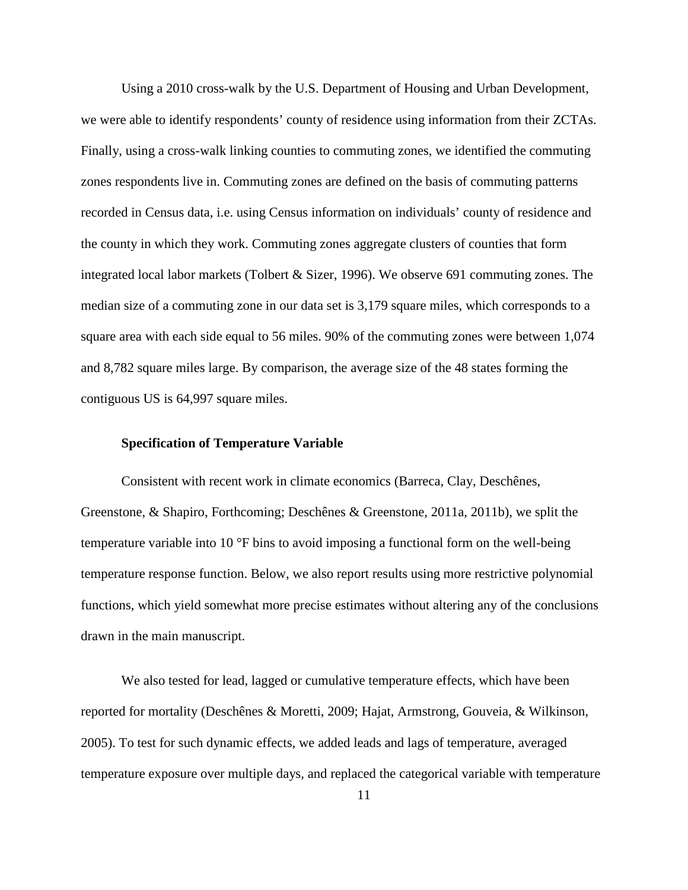Using a 2010 cross-walk by the U.S. Department of Housing and Urban Development, we were able to identify respondents' county of residence using information from their ZCTAs. Finally, using a cross-walk linking counties to commuting zones, we identified the commuting zones respondents live in. Commuting zones are defined on the basis of commuting patterns recorded in Census data, i.e. using Census information on individuals' county of residence and the county in which they work. Commuting zones aggregate clusters of counties that form integrated local labor markets (Tolbert & Sizer, 1996). We observe 691 commuting zones. The median size of a commuting zone in our data set is 3,179 square miles, which corresponds to a square area with each side equal to 56 miles. 90% of the commuting zones were between 1,074 and 8,782 square miles large. By comparison, the average size of the 48 states forming the contiguous US is 64,997 square miles.

**Specification of Temperature Variable**

Consistent with recent work in climate economics (Barreca, Clay, Deschênes, Greenstone, & Shapiro, Forthcoming; Deschênes & Greenstone, 2011a, 2011b), we split the temperature variable into 10 °F bins to avoid imposing a functional form on the well-being temperature response function. Below, we also report results using more restrictive polynomial functions, which yield somewhat more precise estimates without altering any of the conclusions drawn in the main manuscript.

We also tested for lead, lagged or cumulative temperature effects, which have been reported for mortality (Deschênes & Moretti, 2009; Hajat, Armstrong, Gouveia, & Wilkinson, 2005). To test for such dynamic effects, we added leads and lags of temperature, averaged temperature exposure over multiple days, and replaced the categorical variable with temperature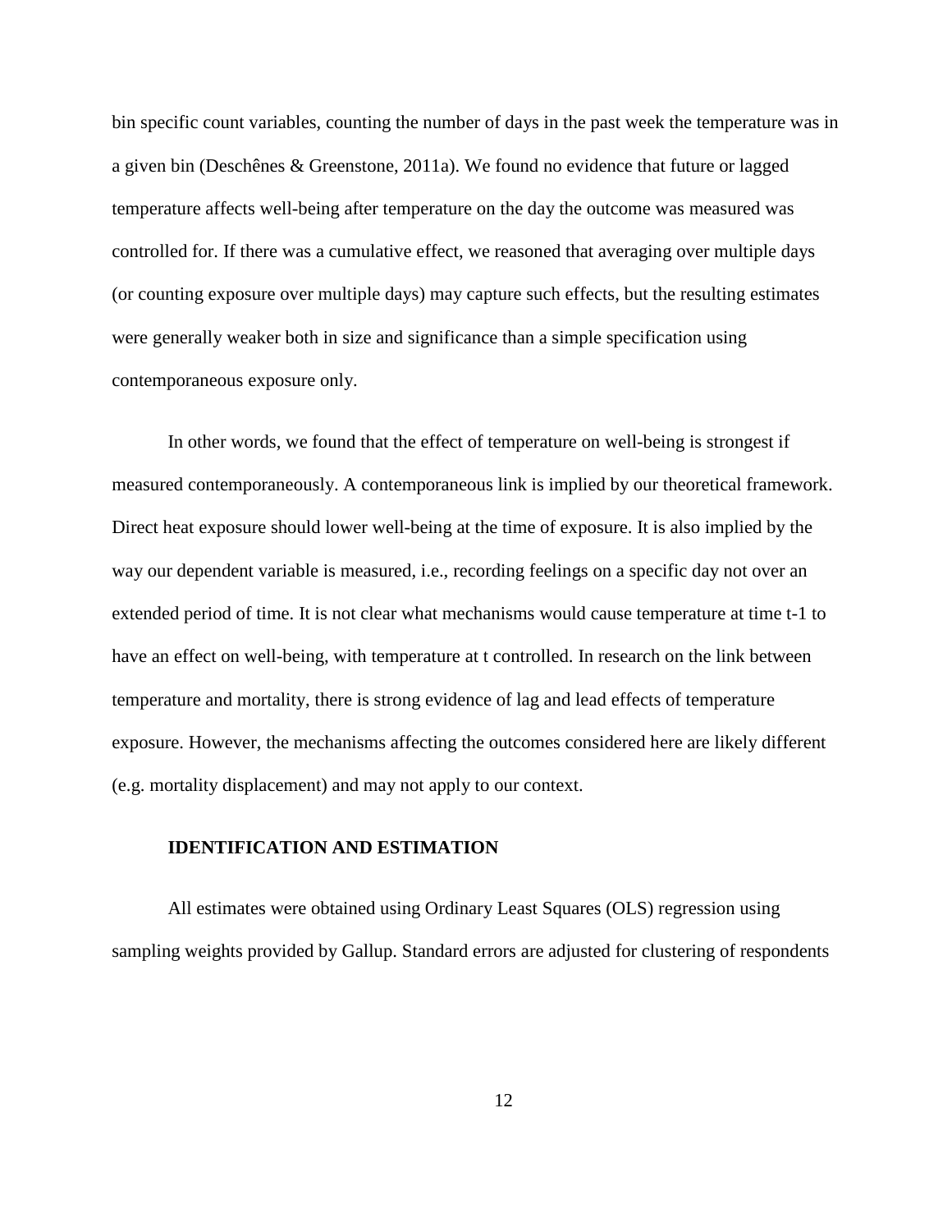bin specific count variables, counting the number of days in the past week the temperature was in a given bin (Deschênes & Greenstone, 2011a). We found no evidence that future or lagged temperature affects well-being after temperature on the day the outcome was measured was controlled for. If there was a cumulative effect, we reasoned that averaging over multiple days (or counting exposure over multiple days) may capture such effects, but the resulting estimates were generally weaker both in size and significance than a simple specification using contemporaneous exposure only.

In other words, we found that the effect of temperature on well-being is strongest if measured contemporaneously. A contemporaneous link is implied by our theoretical framework. Direct heat exposure should lower well-being at the time of exposure. It is also implied by the way our dependent variable is measured, i.e., recording feelings on a specific day not over an extended period of time. It is not clear what mechanisms would cause temperature at time t-1 to have an effect on well-being, with temperature at t controlled. In research on the link between temperature and mortality, there is strong evidence of lag and lead effects of temperature exposure. However, the mechanisms affecting the outcomes considered here are likely different (e.g. mortality displacement) and may not apply to our context.

## IDENTIFICATION AND ESTIMATION

All estimates were obtained using Ordinary Least Squares (OLS) regression using sampling weights provided by Gallup. Standard errors are adjusted for clustering of respondents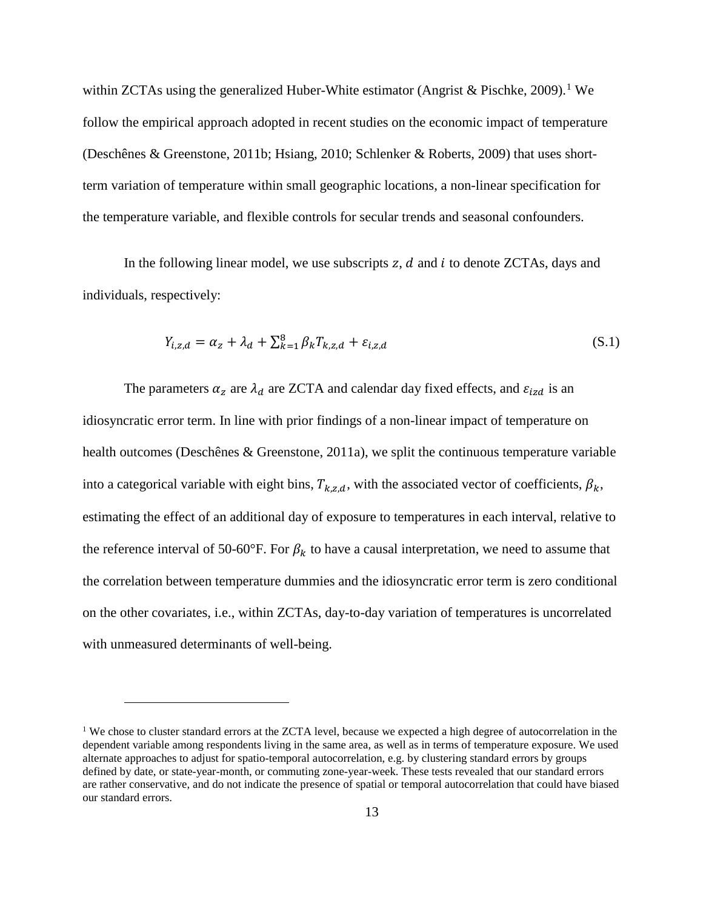within ZCTAs using the generalized Huber-White estimator (Angrist & Pischke, 2009).[1] We follow the empirical approach adopted in recent studies on the economic impact of temperature (Deschênes & Greenstone, 2011b; Hsiang, 2010; Schlenker & Roberts, 2009) that uses short-term variation of temperature within small geographic locations, a non-linear specification for the temperature variable, and flexible controls for secular trends and seasonal confounders.

In the following linear model, we use subscripts $z$, $d$ and $i$ to denote ZCTAs, days and individuals, respectively:

$$Y_{i,z,d} = \alpha_z + \lambda_d + \sum_{k=1}^{8} \beta_k T_{k,z,d} + \varepsilon_{i,z,d} \tag{S.1}$$

The parameters $\alpha_z$ are $\lambda_d$ are ZCTA and calendar day fixed effects, and $\varepsilon_{izd}$ is an idiosyncratic error term. In line with prior findings of a non-linear impact of temperature on health outcomes (Deschênes & Greenstone, 2011a), we split the continuous temperature variable into a categorical variable with eight bins, $T_{k,z,d}$, with the associated vector of coefficients, $\beta_k$, estimating the effect of an additional day of exposure to temperatures in each interval, relative to the reference interval of 50-60°F. For $\beta_k$ to have a causal interpretation, we need to assume that the correlation between temperature dummies and the idiosyncratic error term is zero conditional on the other covariates, i.e., within ZCTAs, day-to-day variation of temperatures is uncorrelated with unmeasured determinants of well-being.

[1] We chose to cluster standard errors at the ZCTA level, because we expected a high degree of autocorrelation in the dependent variable among respondents living in the same area, as well as in terms of temperature exposure. We used alternate approaches to adjust for spatio-temporal autocorrelation, e.g. by clustering standard errors by groups defined by date, or state-year-month, or commuting zone-year-week. These tests revealed that our standard errors are rather conservative, and do not indicate the presence of spatial or temporal autocorrelation that could have biased our standard errors.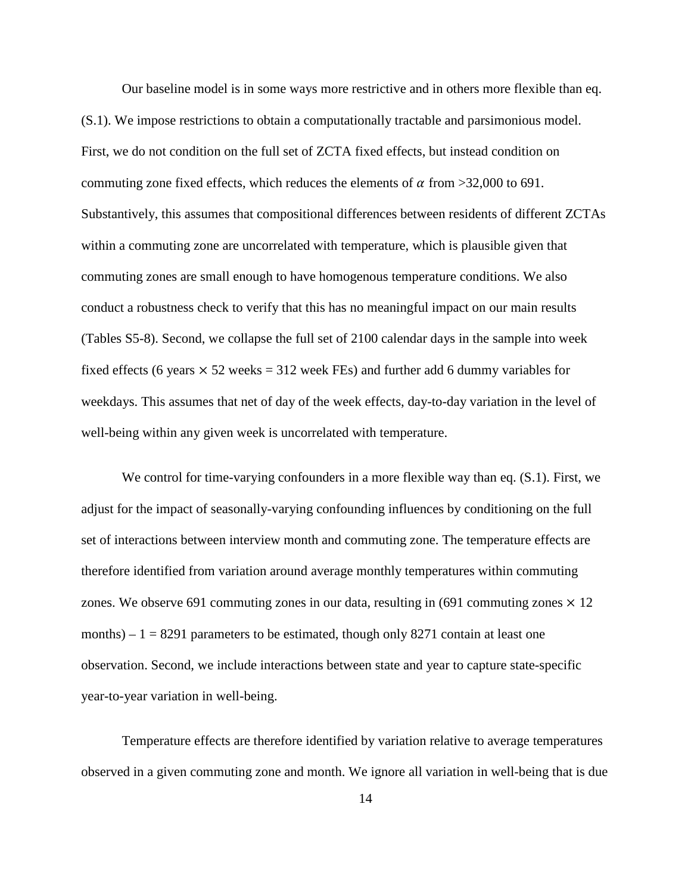Our baseline model is in some ways more restrictive and in others more flexible than eq. (S.1). We impose restrictions to obtain a computationally tractable and parsimonious model. First, we do not condition on the full set of ZCTA fixed effects, but instead condition on commuting zone fixed effects, which reduces the elements of $\alpha$ from >32,000 to 691. Substantively, this assumes that compositional differences between residents of different ZCTAs within a commuting zone are uncorrelated with temperature, which is plausible given that commuting zones are small enough to have homogenous temperature conditions. We also conduct a robustness check to verify that this has no meaningful impact on our main results (Tables S5-8). Second, we collapse the full set of 2100 calendar days in the sample into week fixed effects (6 years $\times$ 52 weeks = 312 week FEs) and further add 6 dummy variables for weekdays. This assumes that net of day of the week effects, day-to-day variation in the level of well-being within any given week is uncorrelated with temperature.

We control for time-varying confounders in a more flexible way than eq. (S.1). First, we adjust for the impact of seasonally-varying confounding influences by conditioning on the full set of interactions between interview month and commuting zone. The temperature effects are therefore identified from variation around average monthly temperatures within commuting zones. We observe 691 commuting zones in our data, resulting in (691 commuting zones $\times$ 12 months) – 1 = 8291 parameters to be estimated, though only 8271 contain at least one observation. Second, we include interactions between state and year to capture state-specific year-to-year variation in well-being.

Temperature effects are therefore identified by variation relative to average temperatures observed in a given commuting zone and month. We ignore all variation in well-being that is due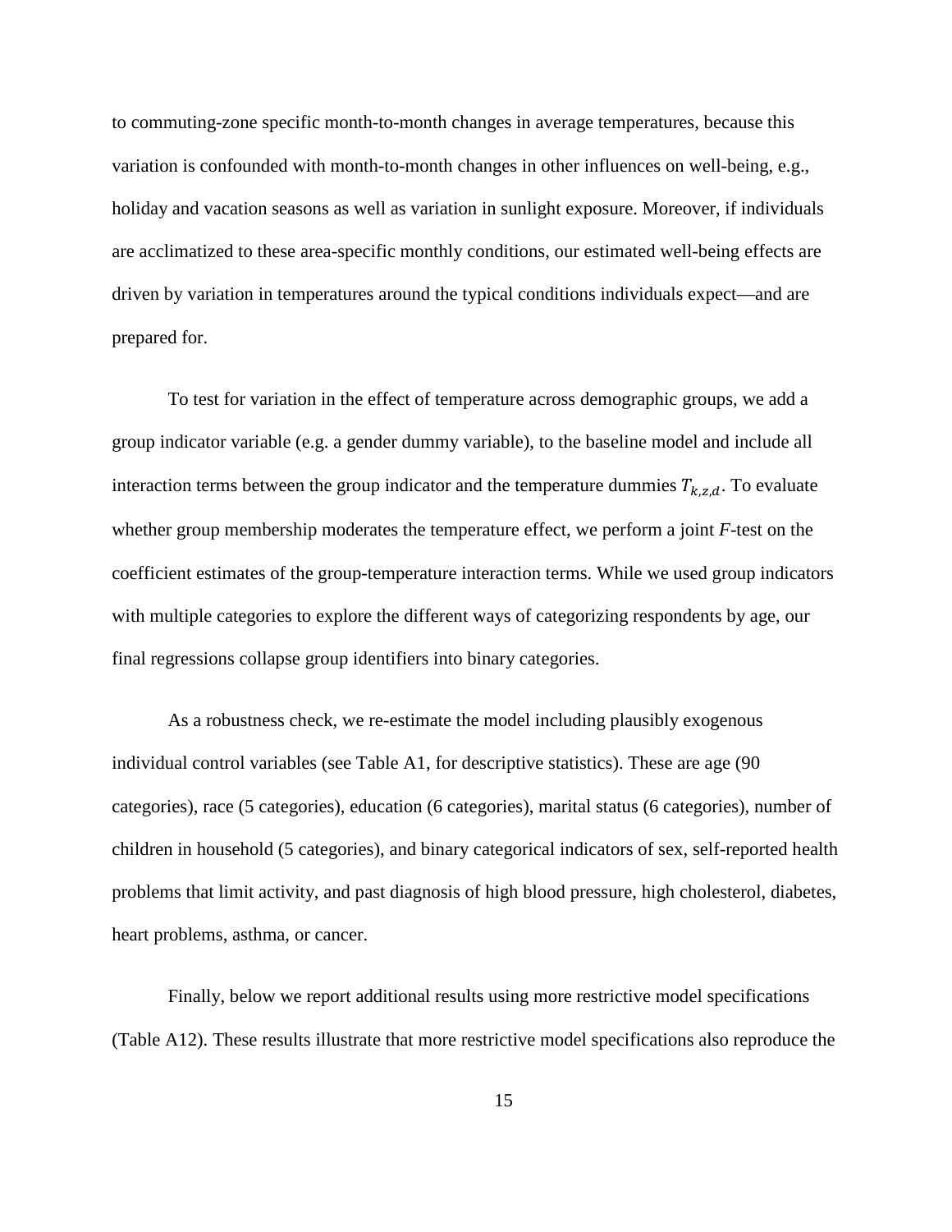to commuting-zone specific month-to-month changes in average temperatures, because this variation is confounded with month-to-month changes in other influences on well-being, e.g., holiday and vacation seasons as well as variation in sunlight exposure. Moreover, if individuals are acclimatized to these area-specific monthly conditions, our estimated well-being effects are driven by variation in temperatures around the typical conditions individuals expect—and are prepared for.

To test for variation in the effect of temperature across demographic groups, we add a group indicator variable (e.g. a gender dummy variable), to the baseline model and include all interaction terms between the group indicator and the temperature dummies $T_{k,z,d}$. To evaluate whether group membership moderates the temperature effect, we perform a joint $F$-test on the coefficient estimates of the group-temperature interaction terms. While we used group indicators with multiple categories to explore the different ways of categorizing respondents by age, our final regressions collapse group identifiers into binary categories.

As a robustness check, we re-estimate the model including plausibly exogenous individual control variables (see Table A1, for descriptive statistics). These are age (90 categories), race (5 categories), education (6 categories), marital status (6 categories), number of children in household (5 categories), and binary categorical indicators of sex, self-reported health problems that limit activity, and past diagnosis of high blood pressure, high cholesterol, diabetes, heart problems, asthma, or cancer.

Finally, below we report additional results using more restrictive model specifications (Table A12). These results illustrate that more restrictive model specifications also reproduce the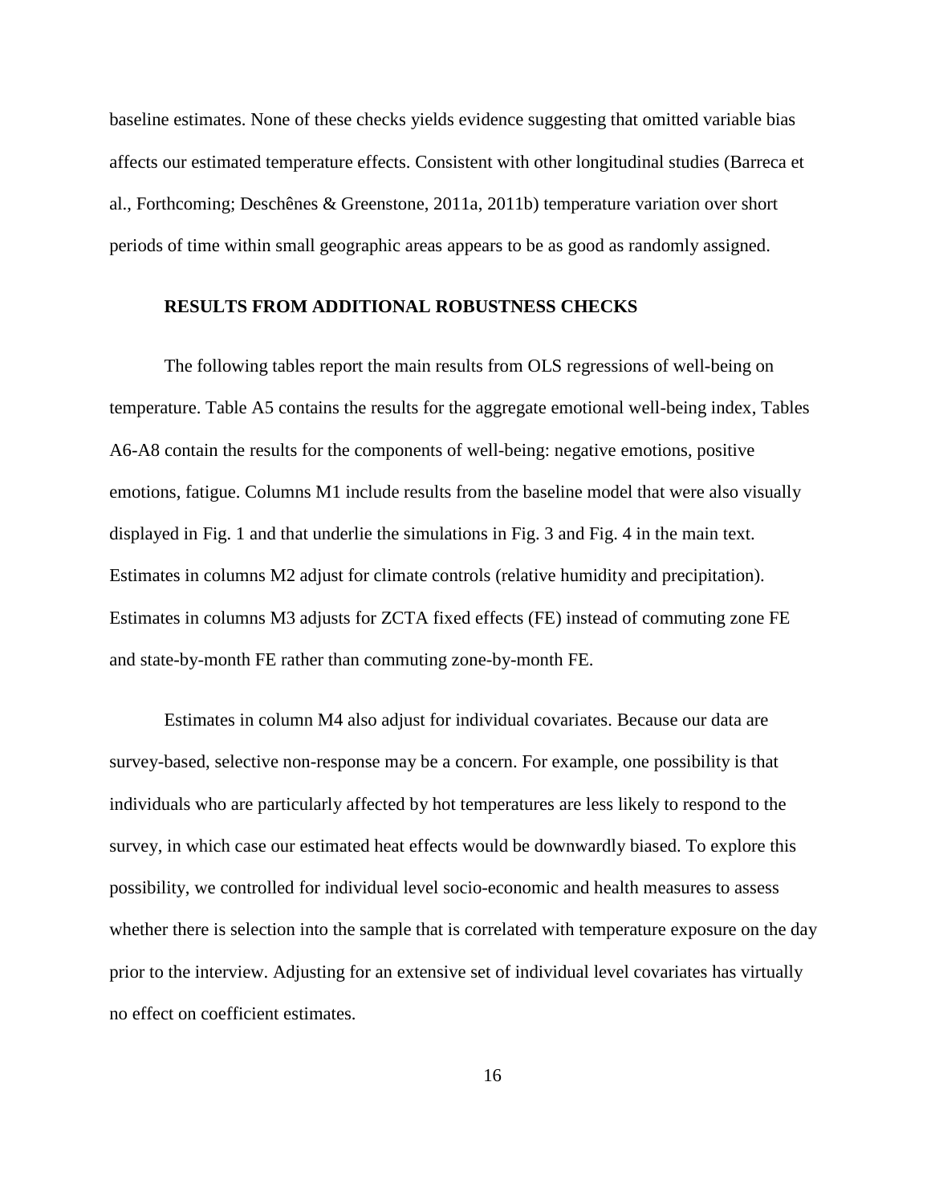baseline estimates. None of these checks yields evidence suggesting that omitted variable bias affects our estimated temperature effects. Consistent with other longitudinal studies (Barreca et al., Forthcoming; Deschênes & Greenstone, 2011a, 2011b) temperature variation over short periods of time within small geographic areas appears to be as good as randomly assigned.

## RESULTS FROM ADDITIONAL ROBUSTNESS CHECKS

The following tables report the main results from OLS regressions of well-being on temperature. Table A5 contains the results for the aggregate emotional well-being index, Tables A6-A8 contain the results for the components of well-being: negative emotions, positive emotions, fatigue. Columns M1 include results from the baseline model that were also visually displayed in Fig. 1 and that underlie the simulations in Fig. 3 and Fig. 4 in the main text. Estimates in columns M2 adjust for climate controls (relative humidity and precipitation). Estimates in columns M3 adjusts for ZCTA fixed effects (FE) instead of commuting zone FE and state-by-month FE rather than commuting zone-by-month FE.

Estimates in column M4 also adjust for individual covariates. Because our data are survey-based, selective non-response may be a concern. For example, one possibility is that individuals who are particularly affected by hot temperatures are less likely to respond to the survey, in which case our estimated heat effects would be downwardly biased. To explore this possibility, we controlled for individual level socio-economic and health measures to assess whether there is selection into the sample that is correlated with temperature exposure on the day prior to the interview. Adjusting for an extensive set of individual level covariates has virtually no effect on coefficient estimates.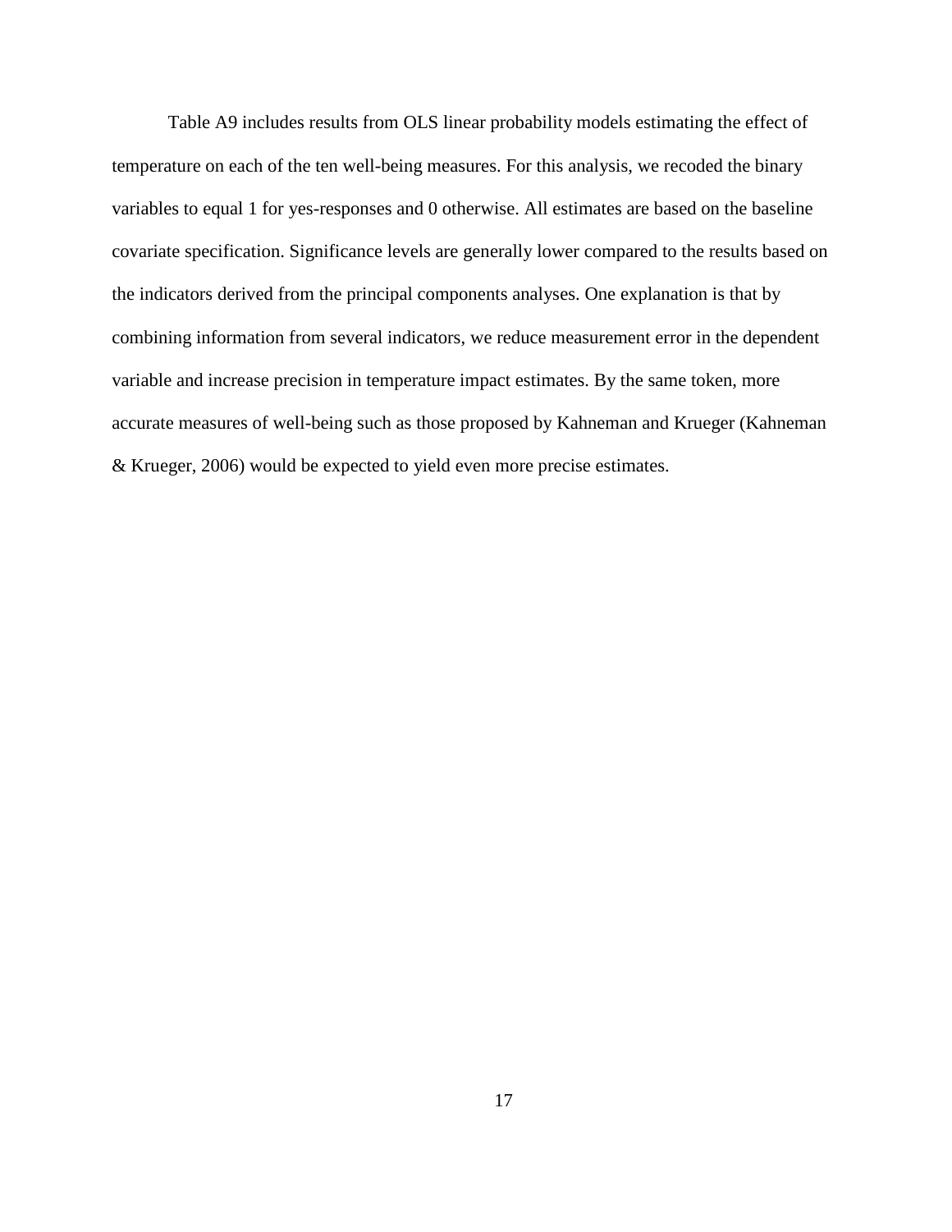Table A9 includes results from OLS linear probability models estimating the effect of temperature on each of the ten well-being measures. For this analysis, we recoded the binary variables to equal 1 for yes-responses and 0 otherwise. All estimates are based on the baseline covariate specification. Significance levels are generally lower compared to the results based on the indicators derived from the principal components analyses. One explanation is that by combining information from several indicators, we reduce measurement error in the dependent variable and increase precision in temperature impact estimates. By the same token, more accurate measures of well-being such as those proposed by Kahneman and Krueger (Kahneman & Krueger, 2006) would be expected to yield even more precise estimates.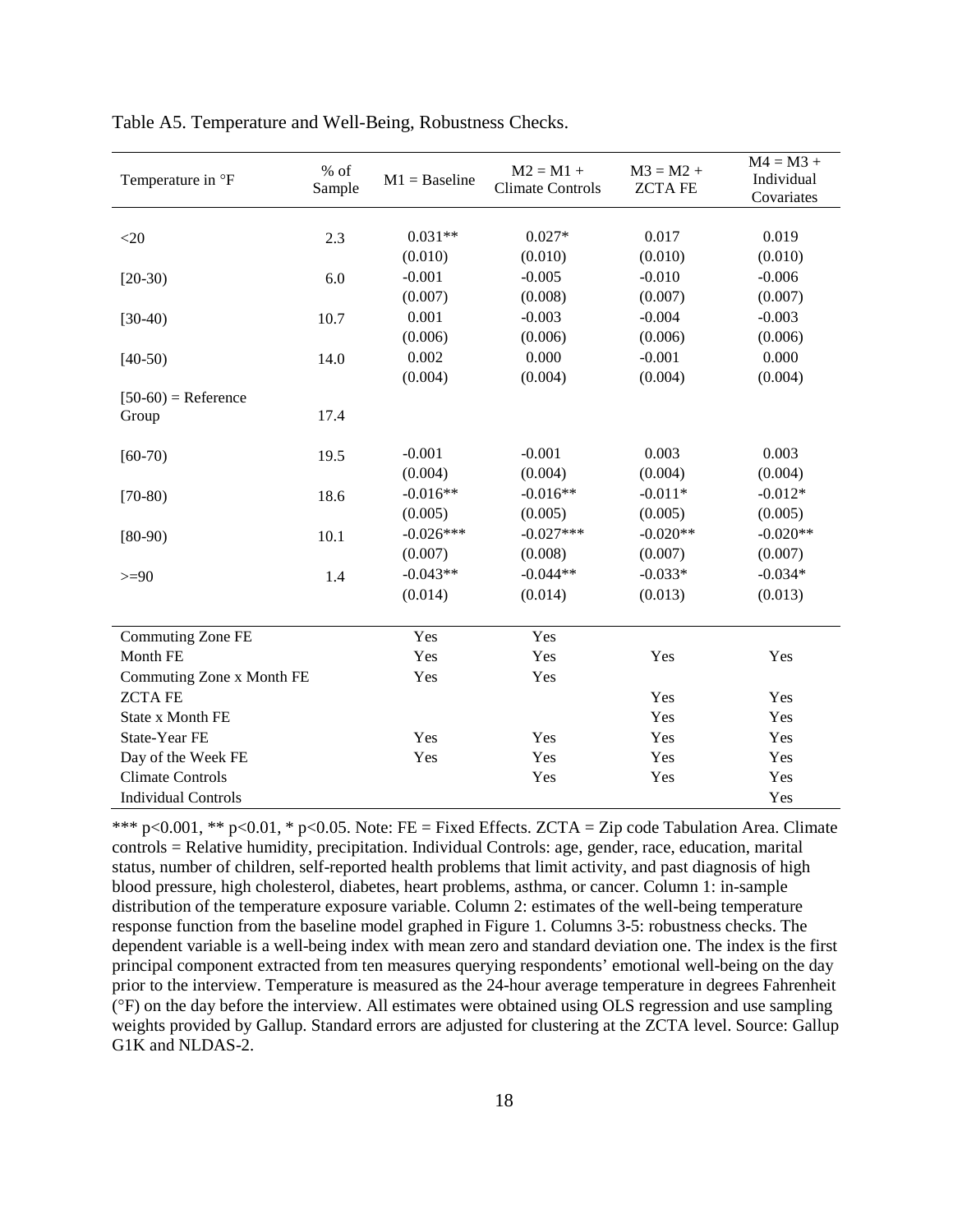Table A5. Temperature and Well-Being, Robustness Checks.

| Temperature in °F | % of Sample | M1 = Baseline | M2 = M1 + Climate Controls | M3 = M2 + ZCTA FE | M4 = M3 + Individual Covariates |
|---|---|---|---|---|---|
| <20 | 2.3 | 0.031** | 0.027* | 0.017 | 0.019 |
| | | (0.010) | (0.010) | (0.010) | (0.010) |
| [20-30) | 6.0 | -0.001 | -0.005 | -0.010 | -0.006 |
| | | (0.007) | (0.008) | (0.007) | (0.007) |
| [30-40) | 10.7 | 0.001 | -0.003 | -0.004 | -0.003 |
| | | (0.006) | (0.006) | (0.006) | (0.006) |
| [40-50) | 14.0 | 0.002 | 0.000 | -0.001 | 0.000 |
| | | (0.004) | (0.004) | (0.004) | (0.004) |
| [50-60) = Reference Group | 17.4 | | | | |
| [60-70) | 19.5 | -0.001 | -0.001 | 0.003 | 0.003 |
| | | (0.004) | (0.004) | (0.004) | (0.004) |
| [70-80) | 18.6 | -0.016** | -0.016** | -0.011* | -0.012* |
| | | (0.005) | (0.005) | (0.005) | (0.005) |
| [80-90) | 10.1 | -0.026*** | -0.027*** | -0.020** | -0.020** |
| | | (0.007) | (0.008) | (0.007) | (0.007) |
| >=90 | 1.4 | -0.043** | -0.044** | -0.033* | -0.034* |
| | | (0.014) | (0.014) | (0.013) | (0.013) |
| Commuting Zone FE | | Yes | Yes | | |
| Month FE | | Yes | Yes | Yes | Yes |
| Commuting Zone x Month FE | | Yes | Yes | | |
| ZCTA FE | | | | Yes | Yes |
| State x Month FE | | | | Yes | Yes |
| State-Year FE | | Yes | Yes | Yes | Yes |
| Day of the Week FE | | Yes | Yes | Yes | Yes |
| Climate Controls | | | Yes | Yes | Yes |
| Individual Controls | | | | | Yes |

*** p<0.001, ** p<0.01, * p<0.05. Note: FE = Fixed Effects. ZCTA = Zip code Tabulation Area. Climate controls = Relative humidity, precipitation. Individual Controls: age, gender, race, education, marital status, number of children, self-reported health problems that limit activity, and past diagnosis of high blood pressure, high cholesterol, diabetes, heart problems, asthma, or cancer. Column 1: in-sample distribution of the temperature exposure variable. Column 2: estimates of the well-being temperature response function from the baseline model graphed in Figure 1. Columns 3-5: robustness checks. The dependent variable is a well-being index with mean zero and standard deviation one. The index is the first principal component extracted from ten measures querying respondents' emotional well-being on the day prior to the interview. Temperature is measured as the 24-hour average temperature in degrees Fahrenheit (°F) on the day before the interview. All estimates were obtained using OLS regression and use sampling weights provided by Gallup. Standard errors are adjusted for clustering at the ZCTA level. Source: Gallup G1K and NLDAS-2.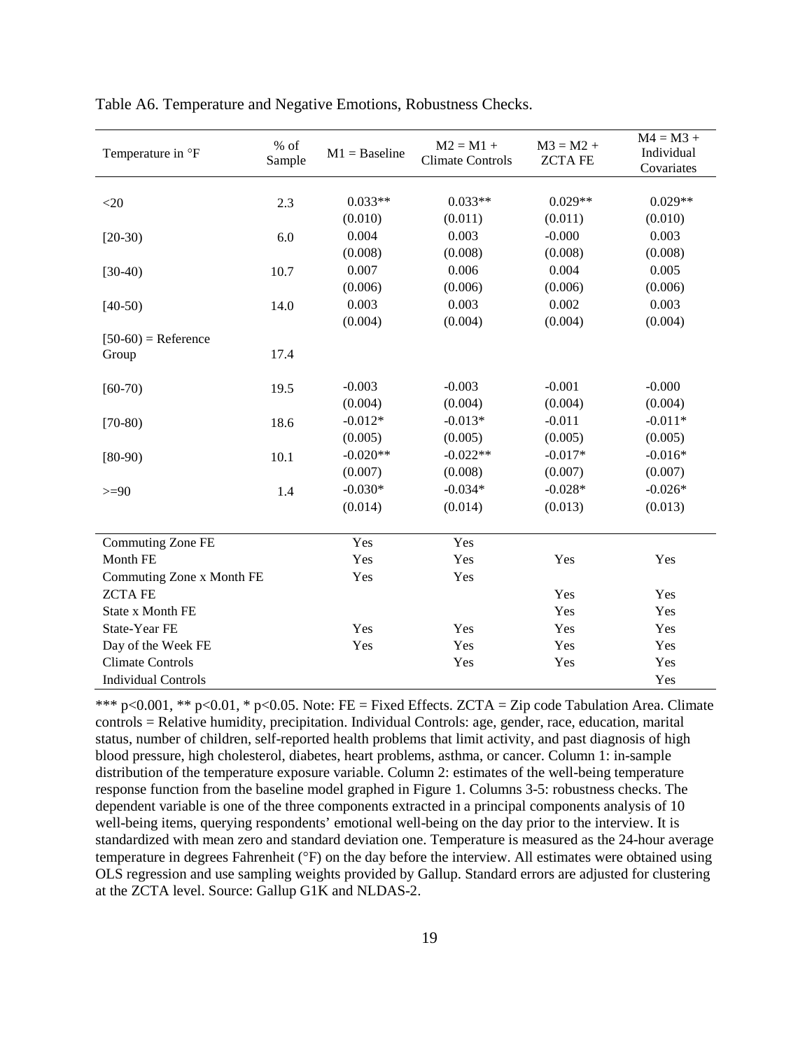Table A6. Temperature and Negative Emotions, Robustness Checks.

| Temperature in °F | % of Sample | M1 = Baseline | M2 = M1 + Climate Controls | M3 = M2 + ZCTA FE | M4 = M3 + Individual Covariates |
|---|---|---|---|---|---|
| <20 | 2.3 | 0.033** | 0.033** | 0.029** | 0.029** |
| | | (0.010) | (0.011) | (0.011) | (0.010) |
| [20-30) | 6.0 | 0.004 | 0.003 | -0.000 | 0.003 |
| | | (0.008) | (0.008) | (0.008) | (0.008) |
| [30-40) | 10.7 | 0.007 | 0.006 | 0.004 | 0.005 |
| | | (0.006) | (0.006) | (0.006) | (0.006) |
| [40-50) | 14.0 | 0.003 | 0.003 | 0.002 | 0.003 |
| | | (0.004) | (0.004) | (0.004) | (0.004) |
| [50-60) = Reference Group | 17.4 | | | | |
| [60-70) | 19.5 | -0.003 | -0.003 | -0.001 | -0.000 |
| | | (0.004) | (0.004) | (0.004) | (0.004) |
| [70-80) | 18.6 | -0.012* | -0.013* | -0.011 | -0.011* |
| | | (0.005) | (0.005) | (0.005) | (0.005) |
| [80-90) | 10.1 | -0.020** | -0.022** | -0.017* | -0.016* |
| | | (0.007) | (0.008) | (0.007) | (0.007) |
| >=90 | 1.4 | -0.030* | -0.034* | -0.028* | -0.026* |
| | | (0.014) | (0.014) | (0.013) | (0.013) |
| Commuting Zone FE | | Yes | Yes | | |
| Month FE | | Yes | Yes | Yes | Yes |
| Commuting Zone x Month FE | | Yes | Yes | | |
| ZCTA FE | | | | Yes | Yes |
| State x Month FE | | | | Yes | Yes |
| State-Year FE | | Yes | Yes | Yes | Yes |
| Day of the Week FE | | Yes | Yes | Yes | Yes |
| Climate Controls | | | Yes | Yes | Yes |
| Individual Controls | | | | | Yes |

*** p<0.001, ** p<0.01, * p<0.05. Note: FE = Fixed Effects. ZCTA = Zip code Tabulation Area. Climate controls = Relative humidity, precipitation. Individual Controls: age, gender, race, education, marital status, number of children, self-reported health problems that limit activity, and past diagnosis of high blood pressure, high cholesterol, diabetes, heart problems, asthma, or cancer. Column 1: in-sample distribution of the temperature exposure variable. Column 2: estimates of the well-being temperature response function from the baseline model graphed in Figure 1. Columns 3-5: robustness checks. The dependent variable is one of the three components extracted in a principal components analysis of 10 well-being items, querying respondents' emotional well-being on the day prior to the interview. It is standardized with mean zero and standard deviation one. Temperature is measured as the 24-hour average temperature in degrees Fahrenheit (°F) on the day before the interview. All estimates were obtained using OLS regression and use sampling weights provided by Gallup. Standard errors are adjusted for clustering at the ZCTA level. Source: Gallup G1K and NLDAS-2.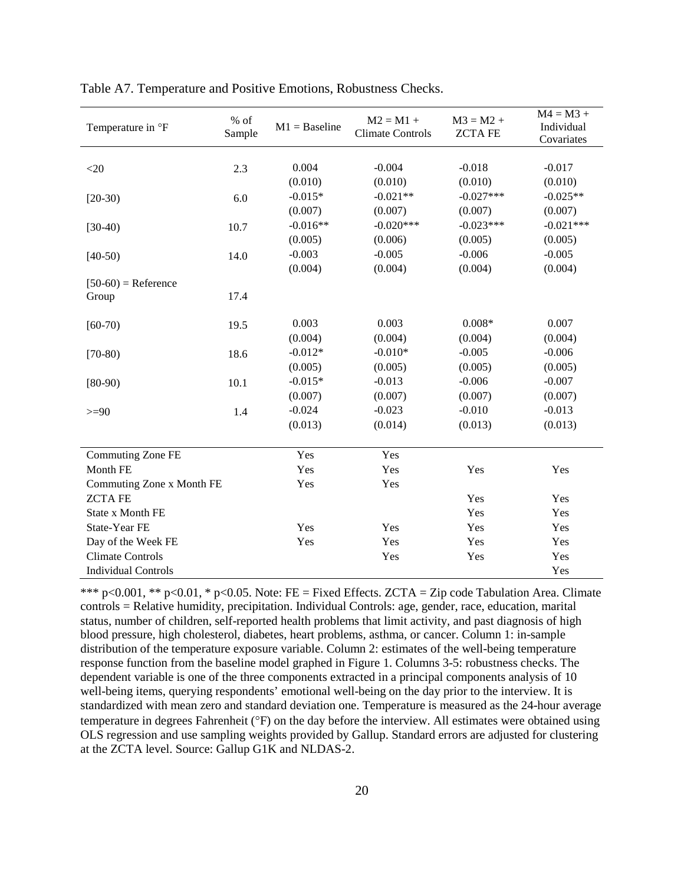Table A7. Temperature and Positive Emotions, Robustness Checks.

| Temperature in °F | % of Sample | M1 = Baseline | M2 = M1 + Climate Controls | M3 = M2 + ZCTA FE | M4 = M3 + Individual Covariates |
|---|---|---|---|---|---|
| <20 | 2.3 | 0.004 | -0.004 | -0.018 | -0.017 |
| | | (0.010) | (0.010) | (0.010) | (0.010) |
| [20-30) | 6.0 | -0.015* | -0.021** | -0.027*** | -0.025** |
| | | (0.007) | (0.007) | (0.007) | (0.007) |
| [30-40) | 10.7 | -0.016** | -0.020*** | -0.023*** | -0.021*** |
| | | (0.005) | (0.006) | (0.005) | (0.005) |
| [40-50) | 14.0 | -0.003 | -0.005 | -0.006 | -0.005 |
| | | (0.004) | (0.004) | (0.004) | (0.004) |
| [50-60) = Reference Group | 17.4 | | | | |
| [60-70) | 19.5 | 0.003 | 0.003 | 0.008* | 0.007 |
| | | (0.004) | (0.004) | (0.004) | (0.004) |
| [70-80) | 18.6 | -0.012* | -0.010* | -0.005 | -0.006 |
| | | (0.005) | (0.005) | (0.005) | (0.005) |
| [80-90) | 10.1 | -0.015* | -0.013 | -0.006 | -0.007 |
| | | (0.007) | (0.007) | (0.007) | (0.007) |
| >=90 | 1.4 | -0.024 | -0.023 | -0.010 | -0.013 |
| | | (0.013) | (0.014) | (0.013) | (0.013) |
| Commuting Zone FE | | Yes | Yes | | |
| Month FE | | Yes | Yes | Yes | Yes |
| Commuting Zone x Month FE | | Yes | Yes | | |
| ZCTA FE | | | | Yes | Yes |
| State x Month FE | | | | Yes | Yes |
| State-Year FE | | Yes | Yes | Yes | Yes |
| Day of the Week FE | | Yes | Yes | Yes | Yes |
| Climate Controls | | | Yes | Yes | Yes |
| Individual Controls | | | | | Yes |

*** p<0.001, ** p<0.01, * p<0.05. Note: FE = Fixed Effects. ZCTA = Zip code Tabulation Area. Climate controls = Relative humidity, precipitation. Individual Controls: age, gender, race, education, marital status, number of children, self-reported health problems that limit activity, and past diagnosis of high blood pressure, high cholesterol, diabetes, heart problems, asthma, or cancer. Column 1: in-sample distribution of the temperature exposure variable. Column 2: estimates of the well-being temperature response function from the baseline model graphed in Figure 1. Columns 3-5: robustness checks. The dependent variable is one of the three components extracted in a principal components analysis of 10 well-being items, querying respondents' emotional well-being on the day prior to the interview. It is standardized with mean zero and standard deviation one. Temperature is measured as the 24-hour average temperature in degrees Fahrenheit (°F) on the day before the interview. All estimates were obtained using OLS regression and use sampling weights provided by Gallup. Standard errors are adjusted for clustering at the ZCTA level. Source: Gallup G1K and NLDAS-2.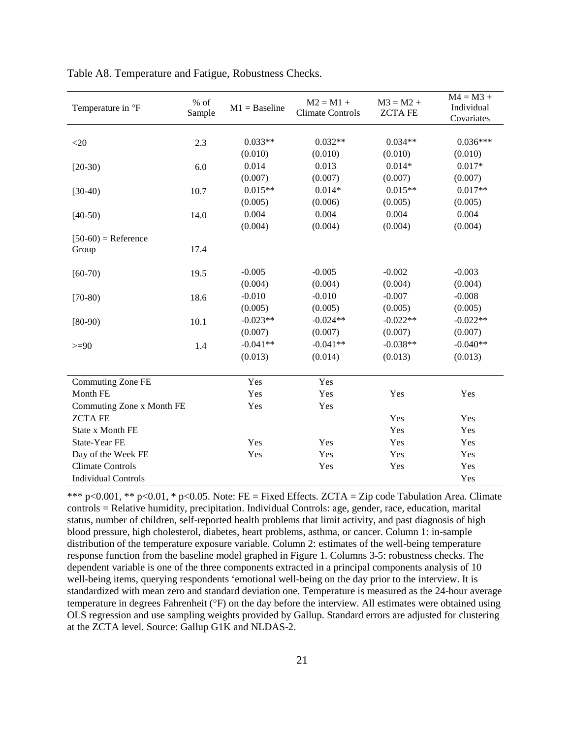Table A8. Temperature and Fatigue, Robustness Checks.

| Temperature in °F | % of Sample | M1 = Baseline | M2 = M1 + Climate Controls | M3 = M2 + ZCTA FE | M4 = M3 + Individual Covariates |
|---|---|---|---|---|---|
| <20 | 2.3 | 0.033** | 0.032** | 0.034** | 0.036*** |
| | | (0.010) | (0.010) | (0.010) | (0.010) |
| [20-30) | 6.0 | 0.014 | 0.013 | 0.014* | 0.017* |
| | | (0.007) | (0.007) | (0.007) | (0.007) |
| [30-40) | 10.7 | 0.015** | 0.014* | 0.015** | 0.017** |
| | | (0.005) | (0.006) | (0.005) | (0.005) |
| [40-50) | 14.0 | 0.004 | 0.004 | 0.004 | 0.004 |
| | | (0.004) | (0.004) | (0.004) | (0.004) |
| [50-60) = Reference Group | 17.4 | | | | |
| [60-70) | 19.5 | -0.005 | -0.005 | -0.002 | -0.003 |
| | | (0.004) | (0.004) | (0.004) | (0.004) |
| [70-80) | 18.6 | -0.010 | -0.010 | -0.007 | -0.008 |
| | | (0.005) | (0.005) | (0.005) | (0.005) |
| [80-90) | 10.1 | -0.023** | -0.024** | -0.022** | -0.022** |
| | | (0.007) | (0.007) | (0.007) | (0.007) |
| >=90 | 1.4 | -0.041** | -0.041** | -0.038** | -0.040** |
| | | (0.013) | (0.014) | (0.013) | (0.013) |
| Commuting Zone FE | | Yes | Yes | | |
| Month FE | | Yes | Yes | Yes | Yes |
| Commuting Zone x Month FE | | Yes | Yes | | |
| ZCTA FE | | | | Yes | Yes |
| State x Month FE | | | | Yes | Yes |
| State-Year FE | | Yes | Yes | Yes | Yes |
| Day of the Week FE | | Yes | Yes | Yes | Yes |
| Climate Controls | | | Yes | Yes | Yes |
| Individual Controls | | | | | Yes |

*** p<0.001, ** p<0.01, * p<0.05. Note: FE = Fixed Effects. ZCTA = Zip code Tabulation Area. Climate controls = Relative humidity, precipitation. Individual Controls: age, gender, race, education, marital status, number of children, self-reported health problems that limit activity, and past diagnosis of high blood pressure, high cholesterol, diabetes, heart problems, asthma, or cancer. Column 1: in-sample distribution of the temperature exposure variable. Column 2: estimates of the well-being temperature response function from the baseline model graphed in Figure 1. Columns 3-5: robustness checks. The dependent variable is one of the three components extracted in a principal components analysis of 10 well-being items, querying respondents 'emotional well-being on the day prior to the interview. It is standardized with mean zero and standard deviation one. Temperature is measured as the 24-hour average temperature in degrees Fahrenheit (°F) on the day before the interview. All estimates were obtained using OLS regression and use sampling weights provided by Gallup. Standard errors are adjusted for clustering at the ZCTA level. Source: Gallup G1K and NLDAS-2.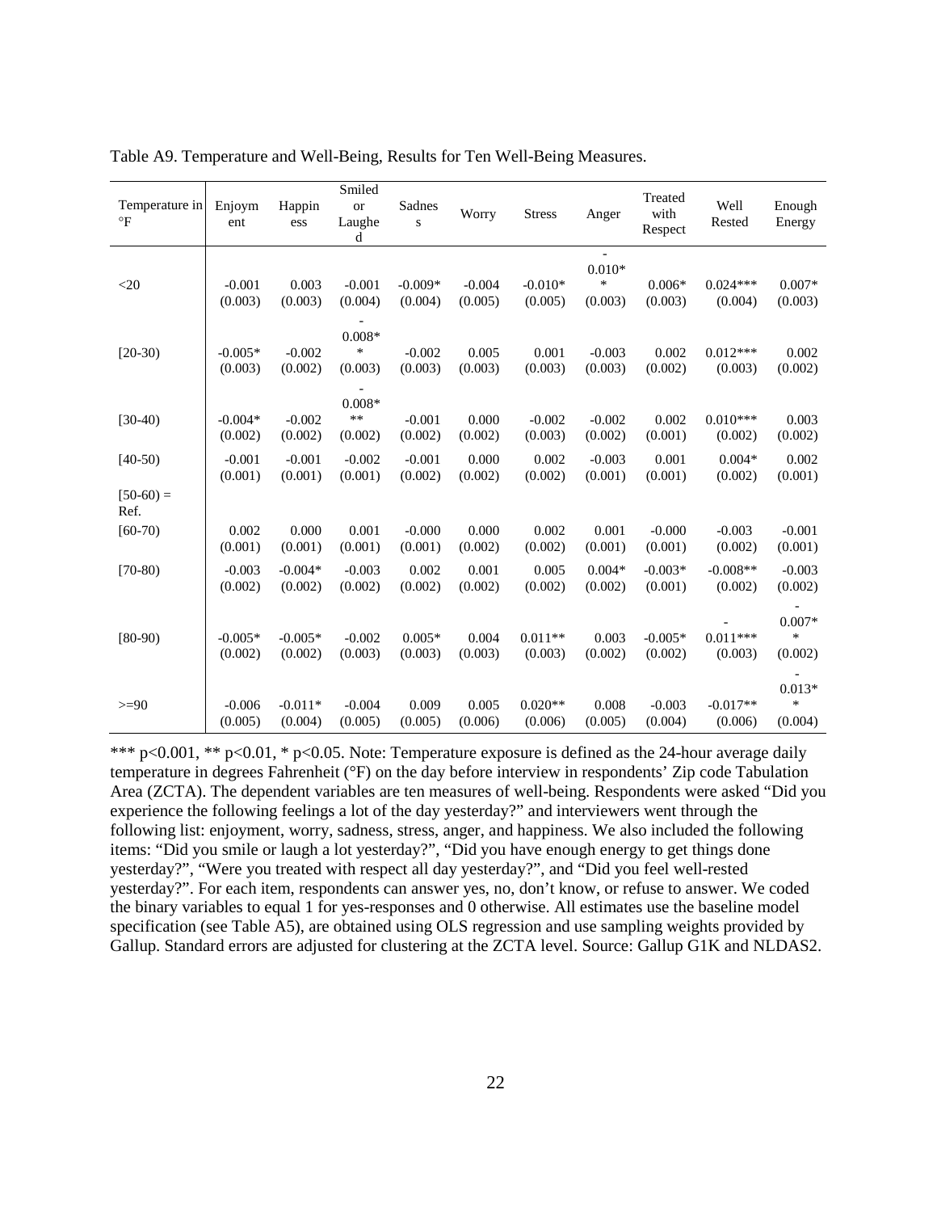Table A9. Temperature and Well-Being, Results for Ten Well-Being Measures.

| Temperature in °F | Enjoyment | Happiness | Smiled or Laughed | Sadness | Worry | Stress | Anger | Treated with Respect | Well Rested | Enough Energy |
|---|---|---|---|---|---|---|---|---|---|---|
| <20 | -0.001<br>(0.003) | 0.003<br>(0.003) | -0.001<br>(0.004) | -0.009*<br>(0.004) | -0.004<br>(0.005) | -0.010*<br>(0.005) | -0.010**<br>(0.003) | 0.006*<br>(0.003) | 0.024***<br>(0.004) | 0.007*<br>(0.003) |
| [20-30) | -0.005*<br>(0.003) | -0.002<br>(0.002) | -0.008**<br>(0.003) | -0.002<br>(0.003) | 0.005<br>(0.003) | 0.001<br>(0.003) | -0.003<br>(0.003) | 0.002<br>(0.002) | 0.012***<br>(0.003) | 0.002<br>(0.002) |
| [30-40) | -0.004*<br>(0.002) | -0.002<br>(0.002) | -0.008***<br>(0.002) | -0.001<br>(0.002) | 0.000<br>(0.002) | -0.002<br>(0.003) | -0.002<br>(0.002) | 0.002<br>(0.001) | 0.010***<br>(0.002) | 0.003<br>(0.002) |
| [40-50) | -0.001<br>(0.001) | -0.001<br>(0.001) | -0.002<br>(0.001) | -0.001<br>(0.002) | 0.000<br>(0.002) | 0.002<br>(0.002) | -0.003<br>(0.001) | 0.001<br>(0.001) | 0.004*<br>(0.002) | 0.002<br>(0.001) |
| [50-60) = Ref. | | | | | | | | | | |
| [60-70) | 0.002<br>(0.001) | 0.000<br>(0.001) | 0.001<br>(0.001) | -0.000<br>(0.001) | 0.000<br>(0.002) | 0.002<br>(0.002) | 0.001<br>(0.001) | -0.000<br>(0.001) | -0.003<br>(0.002) | -0.001<br>(0.001) |
| [70-80) | -0.003<br>(0.002) | -0.004*<br>(0.002) | -0.003<br>(0.002) | 0.002<br>(0.002) | 0.001<br>(0.002) | 0.005<br>(0.002) | 0.004*<br>(0.002) | -0.003*<br>(0.001) | -0.008**<br>(0.002) | -0.003<br>(0.002) |
| [80-90) | -0.005*<br>(0.002) | -0.005*<br>(0.002) | -0.002<br>(0.003) | 0.005*<br>(0.003) | 0.004<br>(0.003) | 0.011**<br>(0.003) | 0.003<br>(0.002) | -0.005*<br>(0.002) | -0.011***<br>(0.003) | -0.007**<br>(0.002) |
| >=90 | -0.006<br>(0.005) | -0.011*<br>(0.004) | -0.004<br>(0.005) | 0.009<br>(0.005) | 0.005<br>(0.006) | 0.020**<br>(0.006) | 0.008<br>(0.005) | -0.003<br>(0.004) | -0.017**<br>(0.006) | -0.013**<br>(0.004) |

*** p<0.001, ** p<0.01, * p<0.05. Note: Temperature exposure is defined as the 24-hour average daily temperature in degrees Fahrenheit (°F) on the day before interview in respondents' Zip code Tabulation Area (ZCTA). The dependent variables are ten measures of well-being. Respondents were asked "Did you experience the following feelings a lot of the day yesterday?" and interviewers went through the following list: enjoyment, worry, sadness, stress, anger, and happiness. We also included the following items: "Did you smile or laugh a lot yesterday?", "Did you have enough energy to get things done yesterday?", "Were you treated with respect all day yesterday?", and "Did you feel well-rested yesterday?". For each item, respondents can answer yes, no, don't know, or refuse to answer. We coded the binary variables to equal 1 for yes-responses and 0 otherwise. All estimates use the baseline model specification (see Table A5), are obtained using OLS regression and use sampling weights provided by Gallup. Standard errors are adjusted for clustering at the ZCTA level. Source: Gallup G1K and NLDAS2.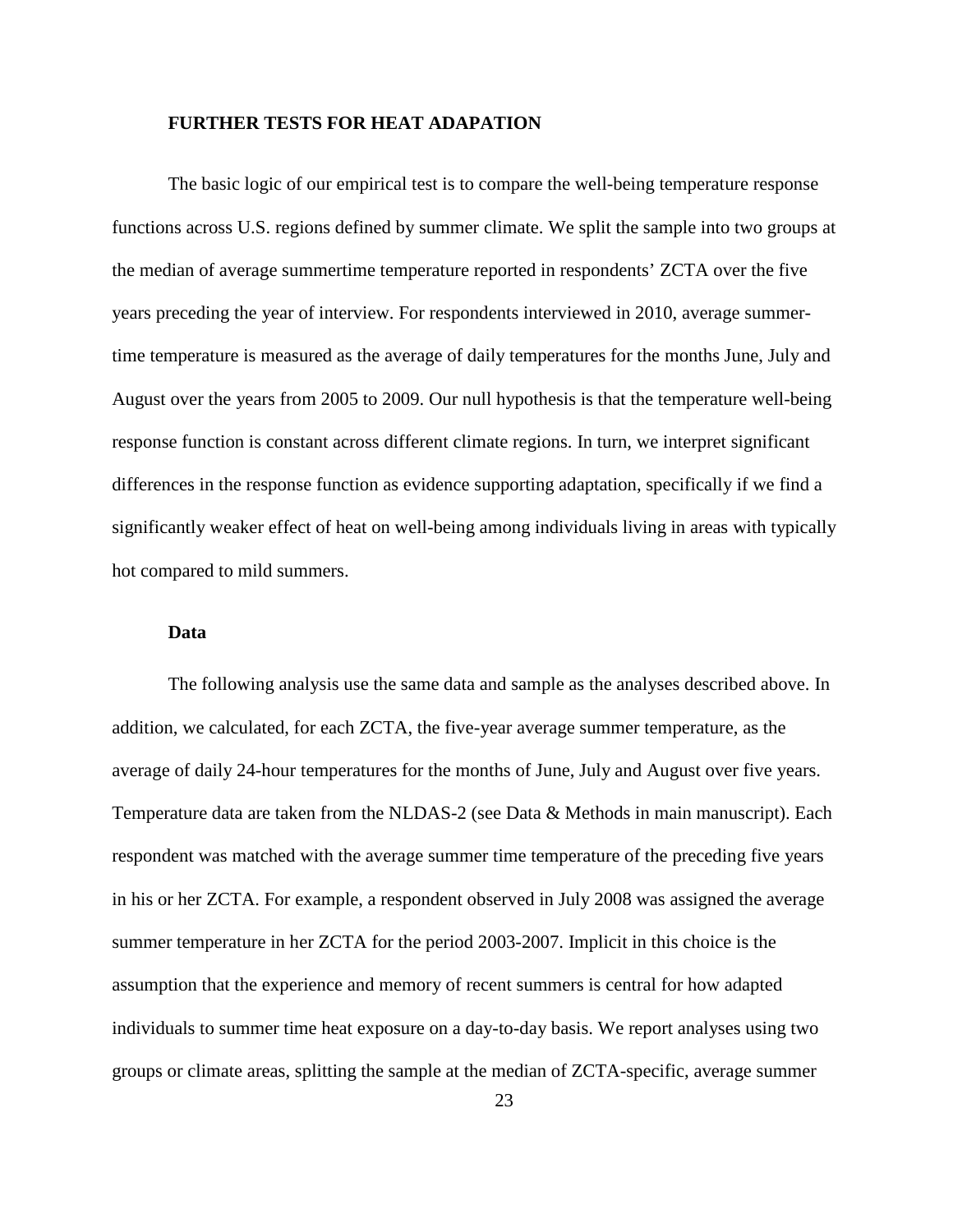## FURTHER TESTS FOR HEAT ADAPATION

The basic logic of our empirical test is to compare the well-being temperature response functions across U.S. regions defined by summer climate. We split the sample into two groups at the median of average summertime temperature reported in respondents' ZCTA over the five years preceding the year of interview. For respondents interviewed in 2010, average summer-time temperature is measured as the average of daily temperatures for the months June, July and August over the years from 2005 to 2009. Our null hypothesis is that the temperature well-being response function is constant across different climate regions. In turn, we interpret significant differences in the response function as evidence supporting adaptation, specifically if we find a significantly weaker effect of heat on well-being among individuals living in areas with typically hot compared to mild summers.

### Data

The following analysis use the same data and sample as the analyses described above. In addition, we calculated, for each ZCTA, the five-year average summer temperature, as the average of daily 24-hour temperatures for the months of June, July and August over five years. Temperature data are taken from the NLDAS-2 (see Data & Methods in main manuscript). Each respondent was matched with the average summer time temperature of the preceding five years in his or her ZCTA. For example, a respondent observed in July 2008 was assigned the average summer temperature in her ZCTA for the period 2003-2007. Implicit in this choice is the assumption that the experience and memory of recent summers is central for how adapted individuals to summer time heat exposure on a day-to-day basis. We report analyses using two groups or climate areas, splitting the sample at the median of ZCTA-specific, average summer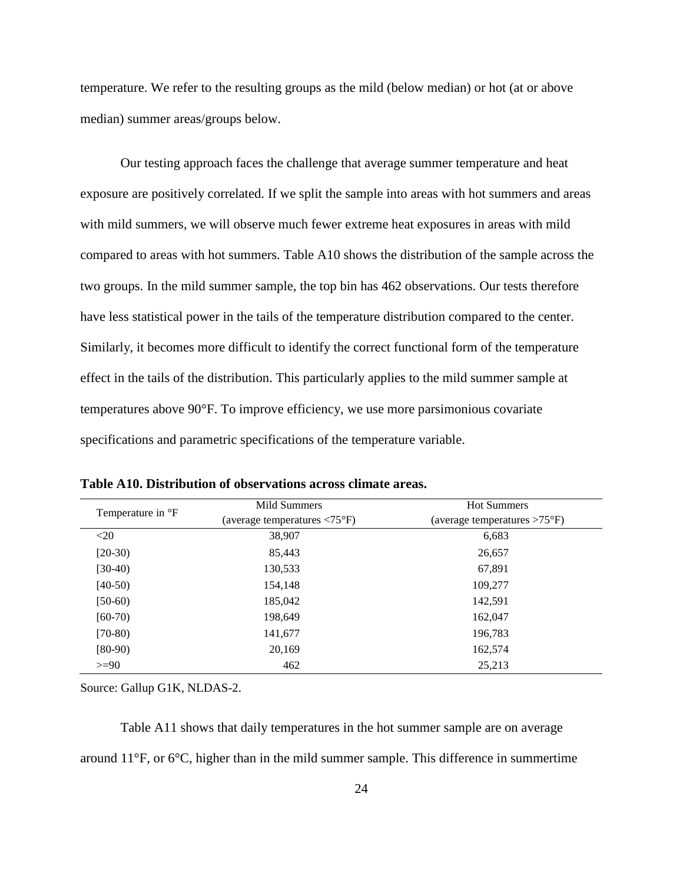temperature. We refer to the resulting groups as the mild (below median) or hot (at or above median) summer areas/groups below.

Our testing approach faces the challenge that average summer temperature and heat exposure are positively correlated. If we split the sample into areas with hot summers and areas with mild summers, we will observe much fewer extreme heat exposures in areas with mild compared to areas with hot summers. Table A10 shows the distribution of the sample across the two groups. In the mild summer sample, the top bin has 462 observations. Our tests therefore have less statistical power in the tails of the temperature distribution compared to the center. Similarly, it becomes more difficult to identify the correct functional form of the temperature effect in the tails of the distribution. This particularly applies to the mild summer sample at temperatures above 90°F. To improve efficiency, we use more parsimonious covariate specifications and parametric specifications of the temperature variable.

**Table A10. Distribution of observations across climate areas.**

| Temperature in °F | Mild Summers (average temperatures <75°F) | Hot Summers (average temperatures >75°F) |
|---|---|---|
| <20 | 38,907 | 6,683 |
| [20-30) | 85,443 | 26,657 |
| [30-40) | 130,533 | 67,891 |
| [40-50) | 154,148 | 109,277 |
| [50-60) | 185,042 | 142,591 |
| [60-70) | 198,649 | 162,047 |
| [70-80) | 141,677 | 196,783 |
| [80-90) | 20,169 | 162,574 |
| >=90 | 462 | 25,213 |

Source: Gallup G1K, NLDAS-2.

Table A11 shows that daily temperatures in the hot summer sample are on average around 11°F, or 6°C, higher than in the mild summer sample. This difference in summertime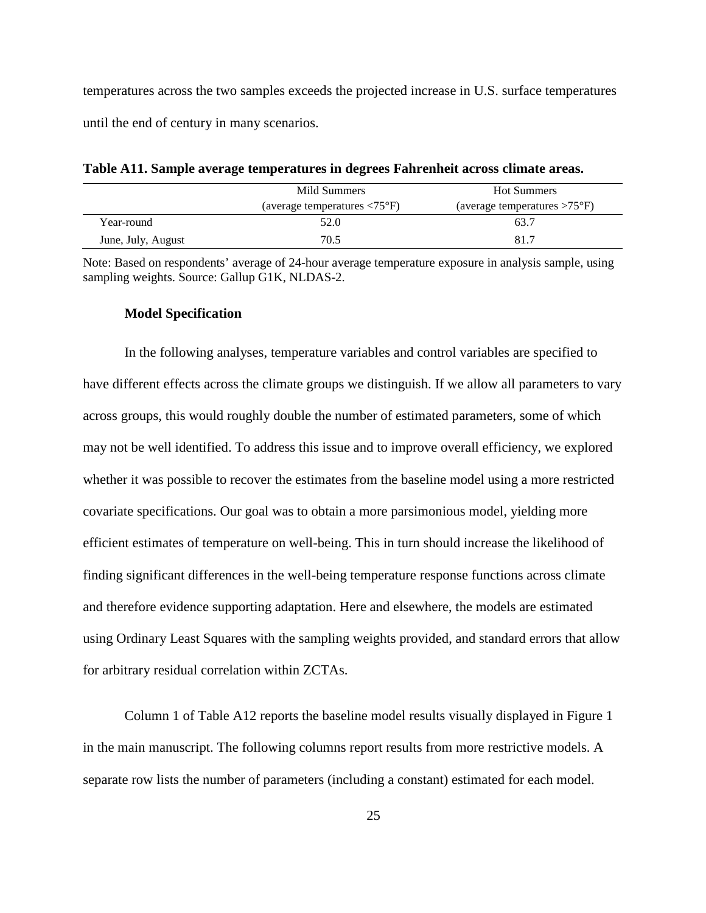temperatures across the two samples exceeds the projected increase in U.S. surface temperatures until the end of century in many scenarios.

**Table A11. Sample average temperatures in degrees Fahrenheit across climate areas.**

| | Mild Summers (average temperatures <75°F) | Hot Summers (average temperatures >75°F) |
|---|---|---|
| Year-round | 52.0 | 63.7 |
| June, July, August | 70.5 | 81.7 |

Note: Based on respondents' average of 24-hour average temperature exposure in analysis sample, using sampling weights. Source: Gallup G1K, NLDAS-2.

**Model Specification**

In the following analyses, temperature variables and control variables are specified to have different effects across the climate groups we distinguish. If we allow all parameters to vary across groups, this would roughly double the number of estimated parameters, some of which may not be well identified. To address this issue and to improve overall efficiency, we explored whether it was possible to recover the estimates from the baseline model using a more restricted covariate specifications. Our goal was to obtain a more parsimonious model, yielding more efficient estimates of temperature on well-being. This in turn should increase the likelihood of finding significant differences in the well-being temperature response functions across climate and therefore evidence supporting adaptation. Here and elsewhere, the models are estimated using Ordinary Least Squares with the sampling weights provided, and standard errors that allow for arbitrary residual correlation within ZCTAs.

Column 1 of Table A12 reports the baseline model results visually displayed in Figure 1 in the main manuscript. The following columns report results from more restrictive models. A separate row lists the number of parameters (including a constant) estimated for each model.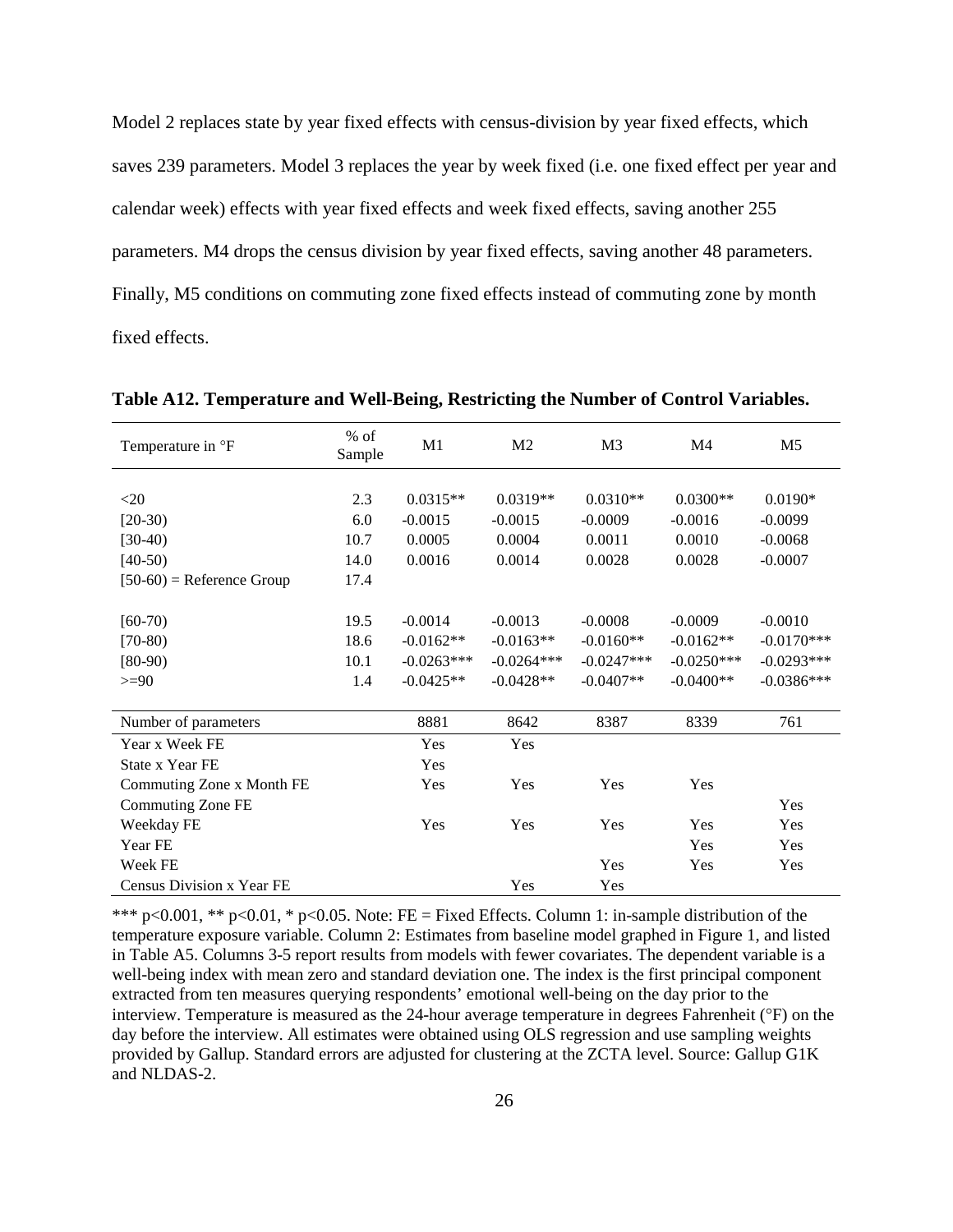Model 2 replaces state by year fixed effects with census-division by year fixed effects, which saves 239 parameters. Model 3 replaces the year by week fixed (i.e. one fixed effect per year and calendar week) effects with year fixed effects and week fixed effects, saving another 255 parameters. M4 drops the census division by year fixed effects, saving another 48 parameters. Finally, M5 conditions on commuting zone fixed effects instead of commuting zone by month fixed effects.

**Table A12. Temperature and Well-Being, Restricting the Number of Control Variables.**

| Temperature in °F | % of Sample | M1 | M2 | M3 | M4 | M5 |
|---|---|---|---|---|---|---|
| <20 | 2.3 | 0.0315** | 0.0319** | 0.0310** | 0.0300** | 0.0190* |
| [20-30) | 6.0 | -0.0015 | -0.0015 | -0.0009 | -0.0016 | -0.0099 |
| [30-40) | 10.7 | 0.0005 | 0.0004 | 0.0011 | 0.0010 | -0.0068 |
| [40-50) | 14.0 | 0.0016 | 0.0014 | 0.0028 | 0.0028 | -0.0007 |
| [50-60) = Reference Group | 17.4 | | | | | |
| [60-70) | 19.5 | -0.0014 | -0.0013 | -0.0008 | -0.0009 | -0.0010 |
| [70-80) | 18.6 | -0.0162** | -0.0163** | -0.0160** | -0.0162** | -0.0170*** |
| [80-90) | 10.1 | -0.0263*** | -0.0264*** | -0.0247*** | -0.0250*** | -0.0293*** |
| >=90 | 1.4 | -0.0425** | -0.0428** | -0.0407** | -0.0400** | -0.0386*** |
| Number of parameters | | 8881 | 8642 | 8387 | 8339 | 761 |
| Year x Week FE | | Yes | Yes | | | |
| State x Year FE | | Yes | | | | |
| Commuting Zone x Month FE | | Yes | Yes | Yes | Yes | |
| Commuting Zone FE | | | | | | Yes |
| Weekday FE | | Yes | Yes | Yes | Yes | Yes |
| Year FE | | | | | Yes | Yes |
| Week FE | | | | Yes | Yes | Yes |
| Census Division x Year FE | | | Yes | Yes | | |

*** p<0.001, ** p<0.01, * p<0.05. Note: FE = Fixed Effects. Column 1: in-sample distribution of the temperature exposure variable. Column 2: Estimates from baseline model graphed in Figure 1, and listed in Table A5. Columns 3-5 report results from models with fewer covariates. The dependent variable is a well-being index with mean zero and standard deviation one. The index is the first principal component extracted from ten measures querying respondents' emotional well-being on the day prior to the interview. Temperature is measured as the 24-hour average temperature in degrees Fahrenheit (°F) on the day before the interview. All estimates were obtained using OLS regression and use sampling weights provided by Gallup. Standard errors are adjusted for clustering at the ZCTA level. Source: Gallup G1K and NLDAS-2.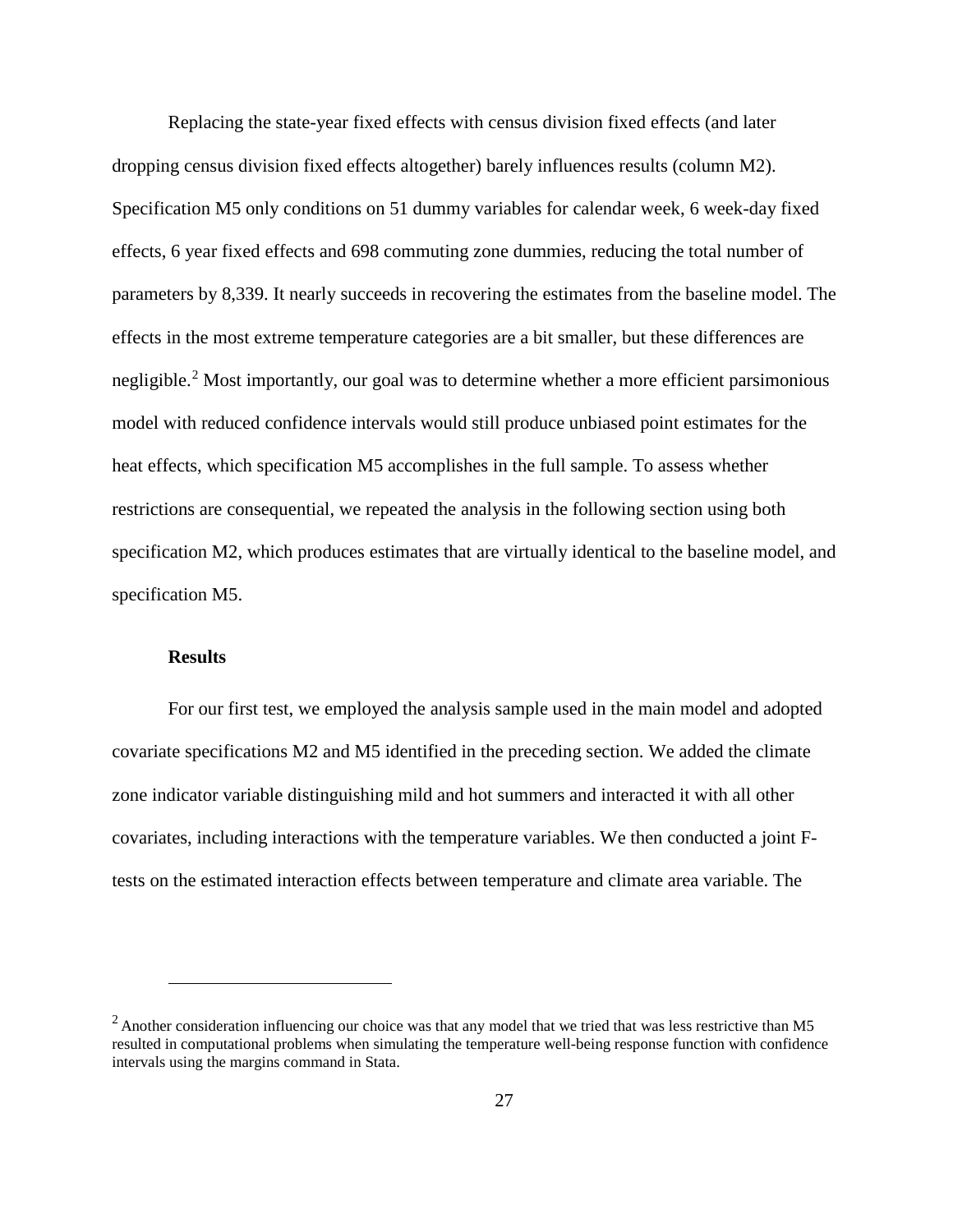Replacing the state-year fixed effects with census division fixed effects (and later dropping census division fixed effects altogether) barely influences results (column M2). Specification M5 only conditions on 51 dummy variables for calendar week, 6 week-day fixed effects, 6 year fixed effects and 698 commuting zone dummies, reducing the total number of parameters by 8,339. It nearly succeeds in recovering the estimates from the baseline model. The effects in the most extreme temperature categories are a bit smaller, but these differences are negligible.[2] Most importantly, our goal was to determine whether a more efficient parsimonious model with reduced confidence intervals would still produce unbiased point estimates for the heat effects, which specification M5 accomplishes in the full sample. To assess whether restrictions are consequential, we repeated the analysis in the following section using both specification M2, which produces estimates that are virtually identical to the baseline model, and specification M5.

### Results

For our first test, we employed the analysis sample used in the main model and adopted covariate specifications M2 and M5 identified in the preceding section. We added the climate zone indicator variable distinguishing mild and hot summers and interacted it with all other covariates, including interactions with the temperature variables. We then conducted a joint F-tests on the estimated interaction effects between temperature and climate area variable. The

---

[2] Another consideration influencing our choice was that any model that we tried that was less restrictive than M5 resulted in computational problems when simulating the temperature well-being response function with confidence intervals using the margins command in Stata.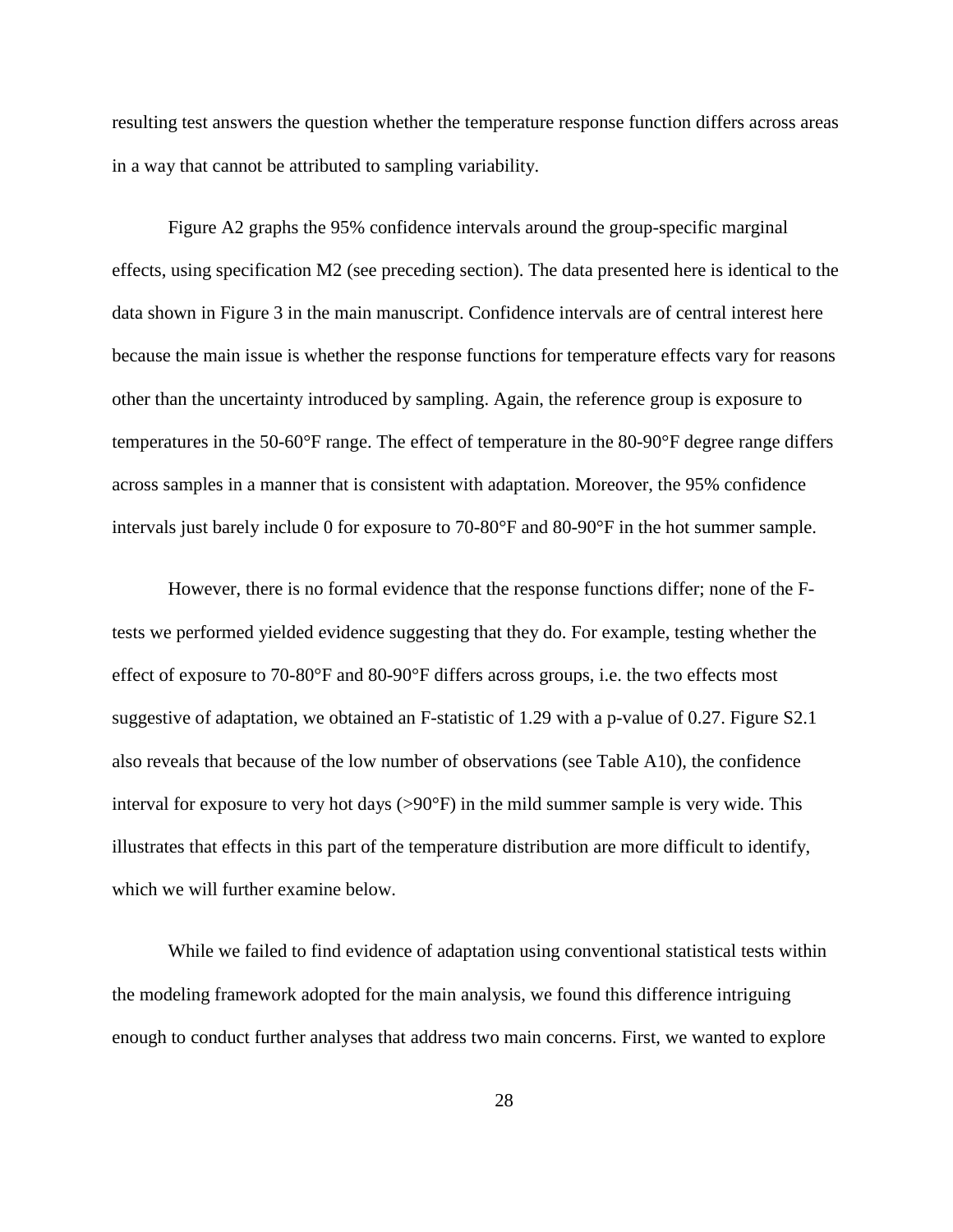resulting test answers the question whether the temperature response function differs across areas in a way that cannot be attributed to sampling variability.

Figure A2 graphs the 95% confidence intervals around the group-specific marginal effects, using specification M2 (see preceding section). The data presented here is identical to the data shown in Figure 3 in the main manuscript. Confidence intervals are of central interest here because the main issue is whether the response functions for temperature effects vary for reasons other than the uncertainty introduced by sampling. Again, the reference group is exposure to temperatures in the 50-60°F range. The effect of temperature in the 80-90°F degree range differs across samples in a manner that is consistent with adaptation. Moreover, the 95% confidence intervals just barely include 0 for exposure to 70-80°F and 80-90°F in the hot summer sample.

However, there is no formal evidence that the response functions differ; none of the F-tests we performed yielded evidence suggesting that they do. For example, testing whether the effect of exposure to 70-80°F and 80-90°F differs across groups, i.e. the two effects most suggestive of adaptation, we obtained an F-statistic of 1.29 with a p-value of 0.27. Figure S2.1 also reveals that because of the low number of observations (see Table A10), the confidence interval for exposure to very hot days (>90°F) in the mild summer sample is very wide. This illustrates that effects in this part of the temperature distribution are more difficult to identify, which we will further examine below.

While we failed to find evidence of adaptation using conventional statistical tests within the modeling framework adopted for the main analysis, we found this difference intriguing enough to conduct further analyses that address two main concerns. First, we wanted to explore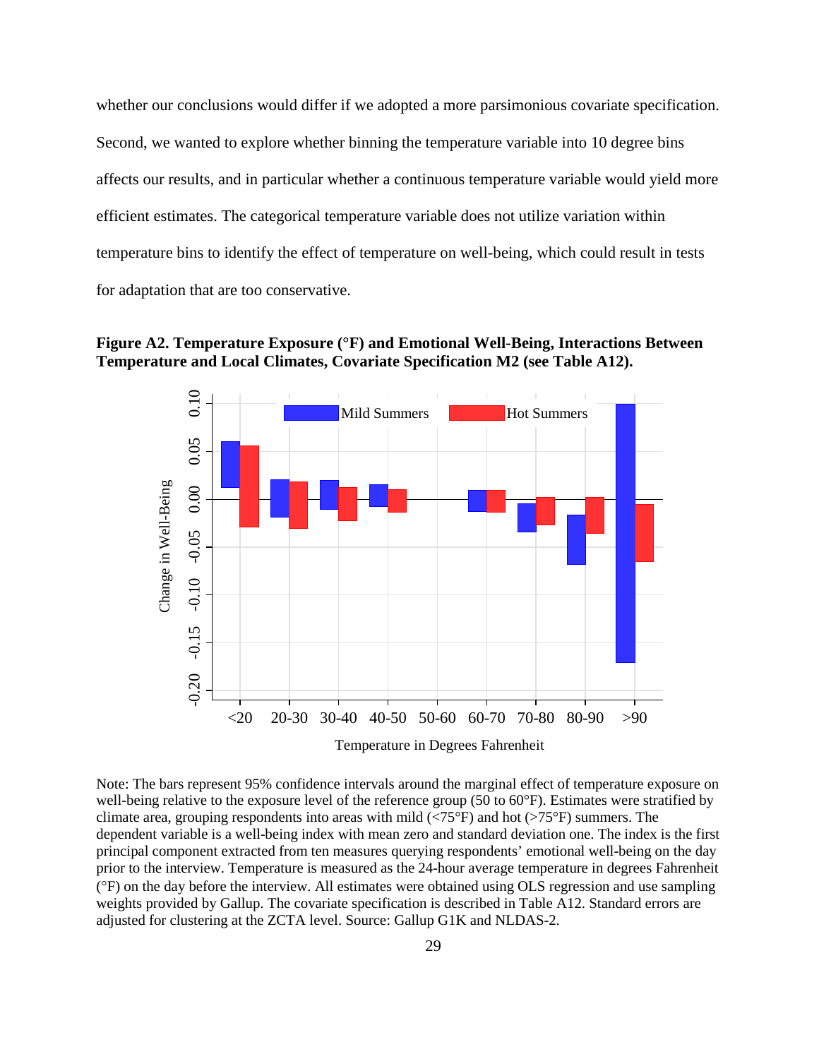whether our conclusions would differ if we adopted a more parsimonious covariate specification. Second, we wanted to explore whether binning the temperature variable into 10 degree bins affects our results, and in particular whether a continuous temperature variable would yield more efficient estimates. The categorical temperature variable does not utilize variation within temperature bins to identify the effect of temperature on well-being, which could result in tests for adaptation that are too conservative.

**Figure A2. Temperature Exposure (°F) and Emotional Well-Being, Interactions Between Temperature and Local Climates, Covariate Specification M2 (see Table A12).**

Note: The bars represent 95% confidence intervals around the marginal effect of temperature exposure on well-being relative to the exposure level of the reference group (50 to 60°F). Estimates were stratified by climate area, grouping respondents into areas with mild (<75°F) and hot (>75°F) summers. The dependent variable is a well-being index with mean zero and standard deviation one. The index is the first principal component extracted from ten measures querying respondents' emotional well-being on the day prior to the interview. Temperature is measured as the 24-hour average temperature in degrees Fahrenheit (°F) on the day before the interview. All estimates were obtained using OLS regression and use sampling weights provided by Gallup. The covariate specification is described in Table A12. Standard errors are adjusted for clustering at the ZCTA level. Source: Gallup G1K and NLDAS-2.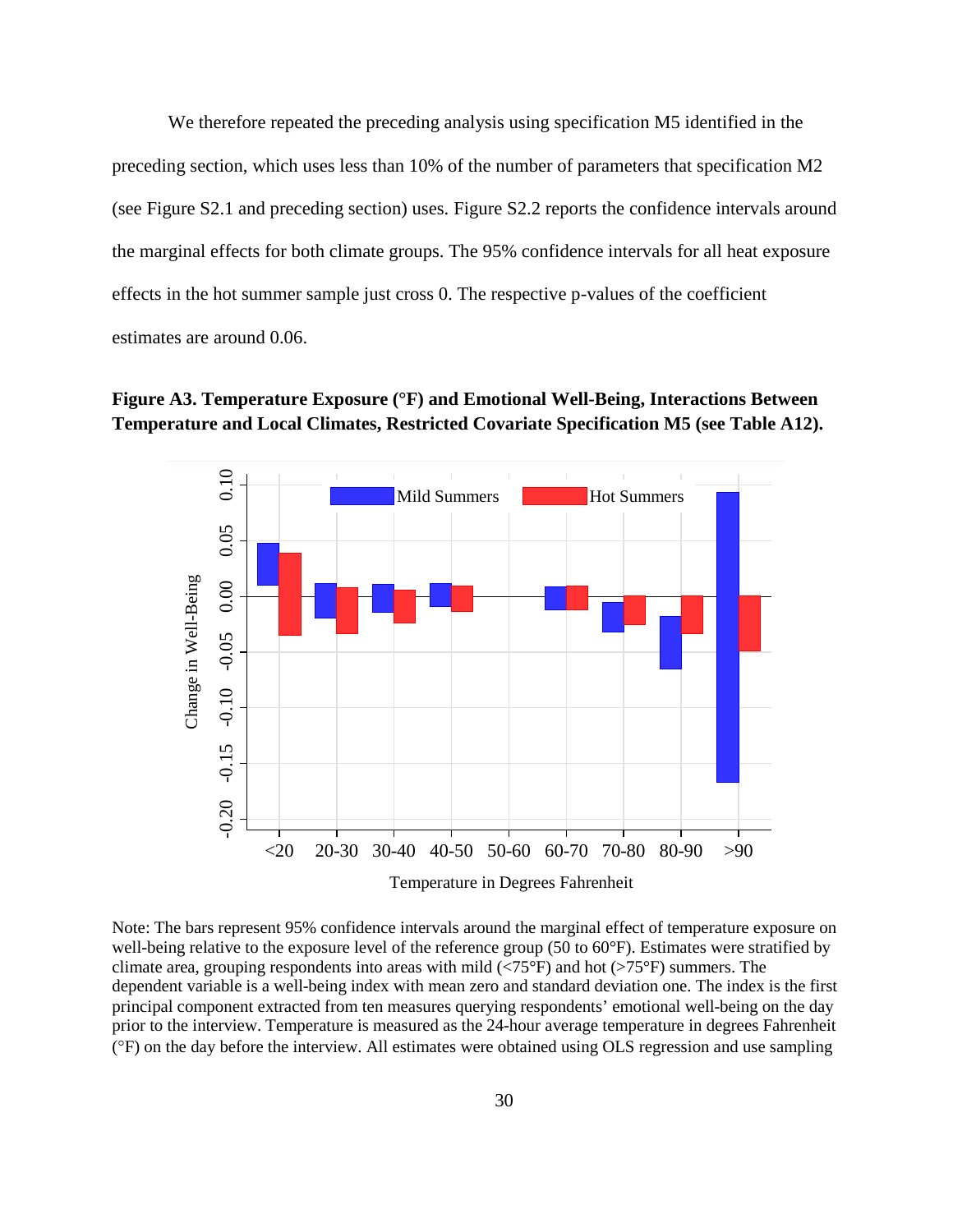We therefore repeated the preceding analysis using specification M5 identified in the preceding section, which uses less than 10% of the number of parameters that specification M2 (see Figure S2.1 and preceding section) uses. Figure S2.2 reports the confidence intervals around the marginal effects for both climate groups. The 95% confidence intervals for all heat exposure effects in the hot summer sample just cross 0. The respective p-values of the coefficient estimates are around 0.06.

**Figure A3. Temperature Exposure (°F) and Emotional Well-Being, Interactions Between Temperature and Local Climates, Restricted Covariate Specification M5 (see Table A12).**

Note: The bars represent 95% confidence intervals around the marginal effect of temperature exposure on well-being relative to the exposure level of the reference group (50 to 60°F). Estimates were stratified by climate area, grouping respondents into areas with mild (<75°F) and hot (>75°F) summers. The dependent variable is a well-being index with mean zero and standard deviation one. The index is the first principal component extracted from ten measures querying respondents' emotional well-being on the day prior to the interview. Temperature is measured as the 24-hour average temperature in degrees Fahrenheit (°F) on the day before the interview. All estimates were obtained using OLS regression and use sampling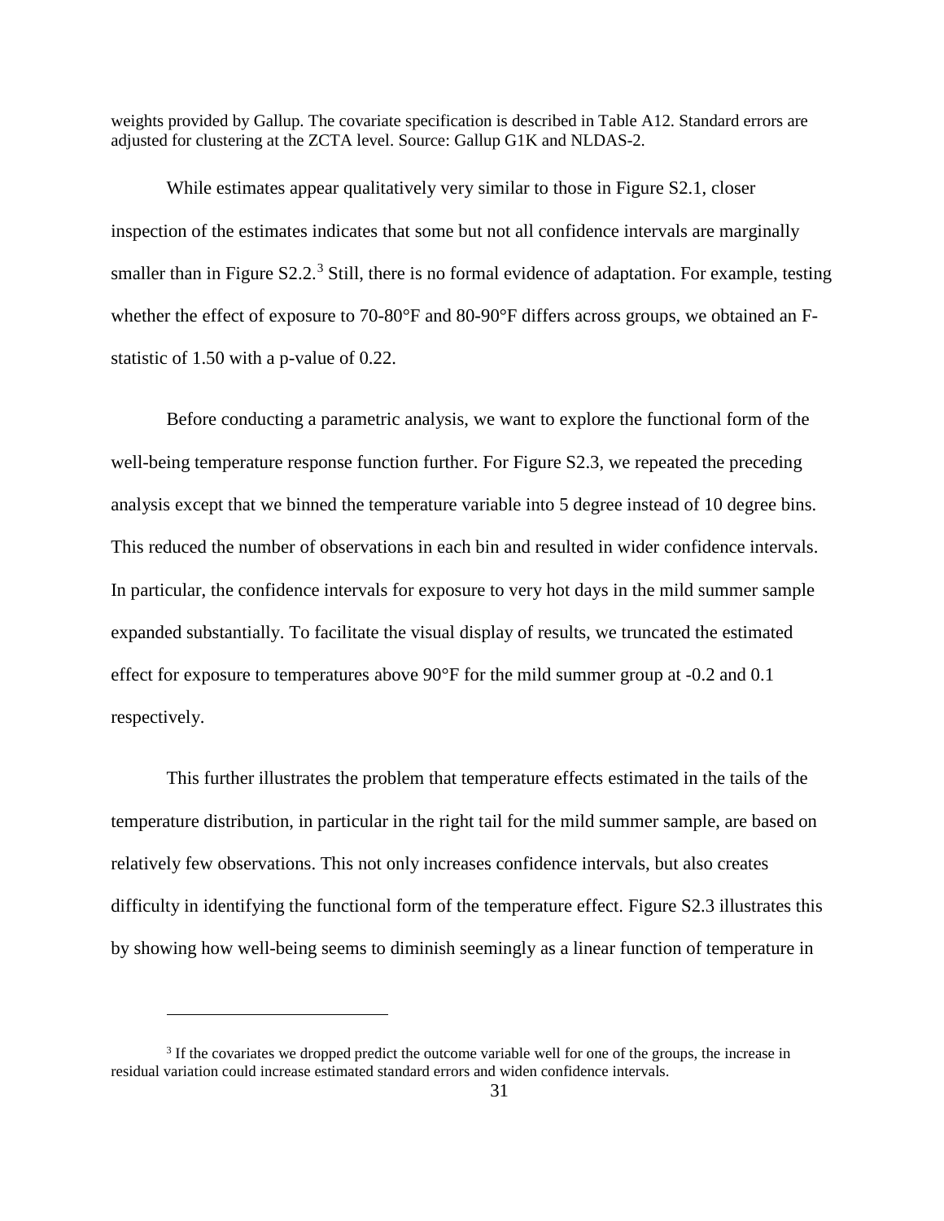weights provided by Gallup. The covariate specification is described in Table A12. Standard errors are adjusted for clustering at the ZCTA level. Source: Gallup G1K and NLDAS-2.

While estimates appear qualitatively very similar to those in Figure S2.1, closer inspection of the estimates indicates that some but not all confidence intervals are marginally smaller than in Figure S2.2.[3] Still, there is no formal evidence of adaptation. For example, testing whether the effect of exposure to 70-80°F and 80-90°F differs across groups, we obtained an F-statistic of 1.50 with a p-value of 0.22.

Before conducting a parametric analysis, we want to explore the functional form of the well-being temperature response function further. For Figure S2.3, we repeated the preceding analysis except that we binned the temperature variable into 5 degree instead of 10 degree bins. This reduced the number of observations in each bin and resulted in wider confidence intervals. In particular, the confidence intervals for exposure to very hot days in the mild summer sample expanded substantially. To facilitate the visual display of results, we truncated the estimated effect for exposure to temperatures above 90°F for the mild summer group at -0.2 and 0.1 respectively.

This further illustrates the problem that temperature effects estimated in the tails of the temperature distribution, in particular in the right tail for the mild summer sample, are based on relatively few observations. This not only increases confidence intervals, but also creates difficulty in identifying the functional form of the temperature effect. Figure S2.3 illustrates this by showing how well-being seems to diminish seemingly as a linear function of temperature in

[3] If the covariates we dropped predict the outcome variable well for one of the groups, the increase in residual variation could increase estimated standard errors and widen confidence intervals.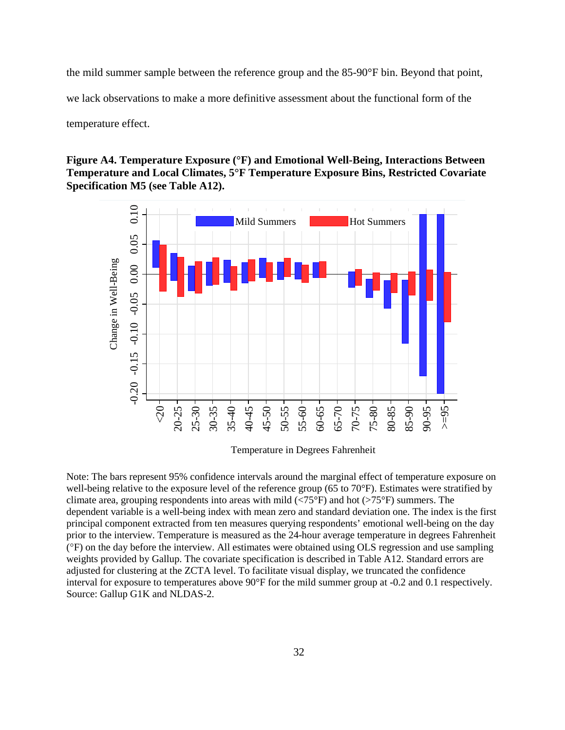the mild summer sample between the reference group and the 85-90°F bin. Beyond that point, we lack observations to make a more definitive assessment about the functional form of the temperature effect.

**Figure A4. Temperature Exposure (°F) and Emotional Well-Being, Interactions Between Temperature and Local Climates, 5°F Temperature Exposure Bins, Restricted Covariate Specification M5 (see Table A12).**

Note: The bars represent 95% confidence intervals around the marginal effect of temperature exposure on well-being relative to the exposure level of the reference group (65 to 70°F). Estimates were stratified by climate area, grouping respondents into areas with mild (<75°F) and hot (>75°F) summers. The dependent variable is a well-being index with mean zero and standard deviation one. The index is the first principal component extracted from ten measures querying respondents' emotional well-being on the day prior to the interview. Temperature is measured as the 24-hour average temperature in degrees Fahrenheit (°F) on the day before the interview. All estimates were obtained using OLS regression and use sampling weights provided by Gallup. The covariate specification is described in Table A12. Standard errors are adjusted for clustering at the ZCTA level. To facilitate visual display, we truncated the confidence interval for exposure to temperatures above 90°F for the mild summer group at -0.2 and 0.1 respectively. Source: Gallup G1K and NLDAS-2.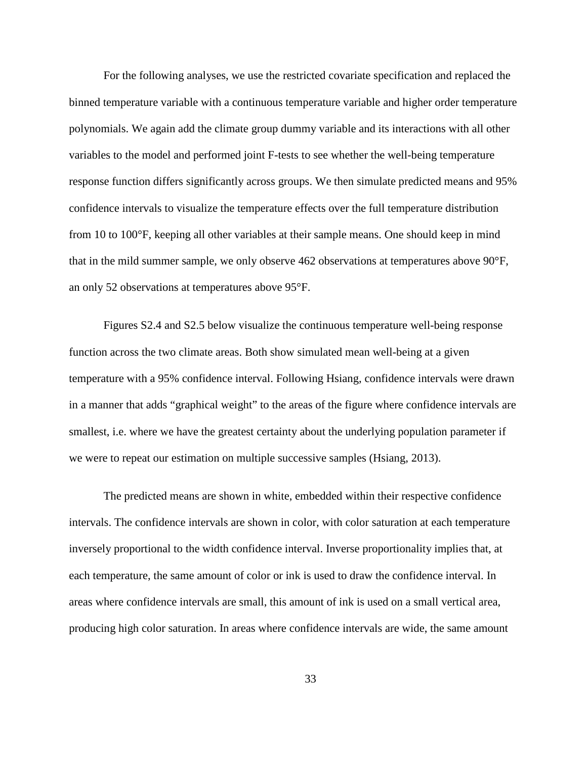For the following analyses, we use the restricted covariate specification and replaced the binned temperature variable with a continuous temperature variable and higher order temperature polynomials. We again add the climate group dummy variable and its interactions with all other variables to the model and performed joint F-tests to see whether the well-being temperature response function differs significantly across groups. We then simulate predicted means and 95% confidence intervals to visualize the temperature effects over the full temperature distribution from 10 to 100°F, keeping all other variables at their sample means. One should keep in mind that in the mild summer sample, we only observe 462 observations at temperatures above 90°F, an only 52 observations at temperatures above 95°F.

Figures S2.4 and S2.5 below visualize the continuous temperature well-being response function across the two climate areas. Both show simulated mean well-being at a given temperature with a 95% confidence interval. Following Hsiang, confidence intervals were drawn in a manner that adds "graphical weight" to the areas of the figure where confidence intervals are smallest, i.e. where we have the greatest certainty about the underlying population parameter if we were to repeat our estimation on multiple successive samples (Hsiang, 2013).

The predicted means are shown in white, embedded within their respective confidence intervals. The confidence intervals are shown in color, with color saturation at each temperature inversely proportional to the width confidence interval. Inverse proportionality implies that, at each temperature, the same amount of color or ink is used to draw the confidence interval. In areas where confidence intervals are small, this amount of ink is used on a small vertical area, producing high color saturation. In areas where confidence intervals are wide, the same amount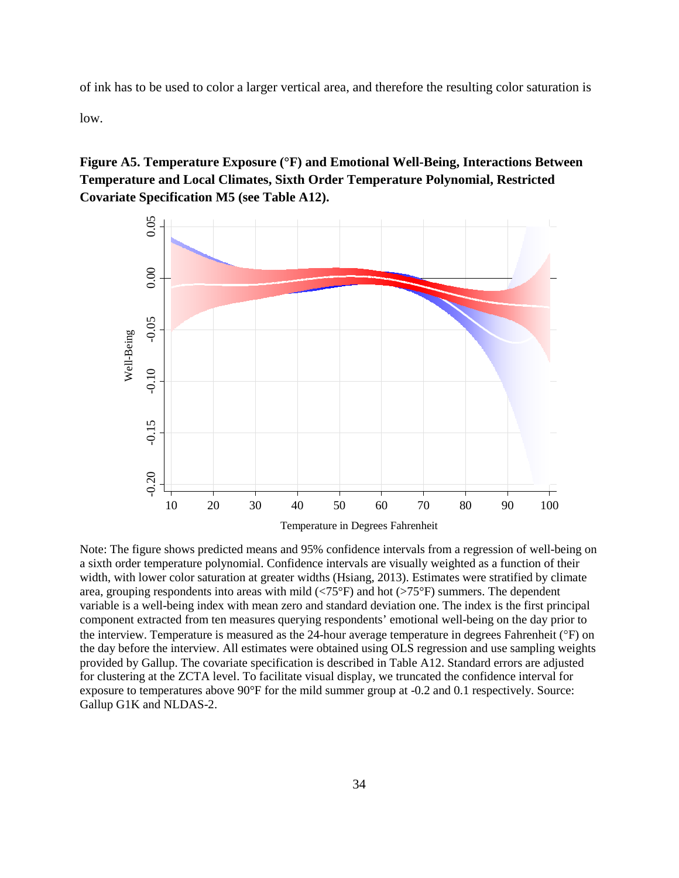of ink has to be used to color a larger vertical area, and therefore the resulting color saturation is low.

**Figure A5. Temperature Exposure (°F) and Emotional Well-Being, Interactions Between Temperature and Local Climates, Sixth Order Temperature Polynomial, Restricted Covariate Specification M5 (see Table A12).**

Note: The figure shows predicted means and 95% confidence intervals from a regression of well-being on a sixth order temperature polynomial. Confidence intervals are visually weighted as a function of their width, with lower color saturation at greater widths (Hsiang, 2013). Estimates were stratified by climate area, grouping respondents into areas with mild (<75°F) and hot (>75°F) summers. The dependent variable is a well-being index with mean zero and standard deviation one. The index is the first principal component extracted from ten measures querying respondents' emotional well-being on the day prior to the interview. Temperature is measured as the 24-hour average temperature in degrees Fahrenheit (°F) on the day before the interview. All estimates were obtained using OLS regression and use sampling weights provided by Gallup. The covariate specification is described in Table A12. Standard errors are adjusted for clustering at the ZCTA level. To facilitate visual display, we truncated the confidence interval for exposure to temperatures above 90°F for the mild summer group at -0.2 and 0.1 respectively. Source: Gallup G1K and NLDAS-2.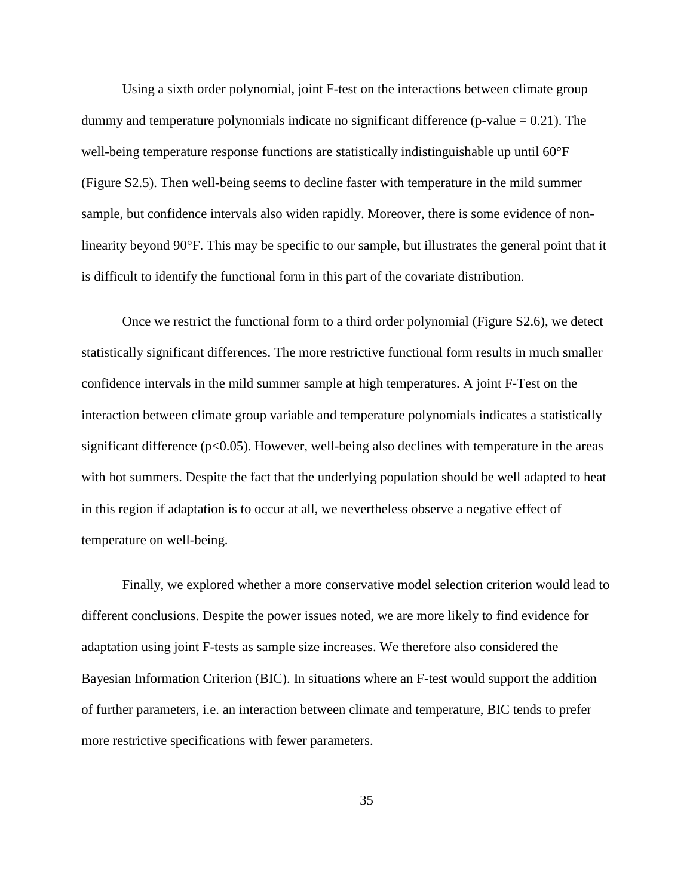Using a sixth order polynomial, joint F-test on the interactions between climate group dummy and temperature polynomials indicate no significant difference (p-value = 0.21). The well-being temperature response functions are statistically indistinguishable up until 60°F (Figure S2.5). Then well-being seems to decline faster with temperature in the mild summer sample, but confidence intervals also widen rapidly. Moreover, there is some evidence of non-linearity beyond 90°F. This may be specific to our sample, but illustrates the general point that it is difficult to identify the functional form in this part of the covariate distribution.

Once we restrict the functional form to a third order polynomial (Figure S2.6), we detect statistically significant differences. The more restrictive functional form results in much smaller confidence intervals in the mild summer sample at high temperatures. A joint F-Test on the interaction between climate group variable and temperature polynomials indicates a statistically significant difference ($p<0.05$). However, well-being also declines with temperature in the areas with hot summers. Despite the fact that the underlying population should be well adapted to heat in this region if adaptation is to occur at all, we nevertheless observe a negative effect of temperature on well-being.

Finally, we explored whether a more conservative model selection criterion would lead to different conclusions. Despite the power issues noted, we are more likely to find evidence for adaptation using joint F-tests as sample size increases. We therefore also considered the Bayesian Information Criterion (BIC). In situations where an F-test would support the addition of further parameters, i.e. an interaction between climate and temperature, BIC tends to prefer more restrictive specifications with fewer parameters.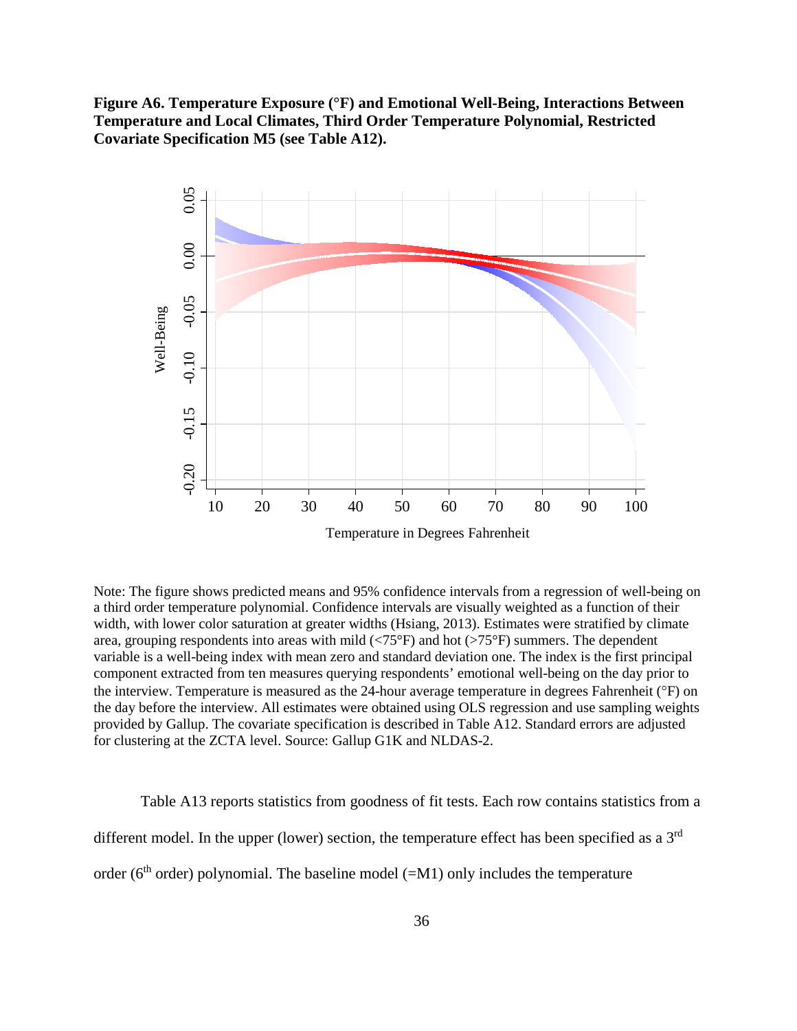**Figure A6. Temperature Exposure (°F) and Emotional Well-Being, Interactions Between Temperature and Local Climates, Third Order Temperature Polynomial, Restricted Covariate Specification M5 (see Table A12).**

Note: The figure shows predicted means and 95% confidence intervals from a regression of well-being on a third order temperature polynomial. Confidence intervals are visually weighted as a function of their width, with lower color saturation at greater widths (Hsiang, 2013). Estimates were stratified by climate area, grouping respondents into areas with mild (<75°F) and hot (>75°F) summers. The dependent variable is a well-being index with mean zero and standard deviation one. The index is the first principal component extracted from ten measures querying respondents' emotional well-being on the day prior to the interview. Temperature is measured as the 24-hour average temperature in degrees Fahrenheit (°F) on the day before the interview. All estimates were obtained using OLS regression and use sampling weights provided by Gallup. The covariate specification is described in Table A12. Standard errors are adjusted for clustering at the ZCTA level. Source: Gallup G1K and NLDAS-2.

Table A13 reports statistics from goodness of fit tests. Each row contains statistics from a different model. In the upper (lower) section, the temperature effect has been specified as a 3rd order (6th order) polynomial. The baseline model (=M1) only includes the temperature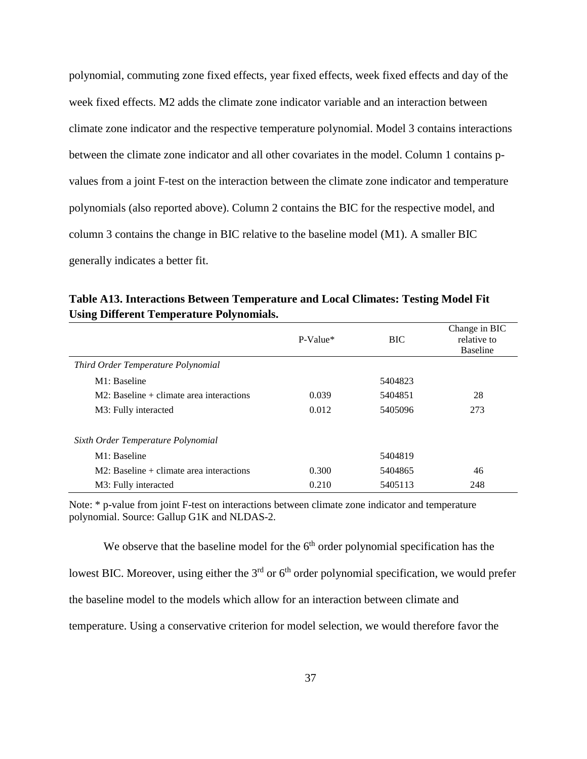polynomial, commuting zone fixed effects, year fixed effects, week fixed effects and day of the week fixed effects. M2 adds the climate zone indicator variable and an interaction between climate zone indicator and the respective temperature polynomial. Model 3 contains interactions between the climate zone indicator and all other covariates in the model. Column 1 contains p-values from a joint F-test on the interaction between the climate zone indicator and temperature polynomials (also reported above). Column 2 contains the BIC for the respective model, and column 3 contains the change in BIC relative to the baseline model (M1). A smaller BIC generally indicates a better fit.

**Table A13. Interactions Between Temperature and Local Climates: Testing Model Fit Using Different Temperature Polynomials.**

| | P-Value* | BIC | Change in BIC relative to Baseline |
|---|---|---|---|
| *Third Order Temperature Polynomial* | | | |
| M1: Baseline | | 5404823 | |
| M2: Baseline + climate area interactions | 0.039 | 5404851 | 28 |
| M3: Fully interacted | 0.012 | 5405096 | 273 |
| *Sixth Order Temperature Polynomial* | | | |
| M1: Baseline | | 5404819 | |
| M2: Baseline + climate area interactions | 0.300 | 5404865 | 46 |
| M3: Fully interacted | 0.210 | 5405113 | 248 |

Note: * p-value from joint F-test on interactions between climate zone indicator and temperature polynomial. Source: Gallup G1K and NLDAS-2.

We observe that the baseline model for the 6th order polynomial specification has the lowest BIC. Moreover, using either the 3rd or 6th order polynomial specification, we would prefer the baseline model to the models which allow for an interaction between climate and temperature. Using a conservative criterion for model selection, we would therefore favor the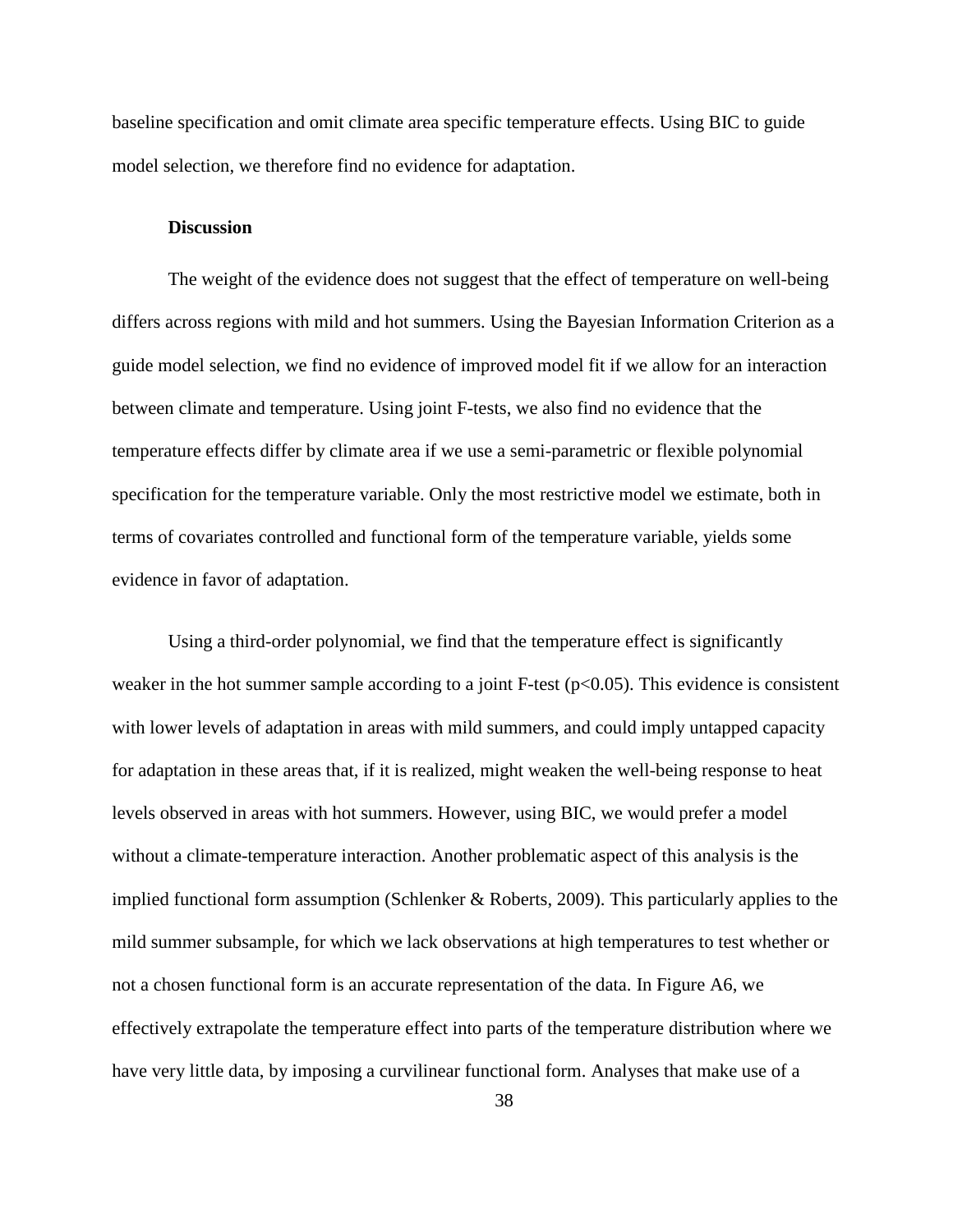baseline specification and omit climate area specific temperature effects. Using BIC to guide model selection, we therefore find no evidence for adaptation.

### Discussion

The weight of the evidence does not suggest that the effect of temperature on well-being differs across regions with mild and hot summers. Using the Bayesian Information Criterion as a guide model selection, we find no evidence of improved model fit if we allow for an interaction between climate and temperature. Using joint F-tests, we also find no evidence that the temperature effects differ by climate area if we use a semi-parametric or flexible polynomial specification for the temperature variable. Only the most restrictive model we estimate, both in terms of covariates controlled and functional form of the temperature variable, yields some evidence in favor of adaptation.

Using a third-order polynomial, we find that the temperature effect is significantly weaker in the hot summer sample according to a joint F-test ($p<0.05$). This evidence is consistent with lower levels of adaptation in areas with mild summers, and could imply untapped capacity for adaptation in these areas that, if it is realized, might weaken the well-being response to heat levels observed in areas with hot summers. However, using BIC, we would prefer a model without a climate-temperature interaction. Another problematic aspect of this analysis is the implied functional form assumption (Schlenker & Roberts, 2009). This particularly applies to the mild summer subsample, for which we lack observations at high temperatures to test whether or not a chosen functional form is an accurate representation of the data. In Figure A6, we effectively extrapolate the temperature effect into parts of the temperature distribution where we have very little data, by imposing a curvilinear functional form. Analyses that make use of a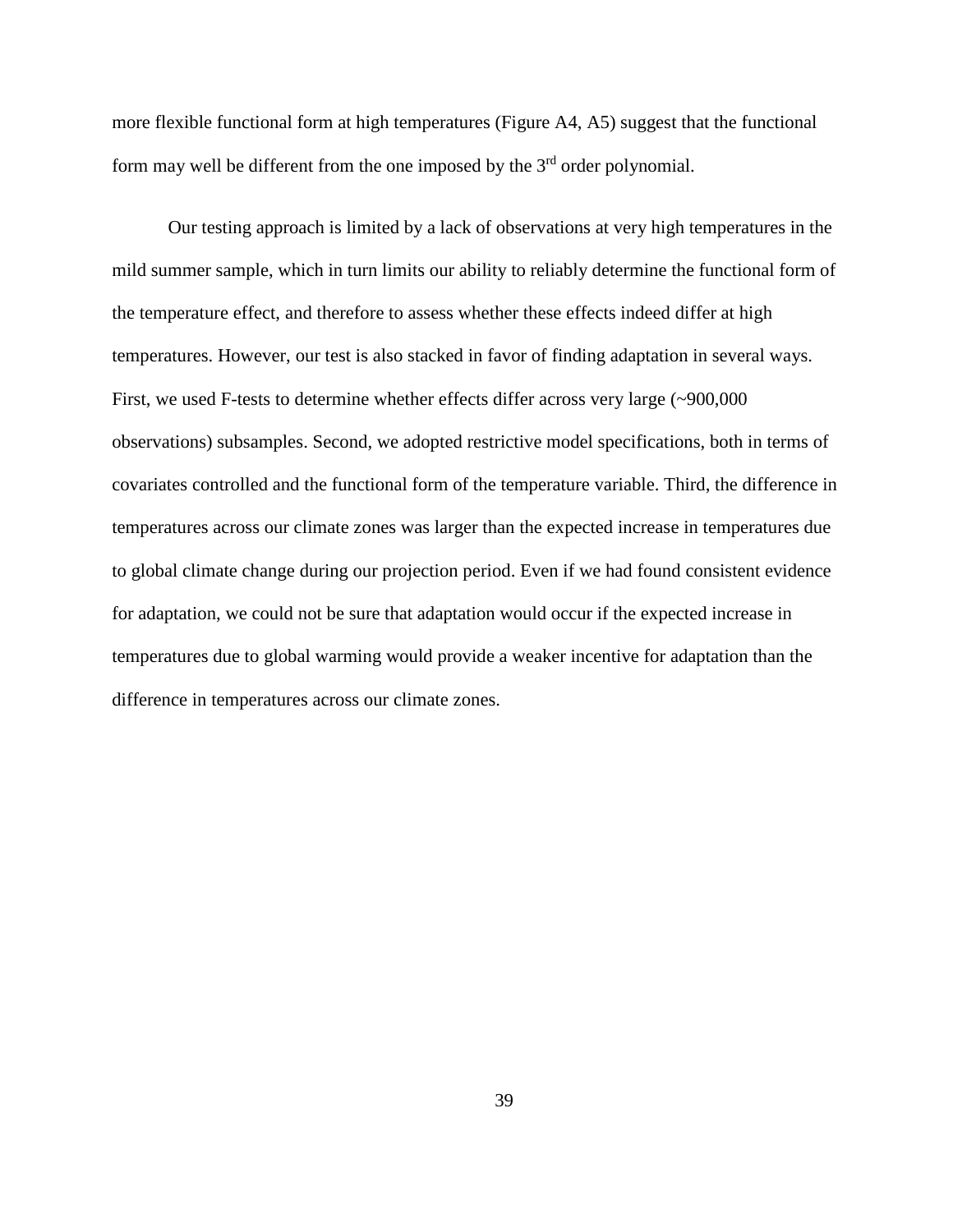more flexible functional form at high temperatures (Figure A4, A5) suggest that the functional form may well be different from the one imposed by the 3rd order polynomial.

Our testing approach is limited by a lack of observations at very high temperatures in the mild summer sample, which in turn limits our ability to reliably determine the functional form of the temperature effect, and therefore to assess whether these effects indeed differ at high temperatures. However, our test is also stacked in favor of finding adaptation in several ways. First, we used F-tests to determine whether effects differ across very large (~900,000 observations) subsamples. Second, we adopted restrictive model specifications, both in terms of covariates controlled and the functional form of the temperature variable. Third, the difference in temperatures across our climate zones was larger than the expected increase in temperatures due to global climate change during our projection period. Even if we had found consistent evidence for adaptation, we could not be sure that adaptation would occur if the expected increase in temperatures due to global warming would provide a weaker incentive for adaptation than the difference in temperatures across our climate zones.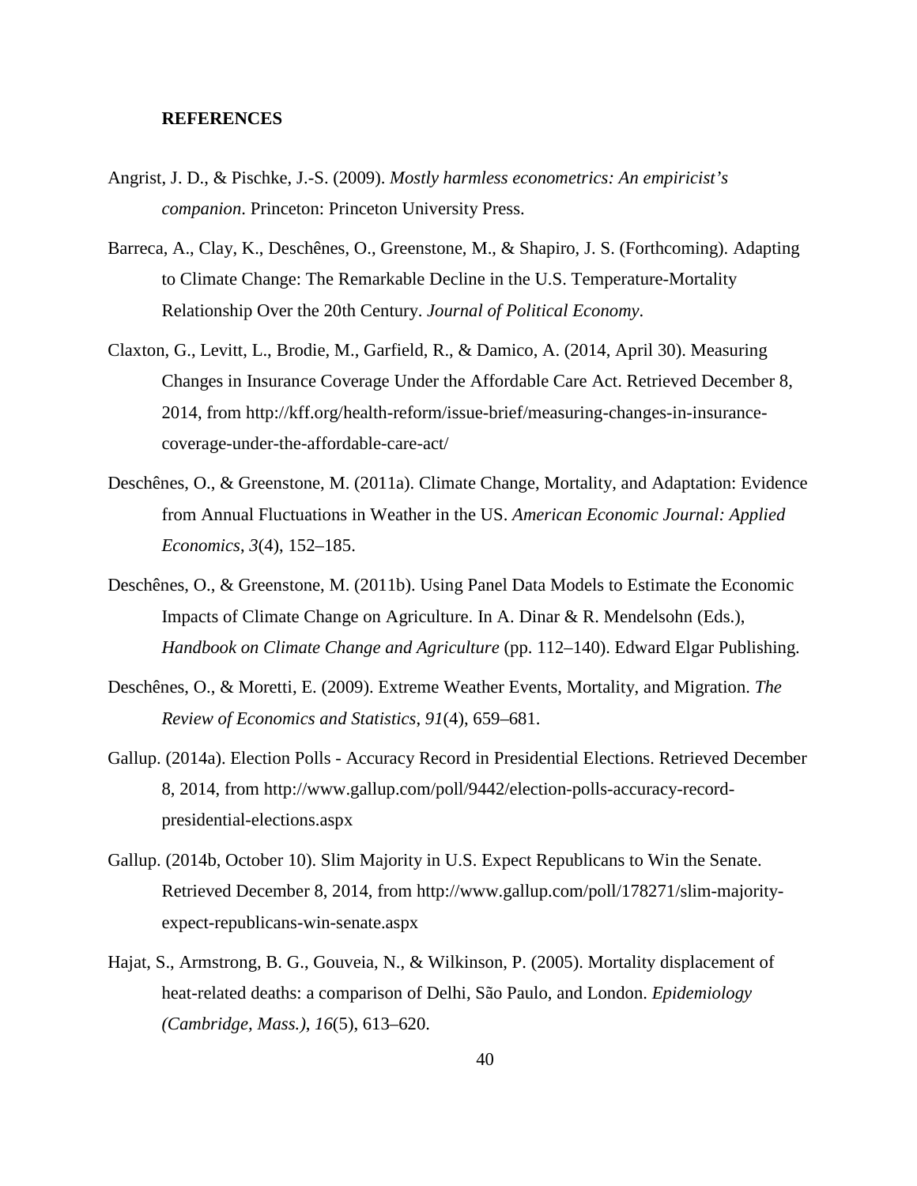## REFERENCES

Angrist, J. D., & Pischke, J.-S. (2009). *Mostly harmless econometrics: An empiricist's companion*. Princeton: Princeton University Press.

Barreca, A., Clay, K., Deschênes, O., Greenstone, M., & Shapiro, J. S. (Forthcoming). Adapting to Climate Change: The Remarkable Decline in the U.S. Temperature-Mortality Relationship Over the 20th Century. *Journal of Political Economy*.

Claxton, G., Levitt, L., Brodie, M., Garfield, R., & Damico, A. (2014, April 30). Measuring Changes in Insurance Coverage Under the Affordable Care Act. Retrieved December 8, 2014, from http://kff.org/health-reform/issue-brief/measuring-changes-in-insurance-coverage-under-the-affordable-care-act/

Deschênes, O., & Greenstone, M. (2011a). Climate Change, Mortality, and Adaptation: Evidence from Annual Fluctuations in Weather in the US. *American Economic Journal: Applied Economics*, *3*(4), 152–185.

Deschênes, O., & Greenstone, M. (2011b). Using Panel Data Models to Estimate the Economic Impacts of Climate Change on Agriculture. In A. Dinar & R. Mendelsohn (Eds.), *Handbook on Climate Change and Agriculture* (pp. 112–140). Edward Elgar Publishing.

Deschênes, O., & Moretti, E. (2009). Extreme Weather Events, Mortality, and Migration. *The Review of Economics and Statistics*, *91*(4), 659–681.

Gallup. (2014a). Election Polls - Accuracy Record in Presidential Elections. Retrieved December 8, 2014, from http://www.gallup.com/poll/9442/election-polls-accuracy-record-presidential-elections.aspx

Gallup. (2014b, October 10). Slim Majority in U.S. Expect Republicans to Win the Senate. Retrieved December 8, 2014, from http://www.gallup.com/poll/178271/slim-majority-expect-republicans-win-senate.aspx

Hajat, S., Armstrong, B. G., Gouveia, N., & Wilkinson, P. (2005). Mortality displacement of heat-related deaths: a comparison of Delhi, São Paulo, and London. *Epidemiology (Cambridge, Mass.)*, *16*(5), 613–620.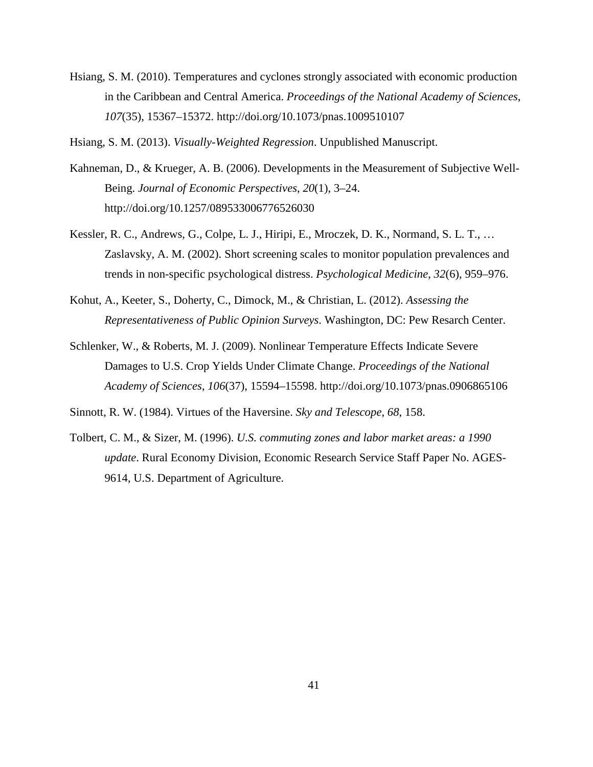Hsiang, S. M. (2010). Temperatures and cyclones strongly associated with economic production in the Caribbean and Central America. *Proceedings of the National Academy of Sciences*, *107*(35), 15367–15372. http://doi.org/10.1073/pnas.1009510107

Hsiang, S. M. (2013). *Visually-Weighted Regression*. Unpublished Manuscript.

Kahneman, D., & Krueger, A. B. (2006). Developments in the Measurement of Subjective Well-Being. *Journal of Economic Perspectives*, *20*(1), 3–24. http://doi.org/10.1257/089533006776526030

Kessler, R. C., Andrews, G., Colpe, L. J., Hiripi, E., Mroczek, D. K., Normand, S. L. T., … Zaslavsky, A. M. (2002). Short screening scales to monitor population prevalences and trends in non-specific psychological distress. *Psychological Medicine*, *32*(6), 959–976.

Kohut, A., Keeter, S., Doherty, C., Dimock, M., & Christian, L. (2012). *Assessing the Representativeness of Public Opinion Surveys*. Washington, DC: Pew Resarch Center.

Schlenker, W., & Roberts, M. J. (2009). Nonlinear Temperature Effects Indicate Severe Damages to U.S. Crop Yields Under Climate Change. *Proceedings of the National Academy of Sciences*, *106*(37), 15594–15598. http://doi.org/10.1073/pnas.0906865106

Sinnott, R. W. (1984). Virtues of the Haversine. *Sky and Telescope*, *68*, 158.

Tolbert, C. M., & Sizer, M. (1996). *U.S. commuting zones and labor market areas: a 1990 update*. Rural Economy Division, Economic Research Service Staff Paper No. AGES-9614, U.S. Department of Agriculture.